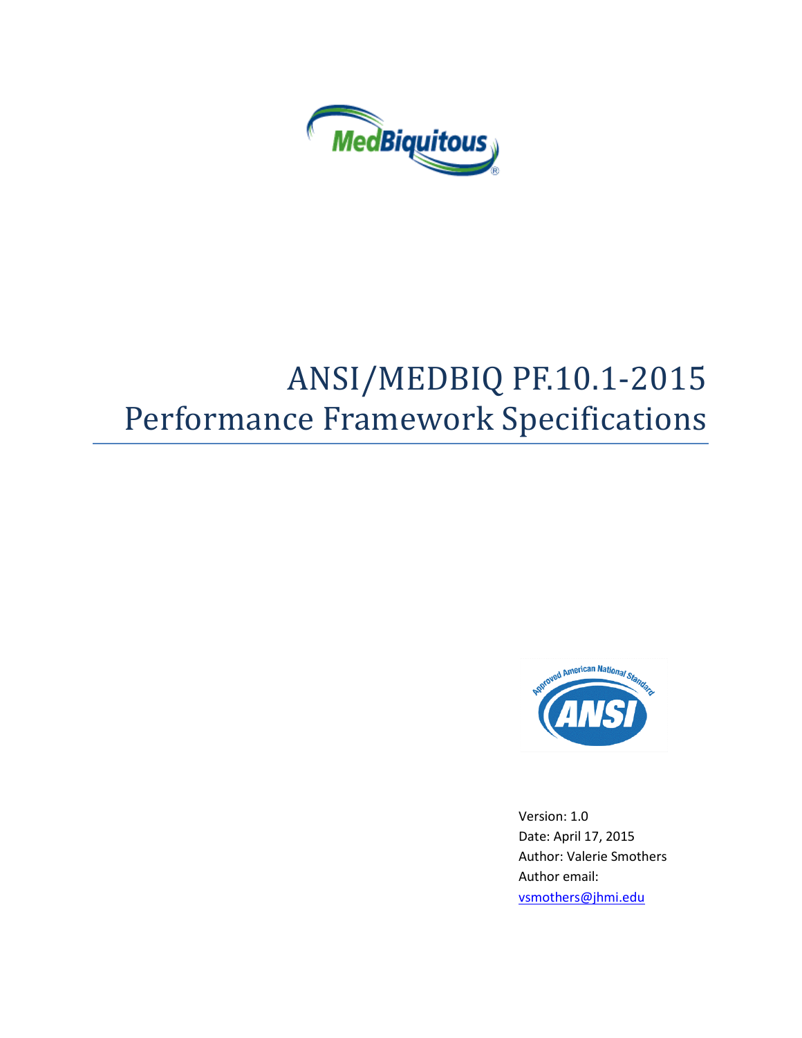# ANSI/MEDBIQ PF.10.1-2015 Performance Framework Specifications

Version: 1.0
Date: April 17, 2015
Author: Valerie Smothers
Author email:
vsmothers@jhmi.edu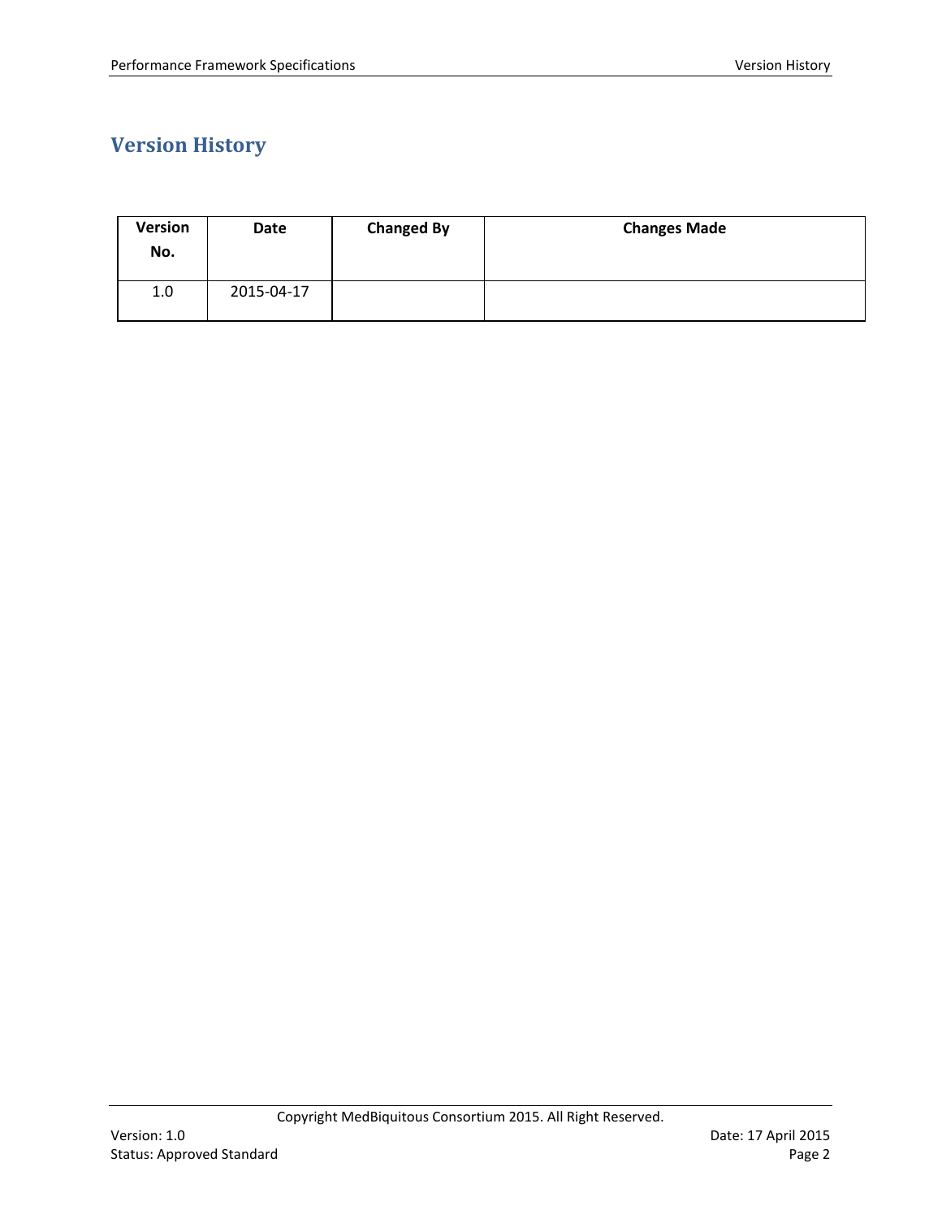# Version History

| Version No. | Date | Changed By | Changes Made |
|---|---|---|---|
| 1.0 | 2015-04-17 | | |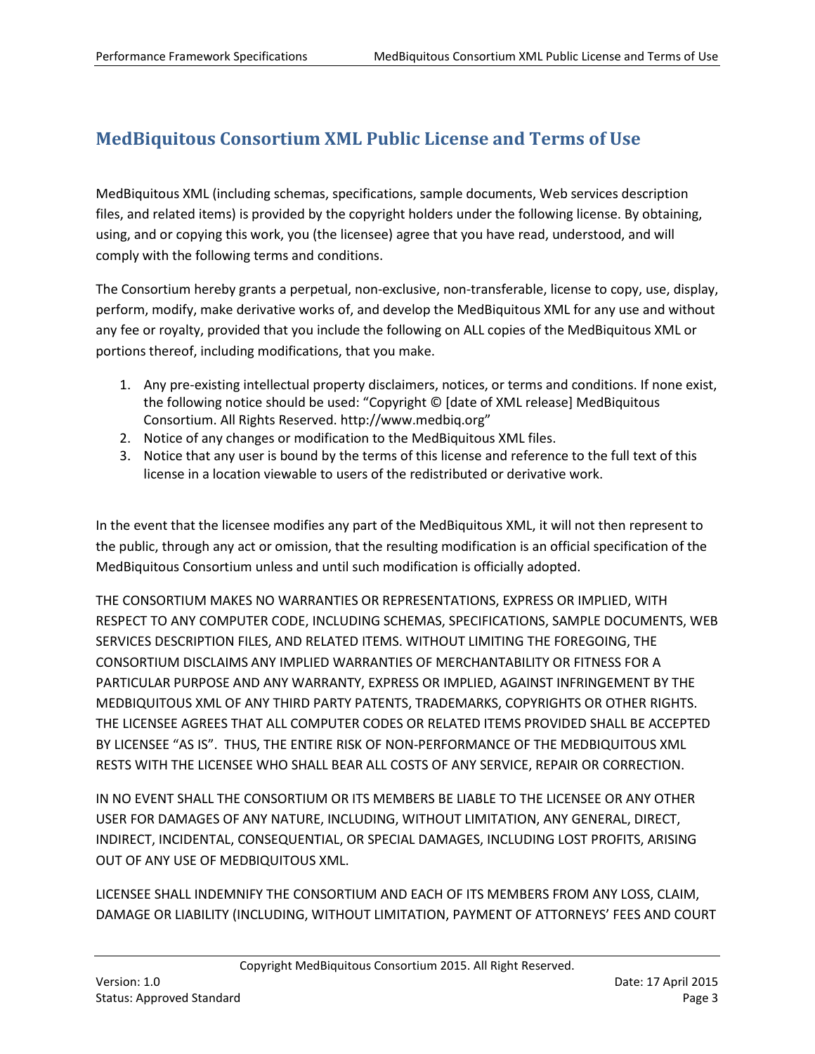## MedBiquitous Consortium XML Public License and Terms of Use

MedBiquitous XML (including schemas, specifications, sample documents, Web services description files, and related items) is provided by the copyright holders under the following license. By obtaining, using, and or copying this work, you (the licensee) agree that you have read, understood, and will comply with the following terms and conditions.

The Consortium hereby grants a perpetual, non-exclusive, non-transferable, license to copy, use, display, perform, modify, make derivative works of, and develop the MedBiquitous XML for any use and without any fee or royalty, provided that you include the following on ALL copies of the MedBiquitous XML or portions thereof, including modifications, that you make.

1. Any pre-existing intellectual property disclaimers, notices, or terms and conditions. If none exist, the following notice should be used: “Copyright © [date of XML release] MedBiquitous Consortium. All Rights Reserved. http://www.medbiq.org”
2. Notice of any changes or modification to the MedBiquitous XML files.
3. Notice that any user is bound by the terms of this license and reference to the full text of this license in a location viewable to users of the redistributed or derivative work.

In the event that the licensee modifies any part of the MedBiquitous XML, it will not then represent to the public, through any act or omission, that the resulting modification is an official specification of the MedBiquitous Consortium unless and until such modification is officially adopted.

THE CONSORTIUM MAKES NO WARRANTIES OR REPRESENTATIONS, EXPRESS OR IMPLIED, WITH RESPECT TO ANY COMPUTER CODE, INCLUDING SCHEMAS, SPECIFICATIONS, SAMPLE DOCUMENTS, WEB SERVICES DESCRIPTION FILES, AND RELATED ITEMS. WITHOUT LIMITING THE FOREGOING, THE CONSORTIUM DISCLAIMS ANY IMPLIED WARRANTIES OF MERCHANTABILITY OR FITNESS FOR A PARTICULAR PURPOSE AND ANY WARRANTY, EXPRESS OR IMPLIED, AGAINST INFRINGEMENT BY THE MEDBIQUITOUS XML OF ANY THIRD PARTY PATENTS, TRADEMARKS, COPYRIGHTS OR OTHER RIGHTS. THE LICENSEE AGREES THAT ALL COMPUTER CODES OR RELATED ITEMS PROVIDED SHALL BE ACCEPTED BY LICENSEE “AS IS”. THUS, THE ENTIRE RISK OF NON-PERFORMANCE OF THE MEDBIQUITOUS XML RESTS WITH THE LICENSEE WHO SHALL BEAR ALL COSTS OF ANY SERVICE, REPAIR OR CORRECTION.

IN NO EVENT SHALL THE CONSORTIUM OR ITS MEMBERS BE LIABLE TO THE LICENSEE OR ANY OTHER USER FOR DAMAGES OF ANY NATURE, INCLUDING, WITHOUT LIMITATION, ANY GENERAL, DIRECT, INDIRECT, INCIDENTAL, CONSEQUENTIAL, OR SPECIAL DAMAGES, INCLUDING LOST PROFITS, ARISING OUT OF ANY USE OF MEDBIQUITOUS XML.

LICENSEE SHALL INDEMNIFY THE CONSORTIUM AND EACH OF ITS MEMBERS FROM ANY LOSS, CLAIM, DAMAGE OR LIABILITY (INCLUDING, WITHOUT LIMITATION, PAYMENT OF ATTORNEYS’ FEES AND COURT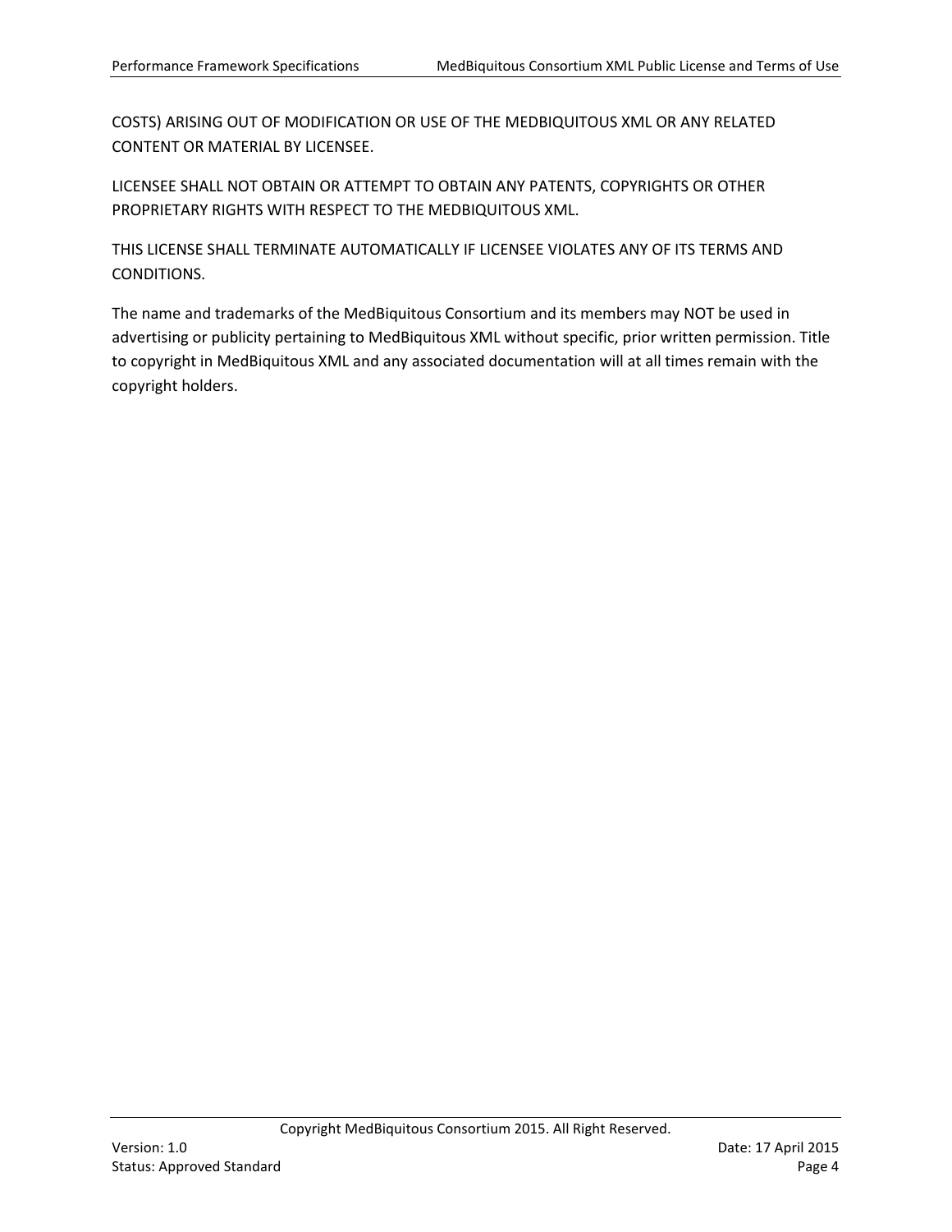COSTS) ARISING OUT OF MODIFICATION OR USE OF THE MEDBIQUITOUS XML OR ANY RELATED CONTENT OR MATERIAL BY LICENSEE.

LICENSEE SHALL NOT OBTAIN OR ATTEMPT TO OBTAIN ANY PATENTS, COPYRIGHTS OR OTHER PROPRIETARY RIGHTS WITH RESPECT TO THE MEDBIQUITOUS XML.

THIS LICENSE SHALL TERMINATE AUTOMATICALLY IF LICENSEE VIOLATES ANY OF ITS TERMS AND CONDITIONS.

The name and trademarks of the MedBiquitous Consortium and its members may NOT be used in advertising or publicity pertaining to MedBiquitous XML without specific, prior written permission. Title to copyright in MedBiquitous XML and any associated documentation will at all times remain with the copyright holders.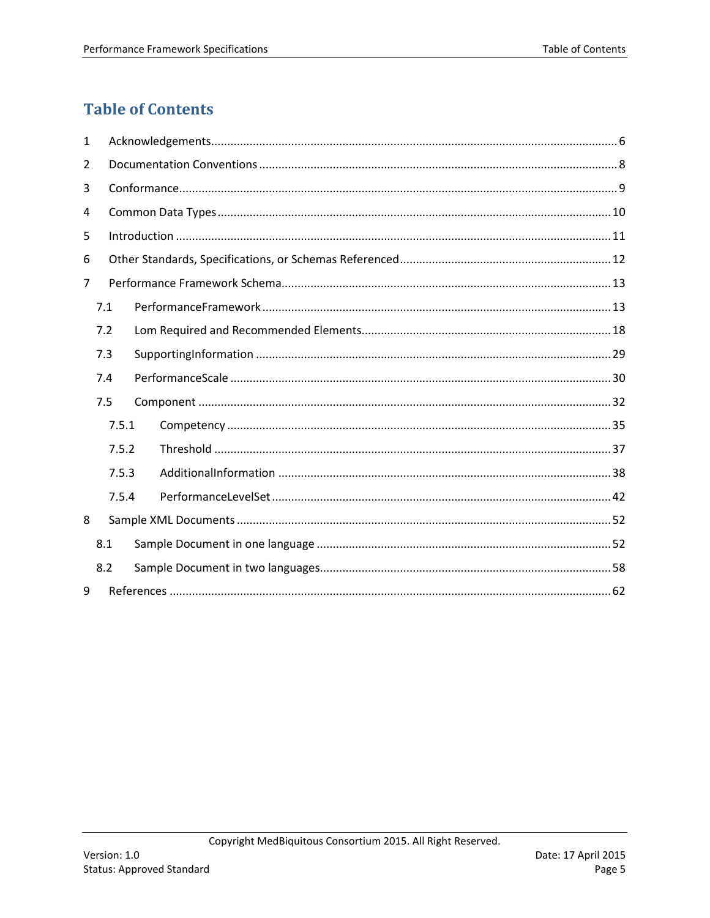# Table of Contents

1 Acknowledgements ........................................................ 6

2 Documentation Conventions ........................................................ 8

3 Conformance ........................................................ 9

4 Common Data Types ........................................................ 10

5 Introduction ........................................................ 11

6 Other Standards, Specifications, or Schemas Referenced ........................................................ 12

7 Performance Framework Schema ........................................................ 13

- 7.1 PerformanceFramework ........................................................ 13
- 7.2 Lom Required and Recommended Elements ........................................................ 18
- 7.3 SupportingInformation ........................................................ 29
- 7.4 PerformanceScale ........................................................ 30
- 7.5 Component ........................................................ 32
  - 7.5.1 Competency ........................................................ 35
  - 7.5.2 Threshold ........................................................ 37
  - 7.5.3 AdditionalInformation ........................................................ 38
  - 7.5.4 PerformanceLevelSet ........................................................ 42

8 Sample XML Documents ........................................................ 52

- 8.1 Sample Document in one language ........................................................ 52
- 8.2 Sample Document in two languages ........................................................ 58

9 References ........................................................ 62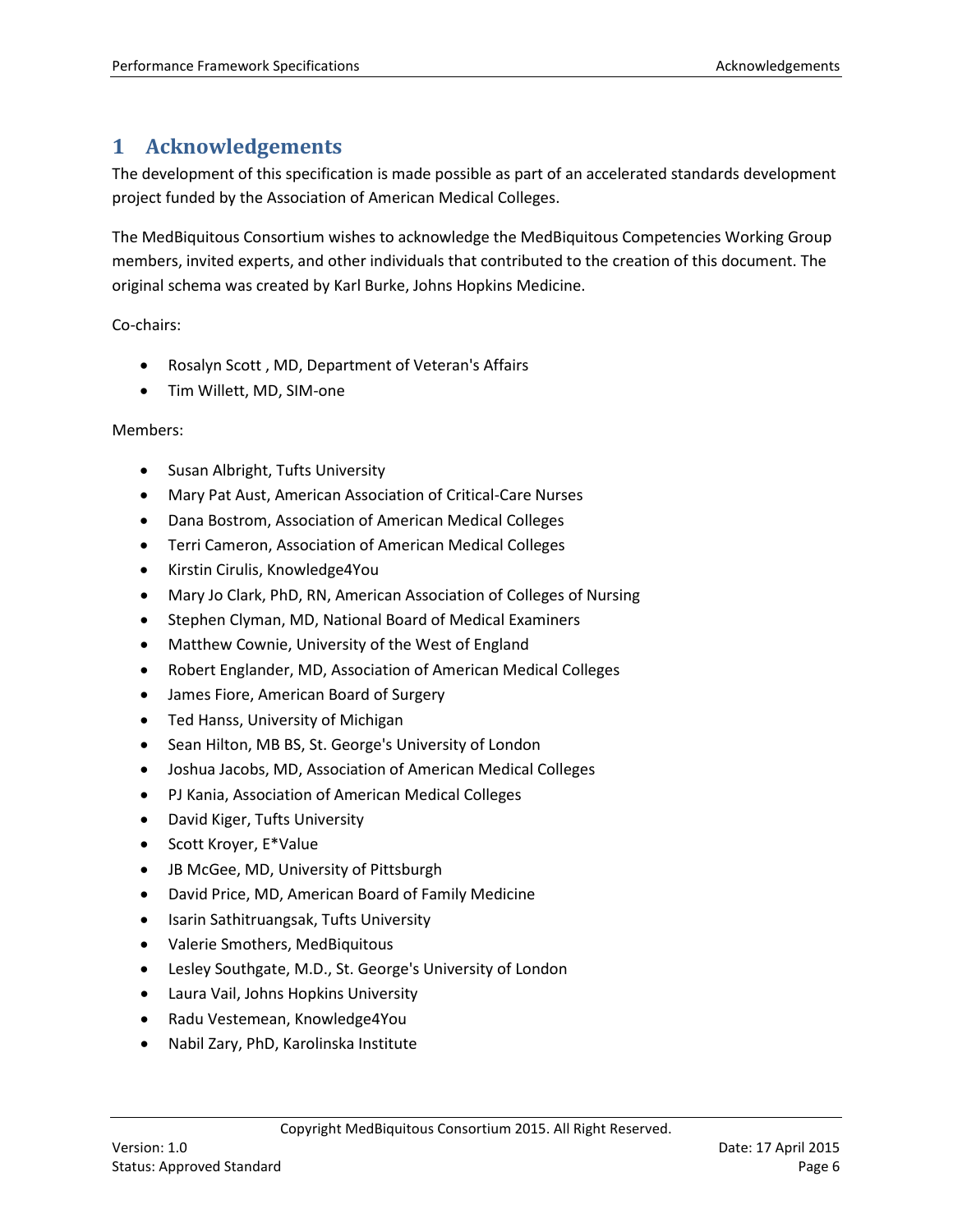# 1 Acknowledgements

The development of this specification is made possible as part of an accelerated standards development project funded by the Association of American Medical Colleges.

The MedBiquitous Consortium wishes to acknowledge the MedBiquitous Competencies Working Group members, invited experts, and other individuals that contributed to the creation of this document. The original schema was created by Karl Burke, Johns Hopkins Medicine.

Co-chairs:

- Rosalyn Scott , MD, Department of Veteran's Affairs
- Tim Willett, MD, SIM-one

Members:

- Susan Albright, Tufts University
- Mary Pat Aust, American Association of Critical-Care Nurses
- Dana Bostrom, Association of American Medical Colleges
- Terri Cameron, Association of American Medical Colleges
- Kirstin Cirulis, Knowledge4You
- Mary Jo Clark, PhD, RN, American Association of Colleges of Nursing
- Stephen Clyman, MD, National Board of Medical Examiners
- Matthew Cownie, University of the West of England
- Robert Englander, MD, Association of American Medical Colleges
- James Fiore, American Board of Surgery
- Ted Hanss, University of Michigan
- Sean Hilton, MB BS, St. George's University of London
- Joshua Jacobs, MD, Association of American Medical Colleges
- PJ Kania, Association of American Medical Colleges
- David Kiger, Tufts University
- Scott Kroyer, E*Value
- JB McGee, MD, University of Pittsburgh
- David Price, MD, American Board of Family Medicine
- Isarin Sathitruangsak, Tufts University
- Valerie Smothers, MedBiquitous
- Lesley Southgate, M.D., St. George's University of London
- Laura Vail, Johns Hopkins University
- Radu Vestemean, Knowledge4You
- Nabil Zary, PhD, Karolinska Institute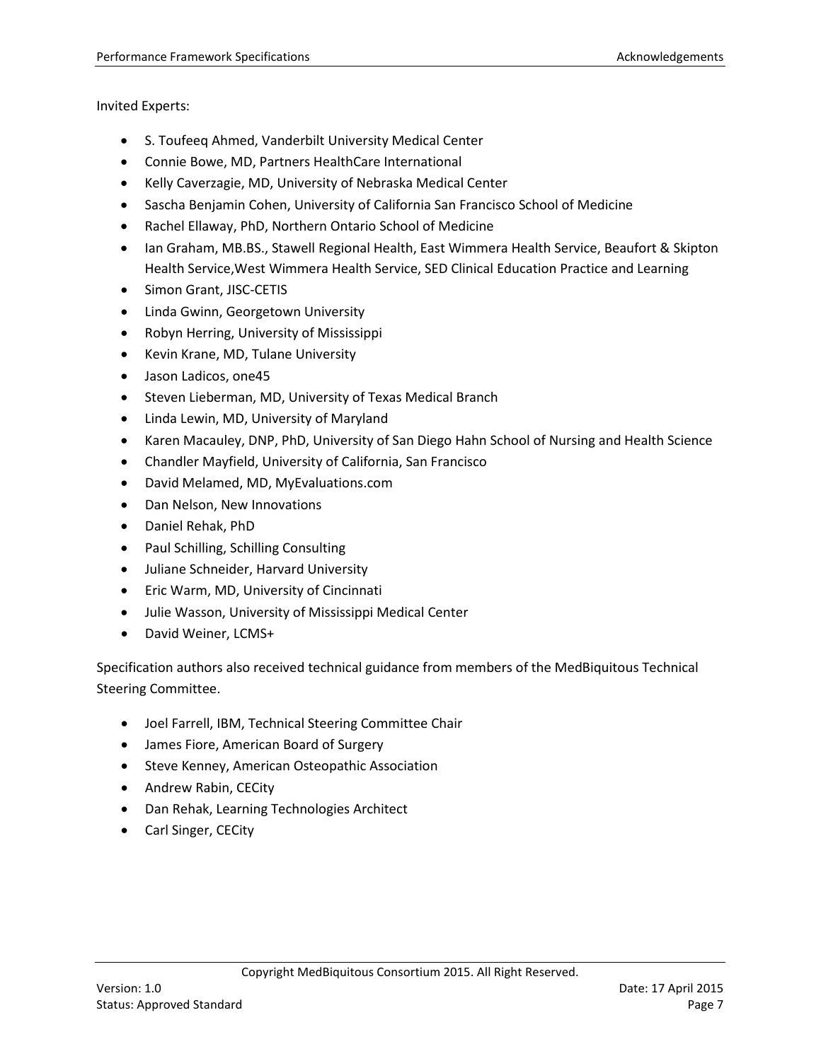Invited Experts:

- S. Toufeeq Ahmed, Vanderbilt University Medical Center
- Connie Bowe, MD, Partners HealthCare International
- Kelly Caverzagie, MD, University of Nebraska Medical Center
- Sascha Benjamin Cohen, University of California San Francisco School of Medicine
- Rachel Ellaway, PhD, Northern Ontario School of Medicine
- Ian Graham, MB.BS., Stawell Regional Health, East Wimmera Health Service, Beaufort & Skipton Health Service,West Wimmera Health Service, SED Clinical Education Practice and Learning
- Simon Grant, JISC-CETIS
- Linda Gwinn, Georgetown University
- Robyn Herring, University of Mississippi
- Kevin Krane, MD, Tulane University
- Jason Ladicos, one45
- Steven Lieberman, MD, University of Texas Medical Branch
- Linda Lewin, MD, University of Maryland
- Karen Macauley, DNP, PhD, University of San Diego Hahn School of Nursing and Health Science
- Chandler Mayfield, University of California, San Francisco
- David Melamed, MD, MyEvaluations.com
- Dan Nelson, New Innovations
- Daniel Rehak, PhD
- Paul Schilling, Schilling Consulting
- Juliane Schneider, Harvard University
- Eric Warm, MD, University of Cincinnati
- Julie Wasson, University of Mississippi Medical Center
- David Weiner, LCMS+

Specification authors also received technical guidance from members of the MedBiquitous Technical Steering Committee.

- Joel Farrell, IBM, Technical Steering Committee Chair
- James Fiore, American Board of Surgery
- Steve Kenney, American Osteopathic Association
- Andrew Rabin, CECity
- Dan Rehak, Learning Technologies Architect
- Carl Singer, CECity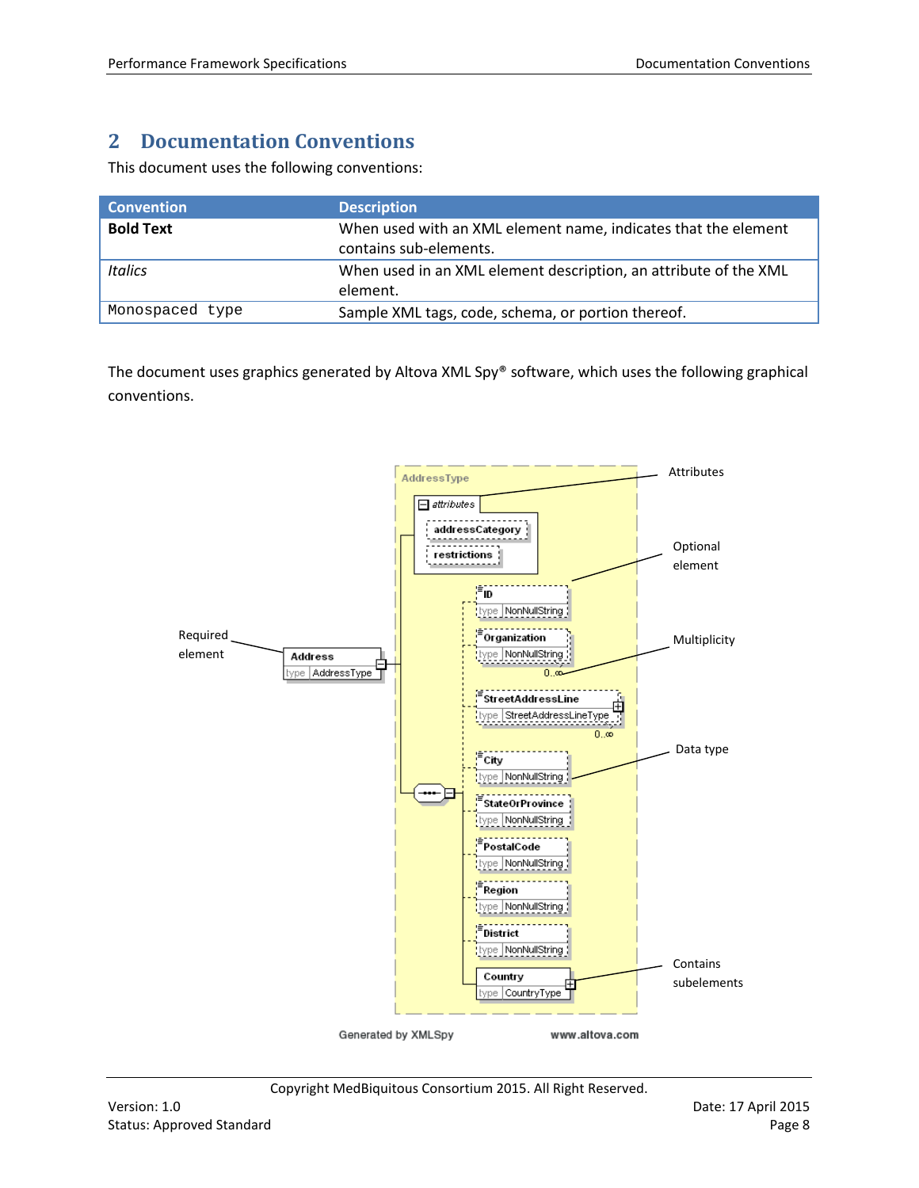## 2 Documentation Conventions

This document uses the following conventions:

| Convention | Description |
|---|---|
| **Bold Text** | When used with an XML element name, indicates that the element contains sub-elements. |
| *Italics* | When used in an XML element description, an attribute of the XML element. |
| `Monospaced type` | Sample XML tags, code, schema, or portion thereof. |

The document uses graphics generated by Altova XML Spy® software, which uses the following graphical conventions.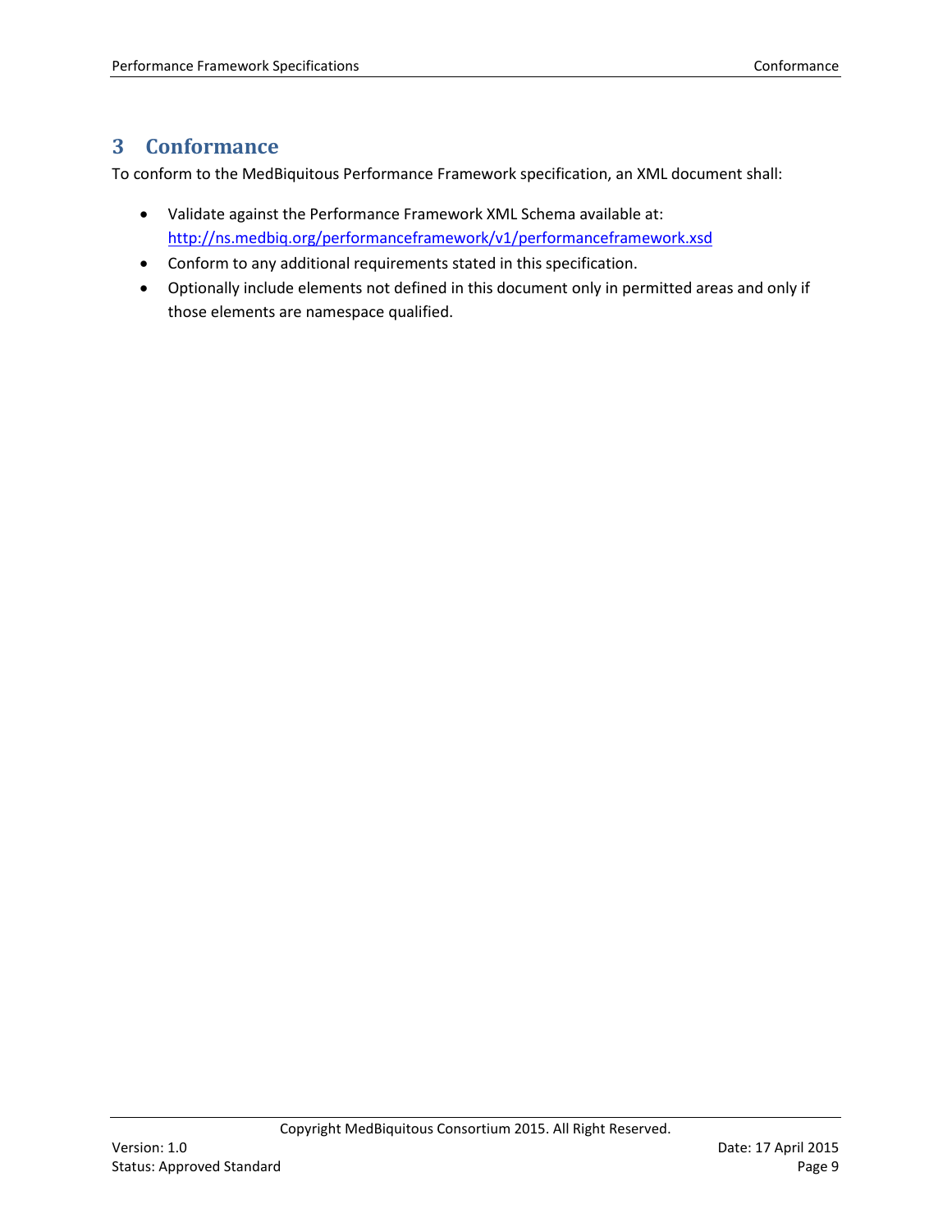# 3 Conformance

To conform to the MedBiquitous Performance Framework specification, an XML document shall:

- Validate against the Performance Framework XML Schema available at: http://ns.medbiq.org/performanceframework/v1/performanceframework.xsd
- Conform to any additional requirements stated in this specification.
- Optionally include elements not defined in this document only in permitted areas and only if those elements are namespace qualified.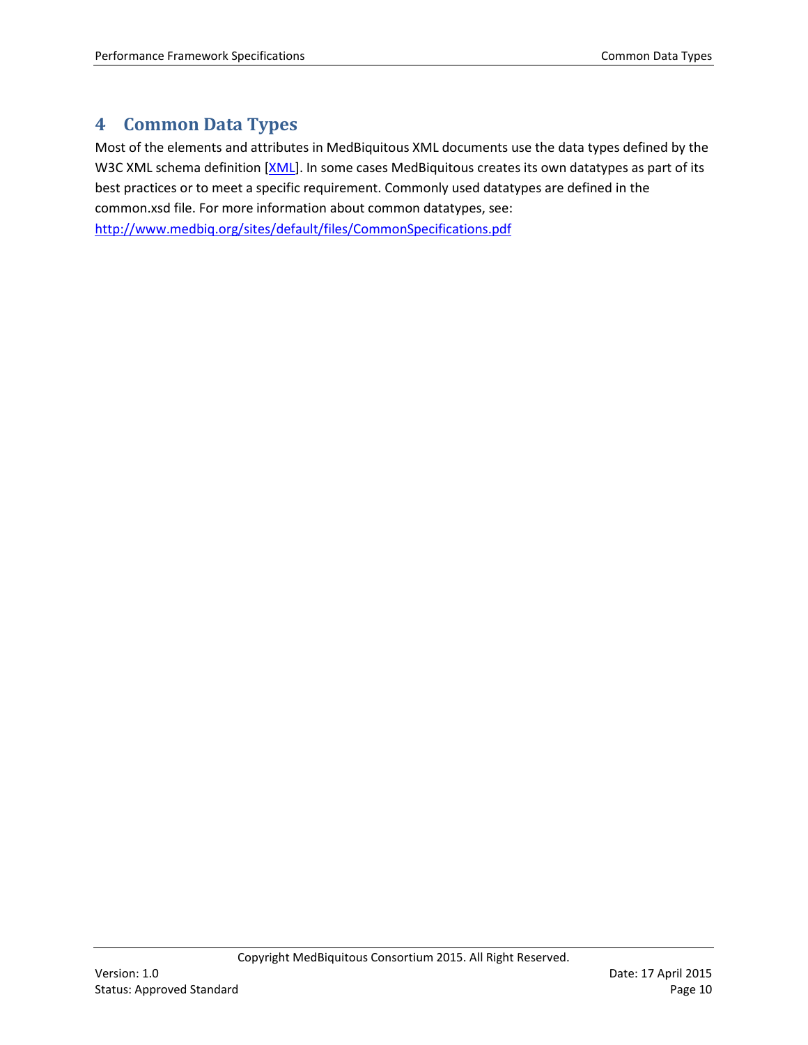# 4 Common Data Types

Most of the elements and attributes in MedBiquitous XML documents use the data types defined by the W3C XML schema definition [XML]. In some cases MedBiquitous creates its own datatypes as part of its best practices or to meet a specific requirement. Commonly used datatypes are defined in the common.xsd file. For more information about common datatypes, see: http://www.medbiq.org/sites/default/files/CommonSpecifications.pdf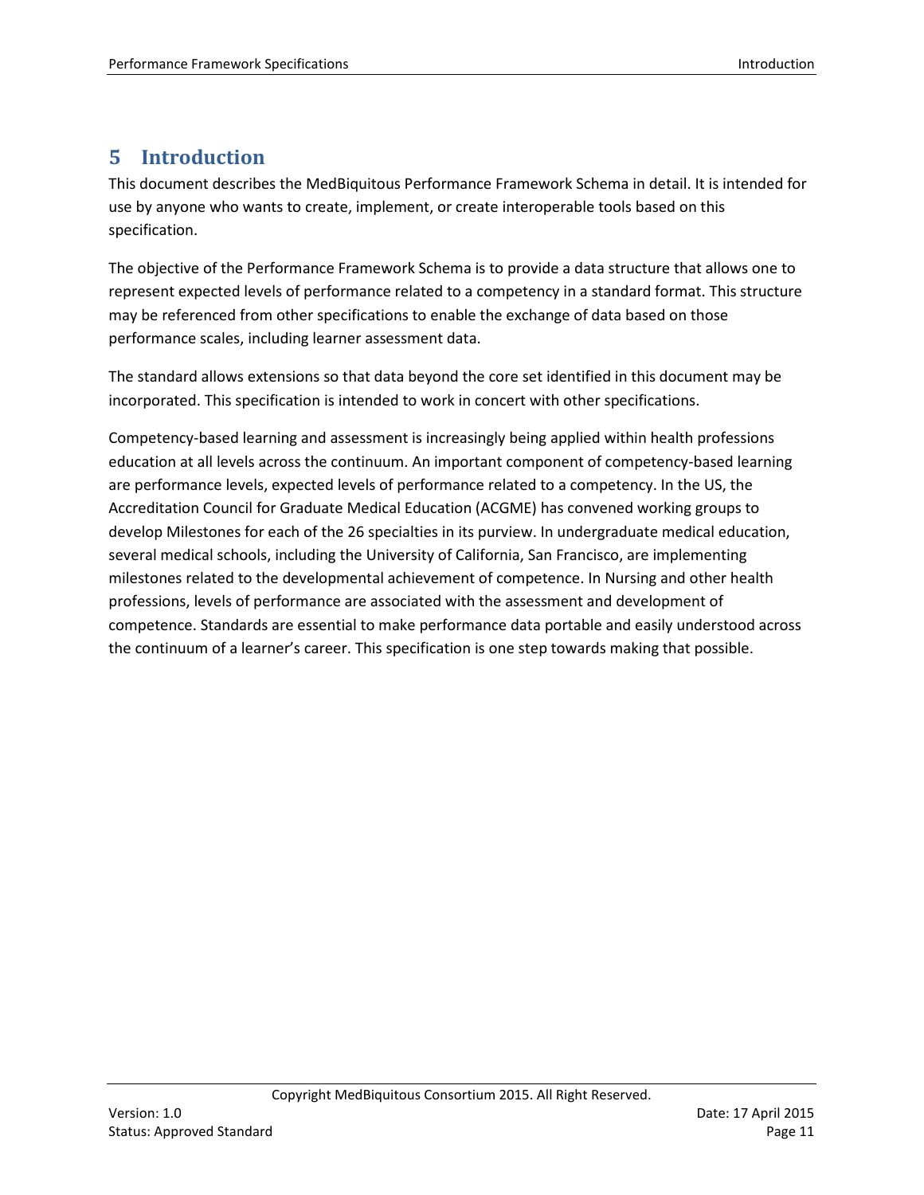# 5 Introduction

This document describes the MedBiquitous Performance Framework Schema in detail. It is intended for use by anyone who wants to create, implement, or create interoperable tools based on this specification.

The objective of the Performance Framework Schema is to provide a data structure that allows one to represent expected levels of performance related to a competency in a standard format. This structure may be referenced from other specifications to enable the exchange of data based on those performance scales, including learner assessment data.

The standard allows extensions so that data beyond the core set identified in this document may be incorporated. This specification is intended to work in concert with other specifications.

Competency-based learning and assessment is increasingly being applied within health professions education at all levels across the continuum. An important component of competency-based learning are performance levels, expected levels of performance related to a competency. In the US, the Accreditation Council for Graduate Medical Education (ACGME) has convened working groups to develop Milestones for each of the 26 specialties in its purview. In undergraduate medical education, several medical schools, including the University of California, San Francisco, are implementing milestones related to the developmental achievement of competence. In Nursing and other health professions, levels of performance are associated with the assessment and development of competence. Standards are essential to make performance data portable and easily understood across the continuum of a learner's career. This specification is one step towards making that possible.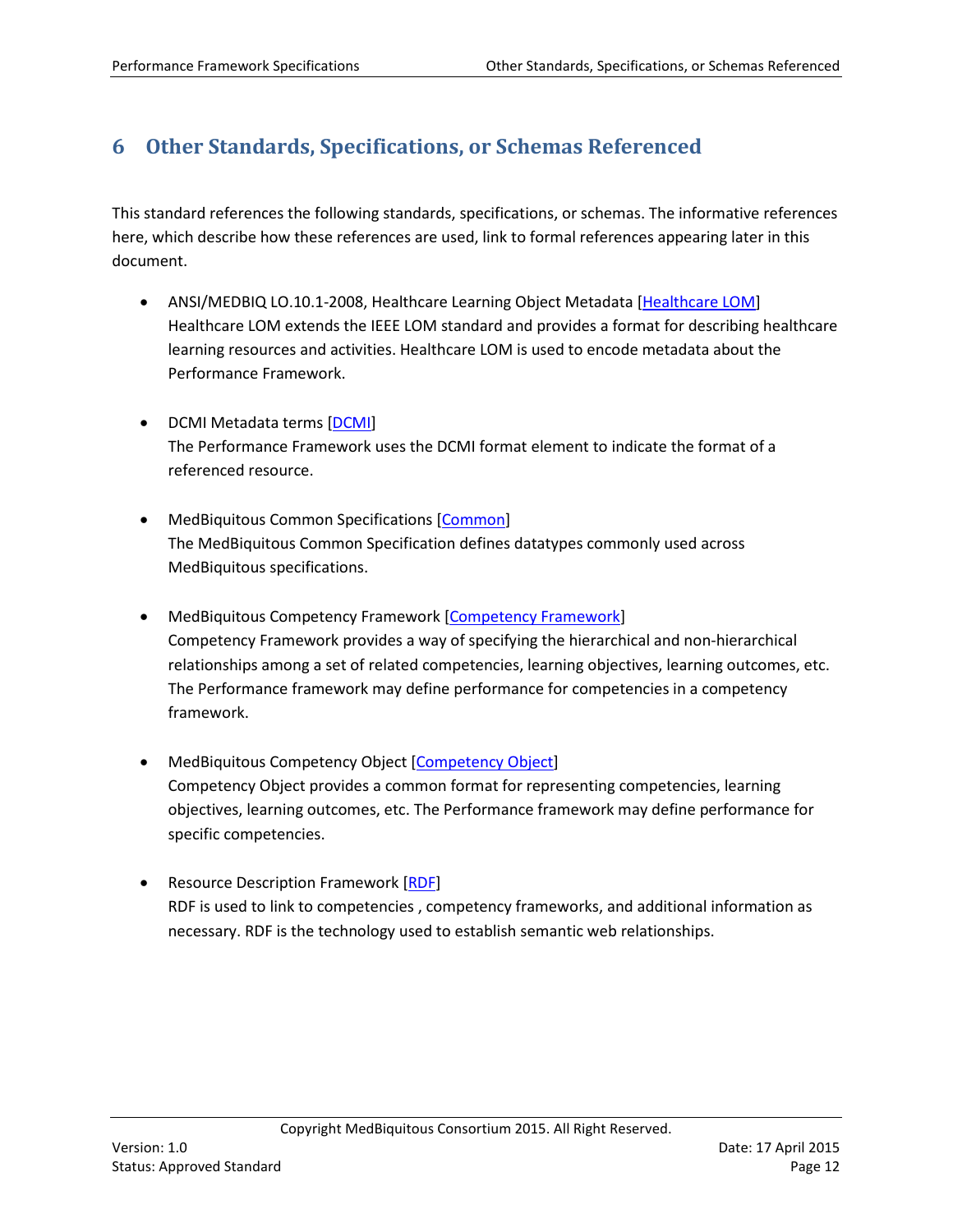# 6 Other Standards, Specifications, or Schemas Referenced

This standard references the following standards, specifications, or schemas. The informative references here, which describe how these references are used, link to formal references appearing later in this document.

- ANSI/MEDBIQ LO.10.1-2008, Healthcare Learning Object Metadata [Healthcare LOM]
  Healthcare LOM extends the IEEE LOM standard and provides a format for describing healthcare learning resources and activities. Healthcare LOM is used to encode metadata about the Performance Framework.

- DCMI Metadata terms [DCMI]
  The Performance Framework uses the DCMI format element to indicate the format of a referenced resource.

- MedBiquitous Common Specifications [Common]
  The MedBiquitous Common Specification defines datatypes commonly used across MedBiquitous specifications.

- MedBiquitous Competency Framework [Competency Framework]
  Competency Framework provides a way of specifying the hierarchical and non-hierarchical relationships among a set of related competencies, learning objectives, learning outcomes, etc. The Performance framework may define performance for competencies in a competency framework.

- MedBiquitous Competency Object [Competency Object]
  Competency Object provides a common format for representing competencies, learning objectives, learning outcomes, etc. The Performance framework may define performance for specific competencies.

- Resource Description Framework [RDF]
  RDF is used to link to competencies , competency frameworks, and additional information as necessary. RDF is the technology used to establish semantic web relationships.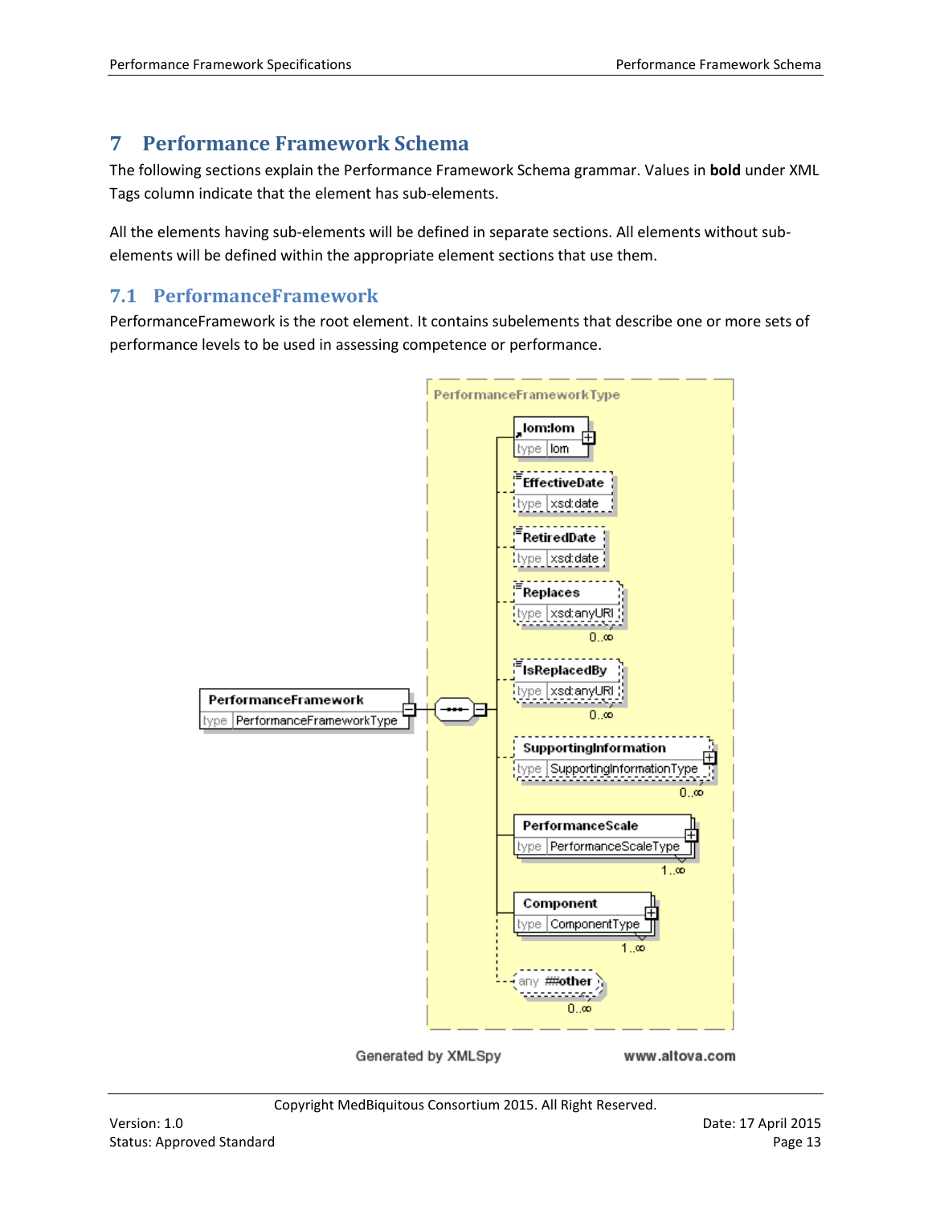# 7 Performance Framework Schema

The following sections explain the Performance Framework Schema grammar. Values in **bold** under XML Tags column indicate that the element has sub-elements.

All the elements having sub-elements will be defined in separate sections. All elements without sub-elements will be defined within the appropriate element sections that use them.

## 7.1 PerformanceFramework

PerformanceFramework is the root element. It contains subelements that describe one or more sets of performance levels to be used in assessing competence or performance.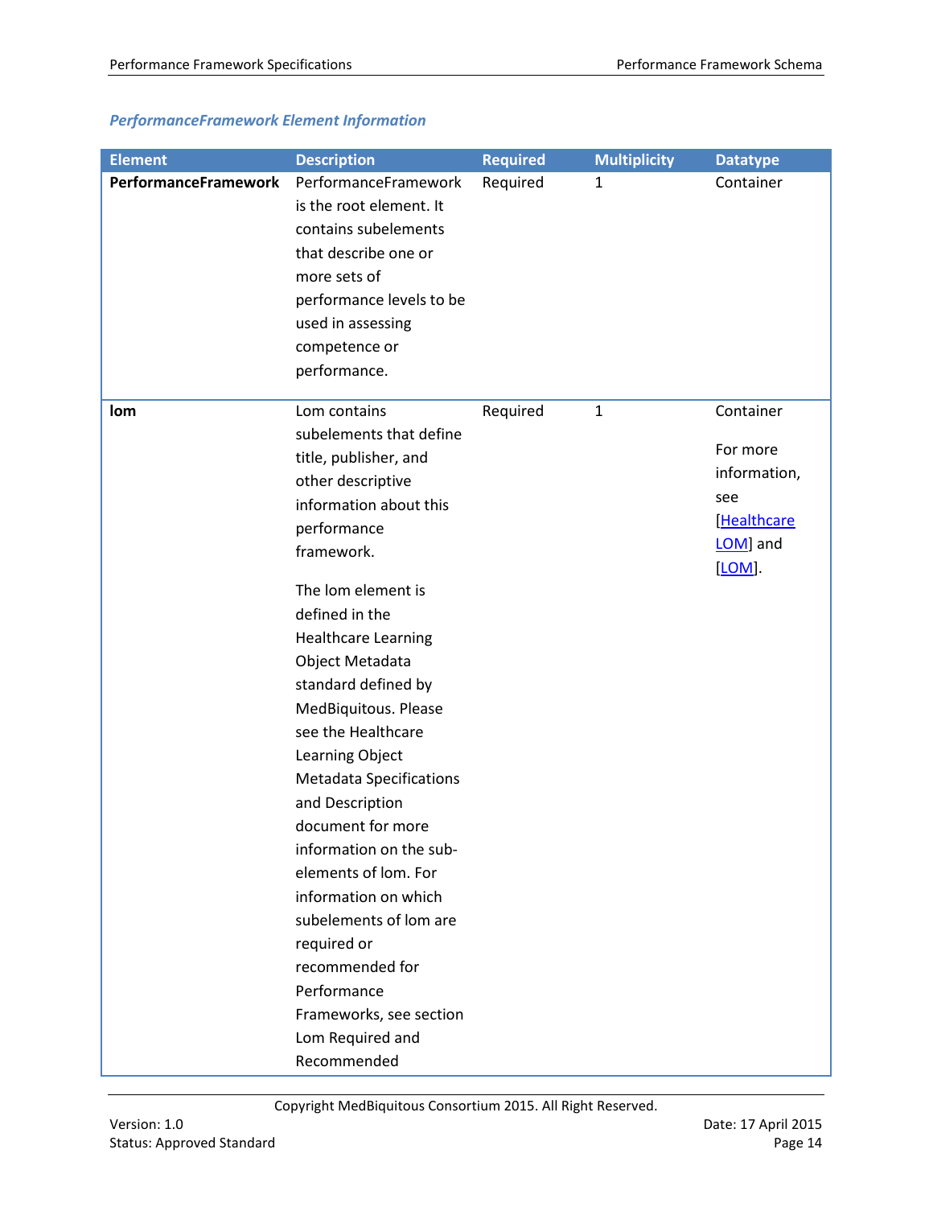### *PerformanceFramework Element Information*

| Element | Description | Required | Multiplicity | Datatype |
|---|---|---|---|---|
| **PerformanceFramework** | PerformanceFramework is the root element. It contains subelements that describe one or more sets of performance levels to be used in assessing competence or performance. | Required | 1 | Container |
| **lom** | Lom contains subelements that define title, publisher, and other descriptive information about this performance framework.<br><br>The lom element is defined in the Healthcare Learning Object Metadata standard defined by MedBiquitous. Please see the Healthcare Learning Object Metadata Specifications and Description document for more information on the sub-elements of lom. For information on which subelements of lom are required or recommended for Performance Frameworks, see section Lom Required and Recommended | Required | 1 | Container<br><br>For more information, see [Healthcare LOM] and [LOM]. |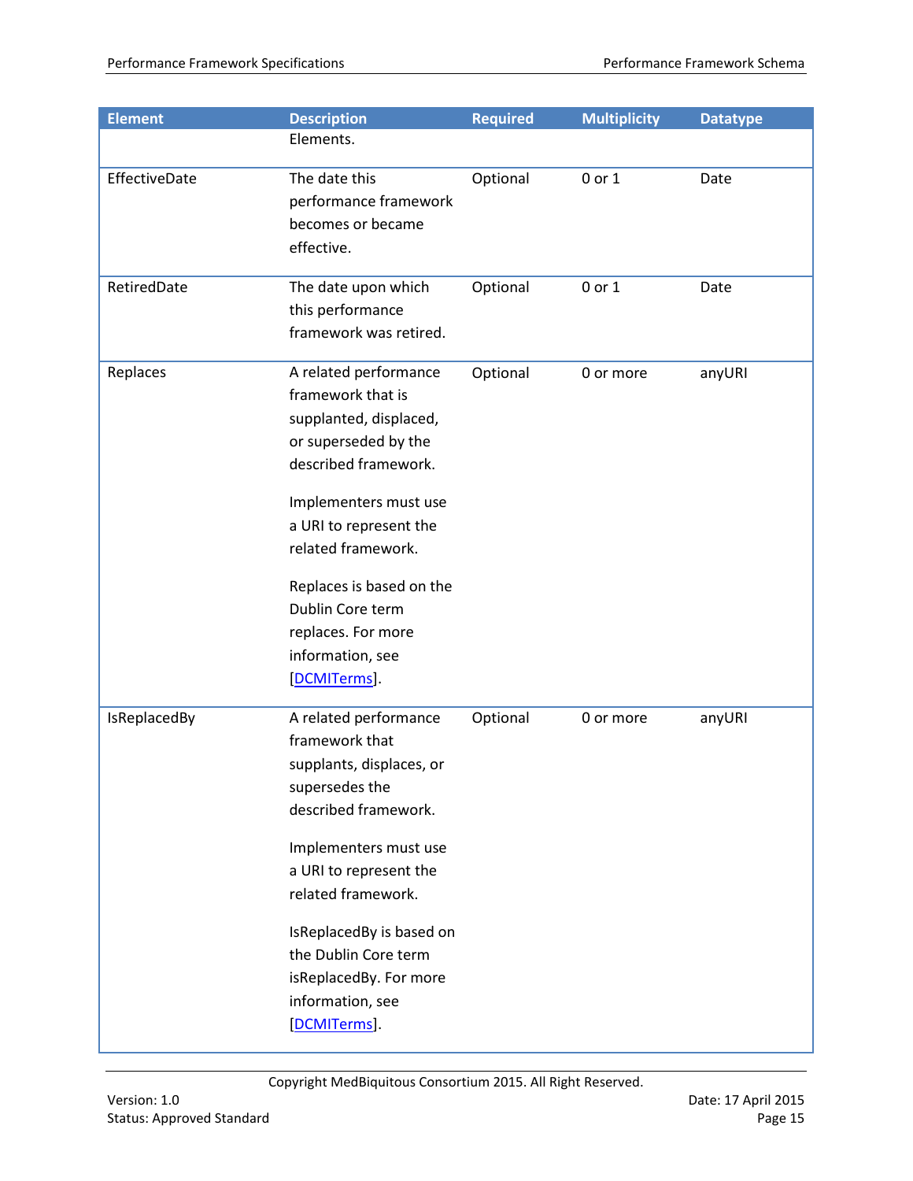| Element | Description | Required | Multiplicity | Datatype |
|---|---|---|---|---|
| | Elements. | | | |
| EffectiveDate | The date this performance framework becomes or became effective. | Optional | 0 or 1 | Date |
| RetiredDate | The date upon which this performance framework was retired. | Optional | 0 or 1 | Date |
| Replaces | A related performance framework that is supplanted, displaced, or superseded by the described framework. Implementers must use a URI to represent the related framework. Replaces is based on the Dublin Core term replaces. For more information, see [DCMITerms]. | Optional | 0 or more | anyURI |
| IsReplacedBy | A related performance framework that supplants, displaces, or supersedes the described framework. Implementers must use a URI to represent the related framework. IsReplacedBy is based on the Dublin Core term isReplacedBy. For more information, see [DCMITerms]. | Optional | 0 or more | anyURI |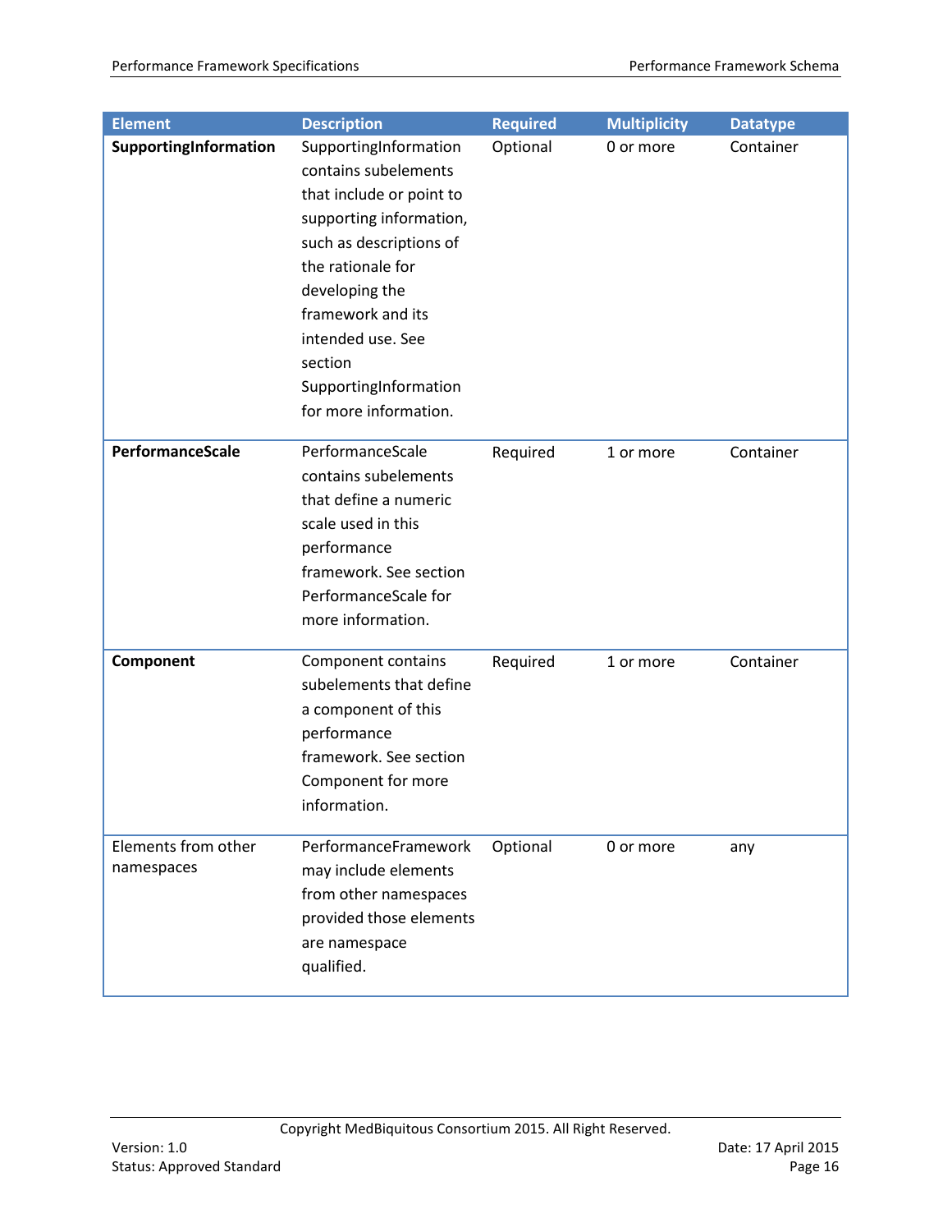| Element | Description | Required | Multiplicity | Datatype |
| --- | --- | --- | --- | --- |
| **SupportingInformation** | SupportingInformation contains subelements that include or point to supporting information, such as descriptions of the rationale for developing the framework and its intended use. See section SupportingInformation for more information. | Optional | 0 or more | Container |
| **PerformanceScale** | PerformanceScale contains subelements that define a numeric scale used in this performance framework. See section PerformanceScale for more information. | Required | 1 or more | Container |
| **Component** | Component contains subelements that define a component of this performance framework. See section Component for more information. | Required | 1 or more | Container |
| Elements from other namespaces | PerformanceFramework may include elements from other namespaces provided those elements are namespace qualified. | Optional | 0 or more | any |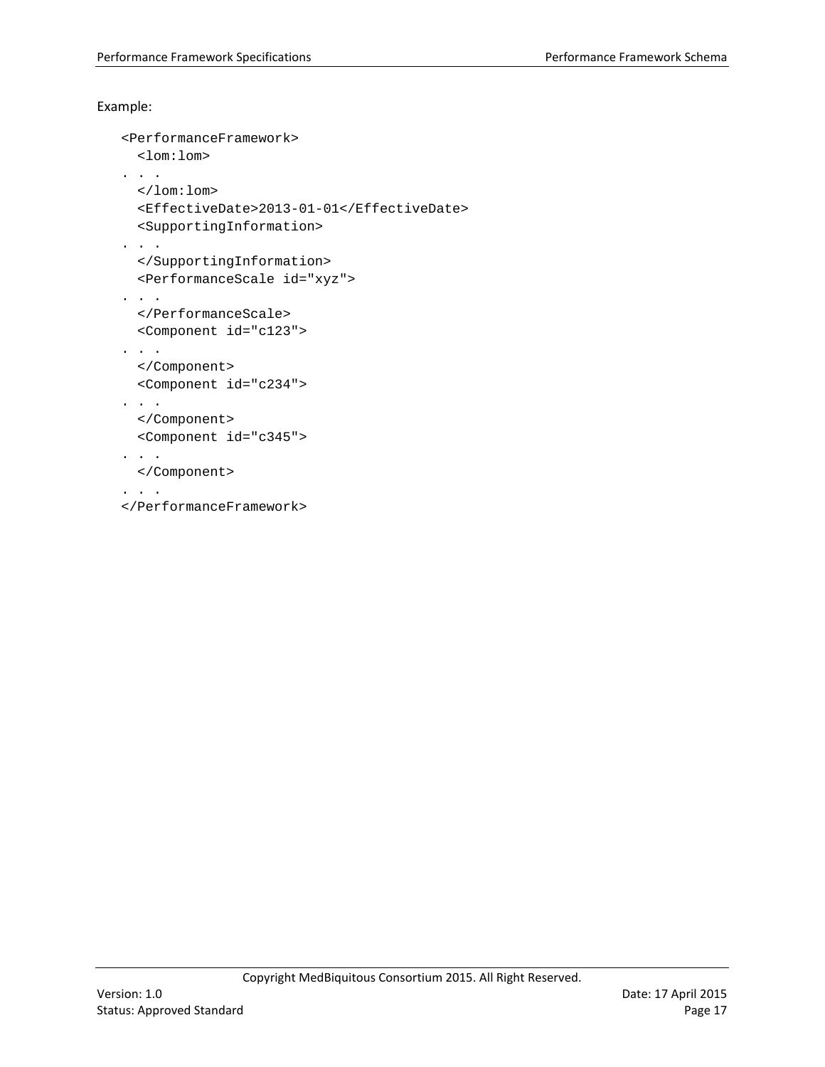Example:

```
<PerformanceFramework>
  <lom:lom>
. . .
  </lom:lom>
  <EffectiveDate>2013-01-01</EffectiveDate>
  <SupportingInformation>
. . .
  </SupportingInformation>
  <PerformanceScale id="xyz">
. . .
  </PerformanceScale>
  <Component id="c123">
. . .
  </Component>
  <Component id="c234">
. . .
  </Component>
  <Component id="c345">
. . .
  </Component>
. . .
</PerformanceFramework>
```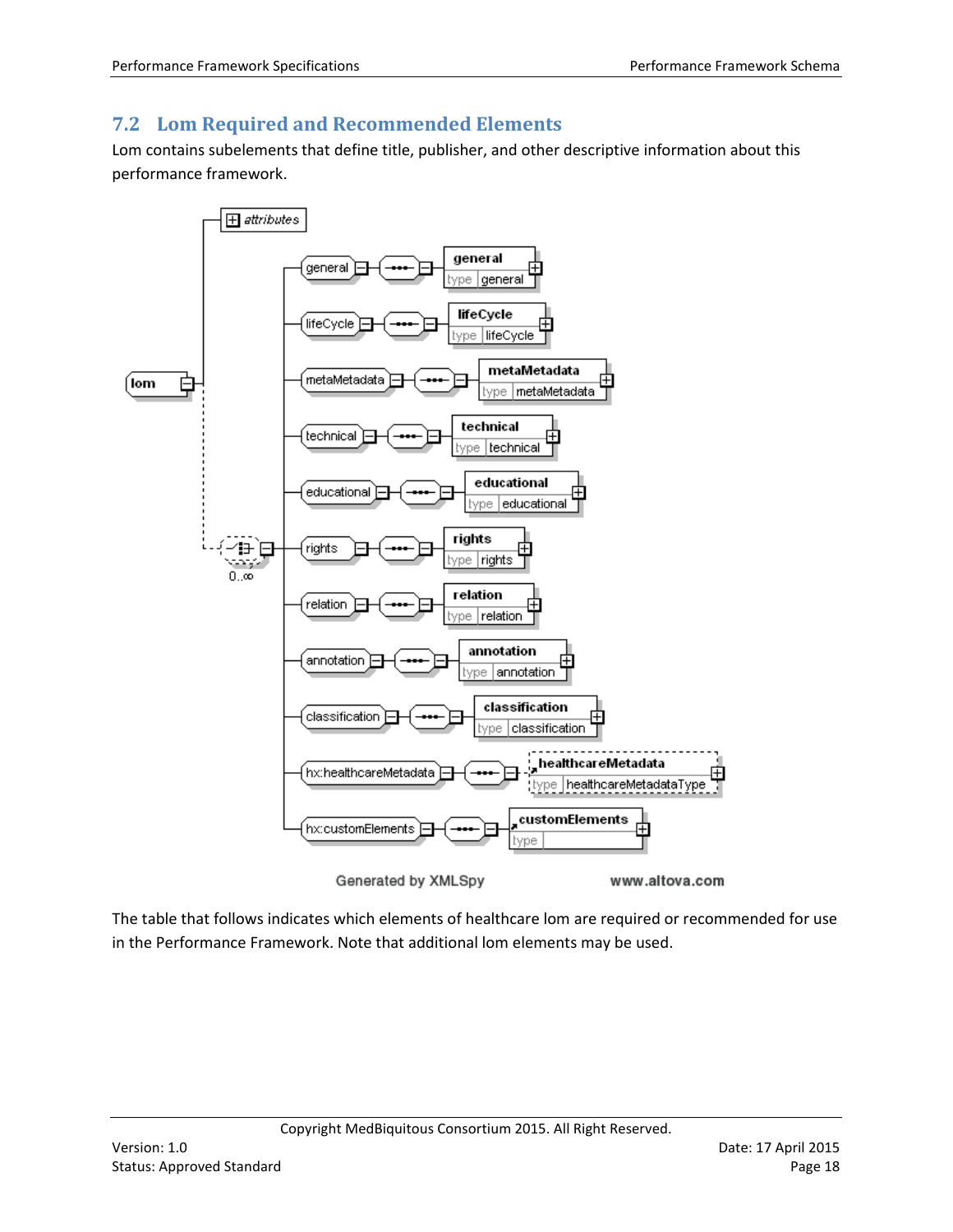## 7.2 Lom Required and Recommended Elements

Lom contains subelements that define title, publisher, and other descriptive information about this performance framework.

The table that follows indicates which elements of healthcare lom are required or recommended for use in the Performance Framework. Note that additional lom elements may be used.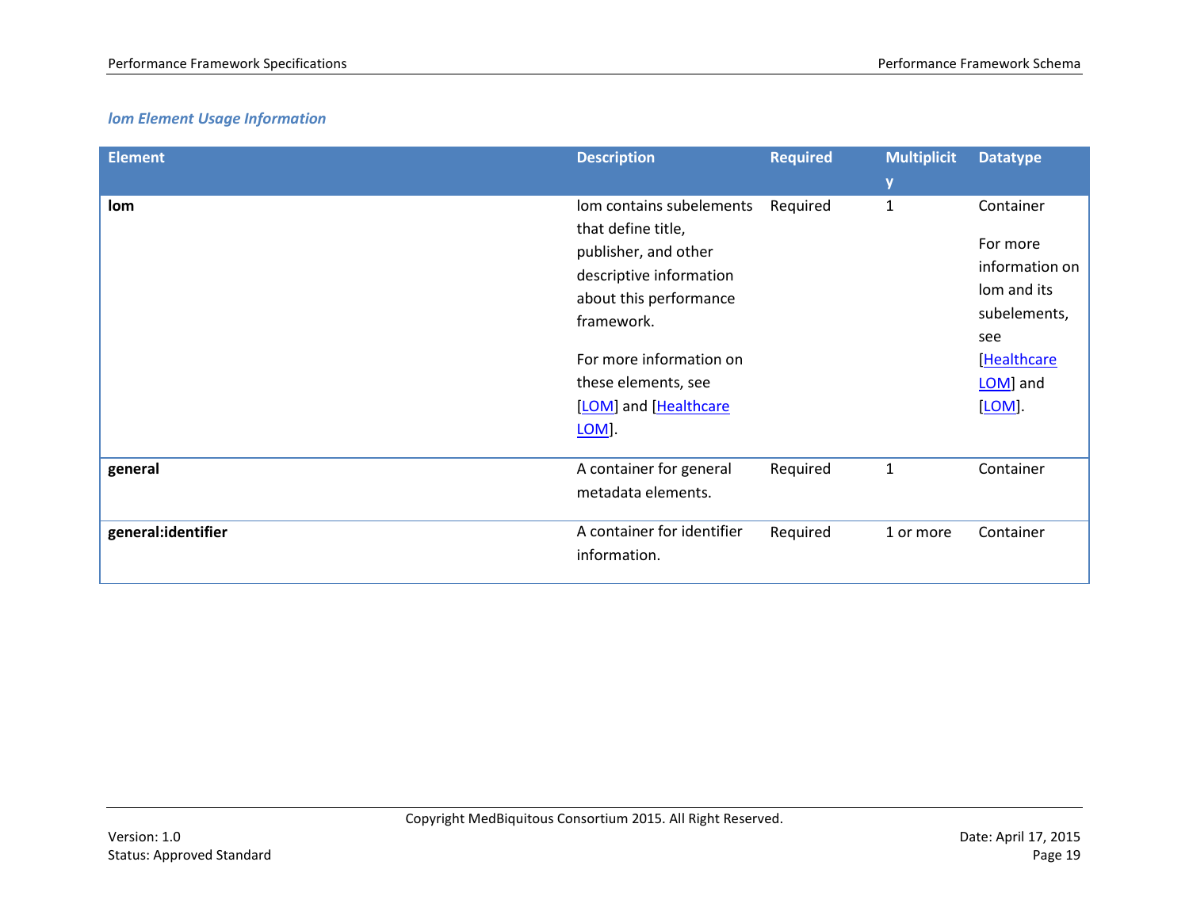### *lom Element Usage Information*

| Element | Description | Required | Multiplicity | Datatype |
|---|---|---|---|---|
| **lom** | lom contains subelements that define title, publisher, and other descriptive information about this performance framework.<br><br>For more information on these elements, see [LOM] and [Healthcare LOM]. | Required | 1 | Container<br><br>For more information on lom and its subelements, see [Healthcare LOM] and [LOM]. |
| **general** | A container for general metadata elements. | Required | 1 | Container |
| **general:identifier** | A container for identifier information. | Required | 1 or more | Container |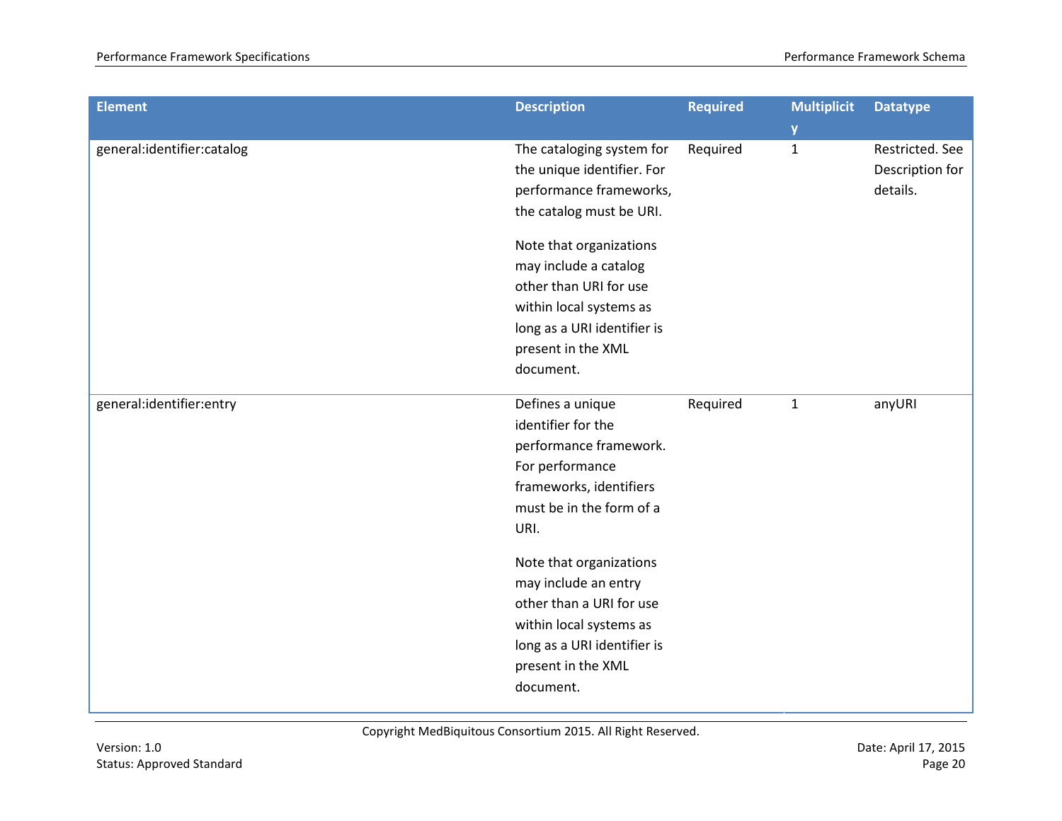| Element | Description | Required | Multiplicity | Datatype |
| --- | --- | --- | --- | --- |
| general:identifier:catalog | The cataloging system for the unique identifier. For performance frameworks, the catalog must be URI.<br><br>Note that organizations may include a catalog other than URI for use within local systems as long as a URI identifier is present in the XML document. | Required | 1 | Restricted. See Description for details. |
| general:identifier:entry | Defines a unique identifier for the performance framework. For performance frameworks, identifiers must be in the form of a URI.<br><br>Note that organizations may include an entry other than a URI for use within local systems as long as a URI identifier is present in the XML document. | Required | 1 | anyURI |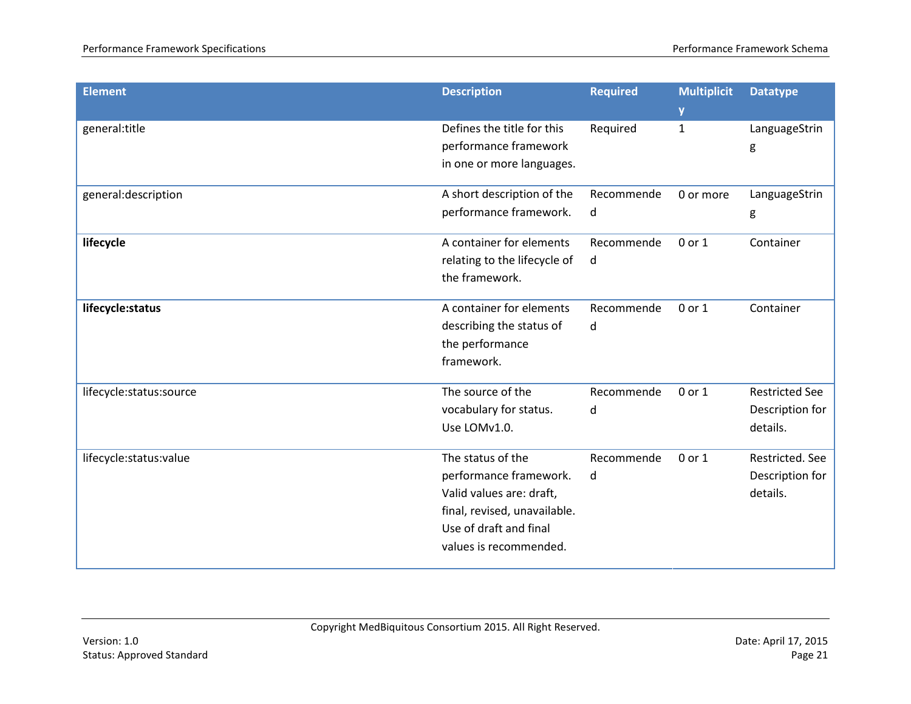| Element | Description | Required | Multiplicity | Datatype |
|---|---|---|---|---|
| general:title | Defines the title for this performance framework in one or more languages. | Required | 1 | LanguageString |
| general:description | A short description of the performance framework. | Recommended | 0 or more | LanguageString |
| **lifecycle** | A container for elements relating to the lifecycle of the framework. | Recommended | 0 or 1 | Container |
| **lifecycle:status** | A container for elements describing the status of the performance framework. | Recommended | 0 or 1 | Container |
| lifecycle:status:source | The source of the vocabulary for status. Use LOMv1.0. | Recommended | 0 or 1 | Restricted See Description for details. |
| lifecycle:status:value | The status of the performance framework. Valid values are: draft, final, revised, unavailable. Use of draft and final values is recommended. | Recommended | 0 or 1 | Restricted. See Description for details. |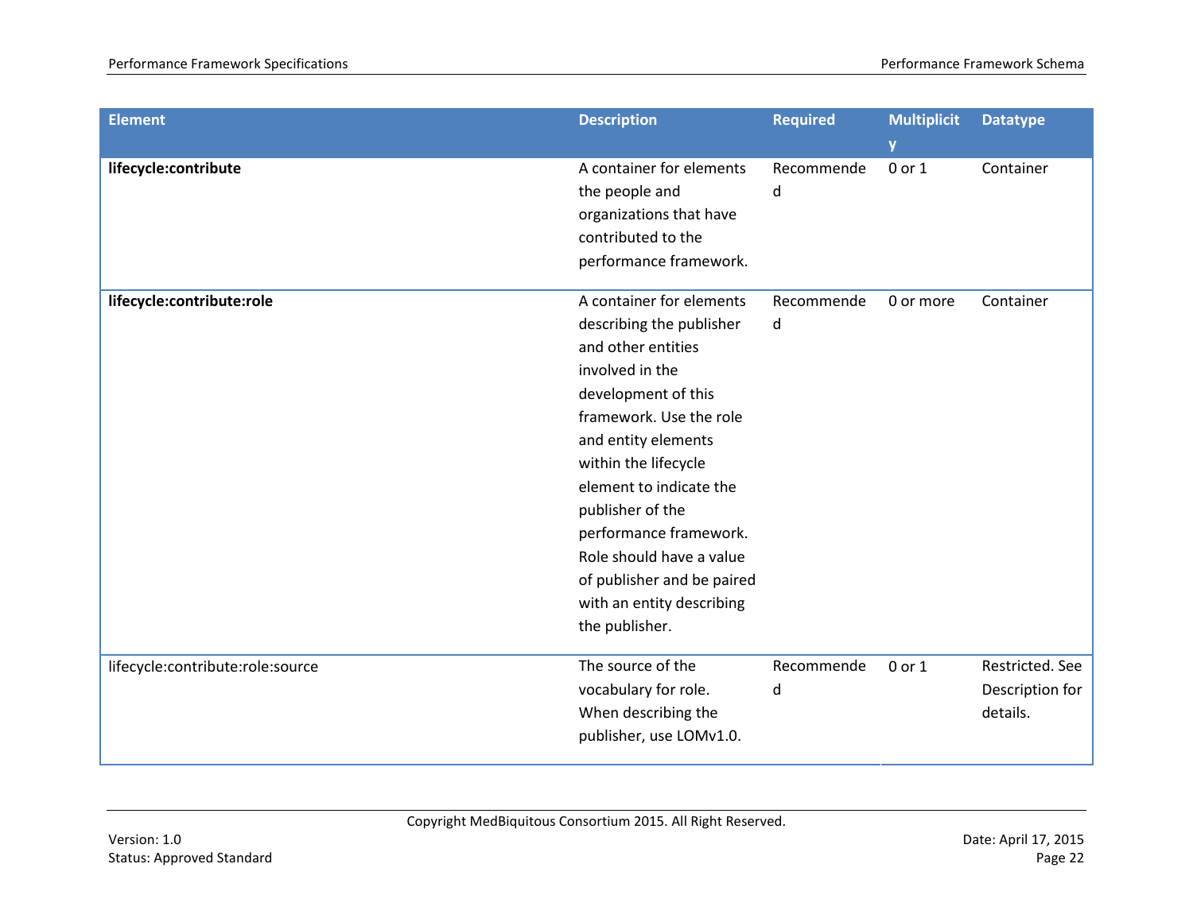| Element | Description | Required | Multiplicity | Datatype |
|---|---|---|---|---|
| **lifecycle:contribute** | A container for elements the people and organizations that have contributed to the performance framework. | Recommended | 0 or 1 | Container |
| **lifecycle:contribute:role** | A container for elements describing the publisher and other entities involved in the development of this framework. Use the role and entity elements within the lifecycle element to indicate the publisher of the performance framework. Role should have a value of publisher and be paired with an entity describing the publisher. | Recommended | 0 or more | Container |
| lifecycle:contribute:role:source | The source of the vocabulary for role. When describing the publisher, use LOMv1.0. | Recommended | 0 or 1 | Restricted. See Description for details. |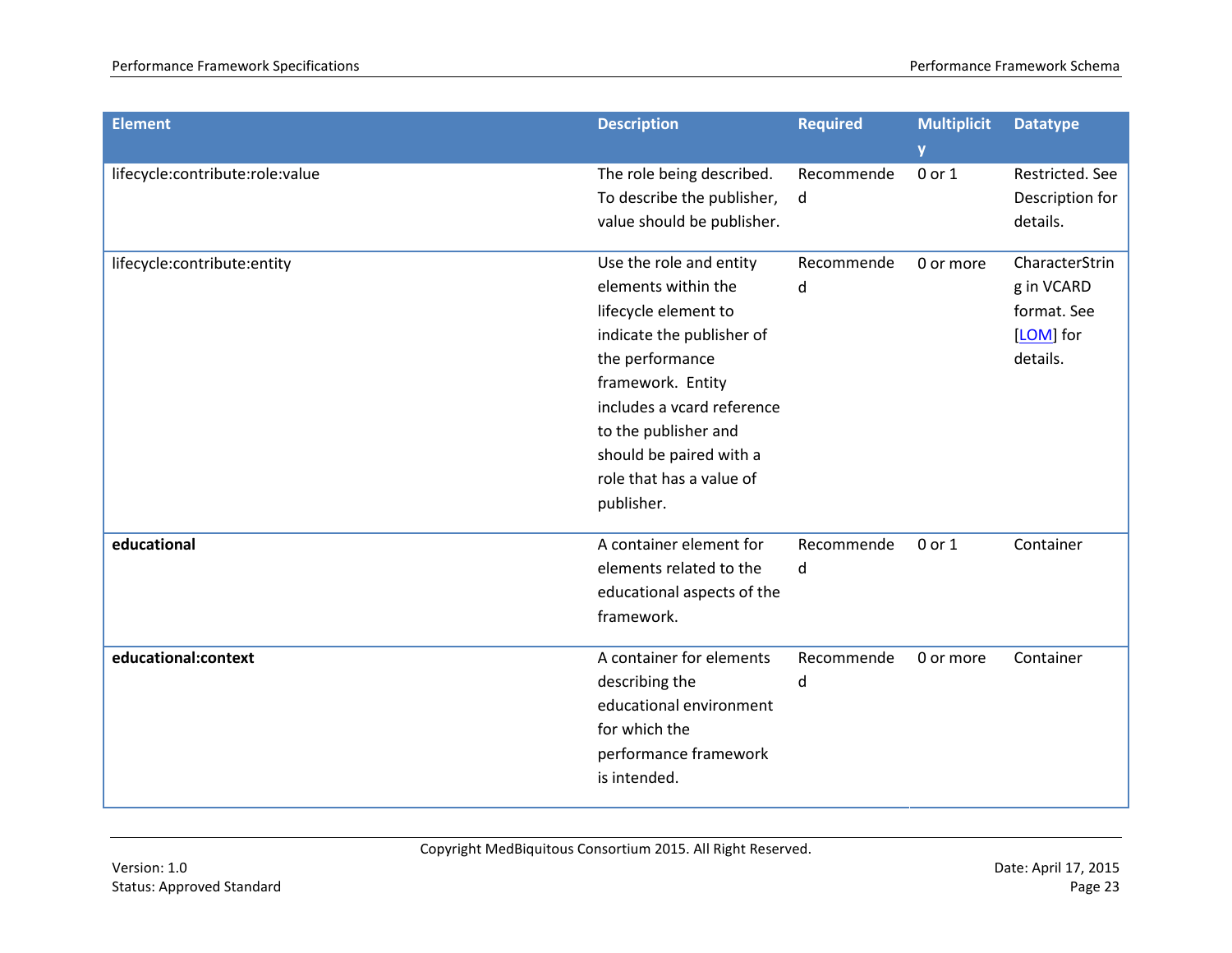| Element | Description | Required | Multiplicity | Datatype |
|---|---|---|---|---|
| lifecycle:contribute:role:value | The role being described. To describe the publisher, value should be publisher. | Recommended | 0 or 1 | Restricted. See Description for details. |
| lifecycle:contribute:entity | Use the role and entity elements within the lifecycle element to indicate the publisher of the performance framework. Entity includes a vcard reference to the publisher and should be paired with a role that has a value of publisher. | Recommended | 0 or more | CharacterString in VCARD format. See [LOM] for details. |
| **educational** | A container element for elements related to the educational aspects of the framework. | Recommended | 0 or 1 | Container |
| **educational:context** | A container for elements describing the educational environment for which the performance framework is intended. | Recommended | 0 or more | Container |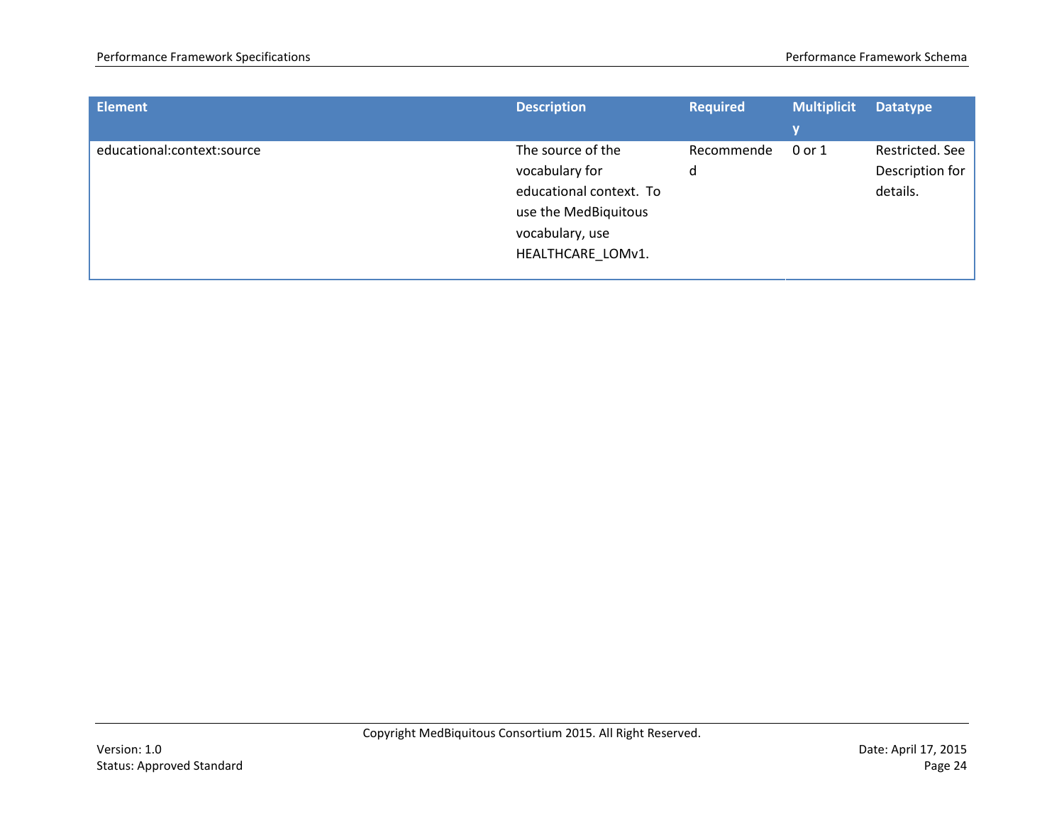| Element | Description | Required | Multiplicity | Datatype |
| --- | --- | --- | --- | --- |
| educational:context:source | The source of the vocabulary for educational context. To use the MedBiquitous vocabulary, use HEALTHCARE_LOMv1. | Recommended | 0 or 1 | Restricted. See Description for details. |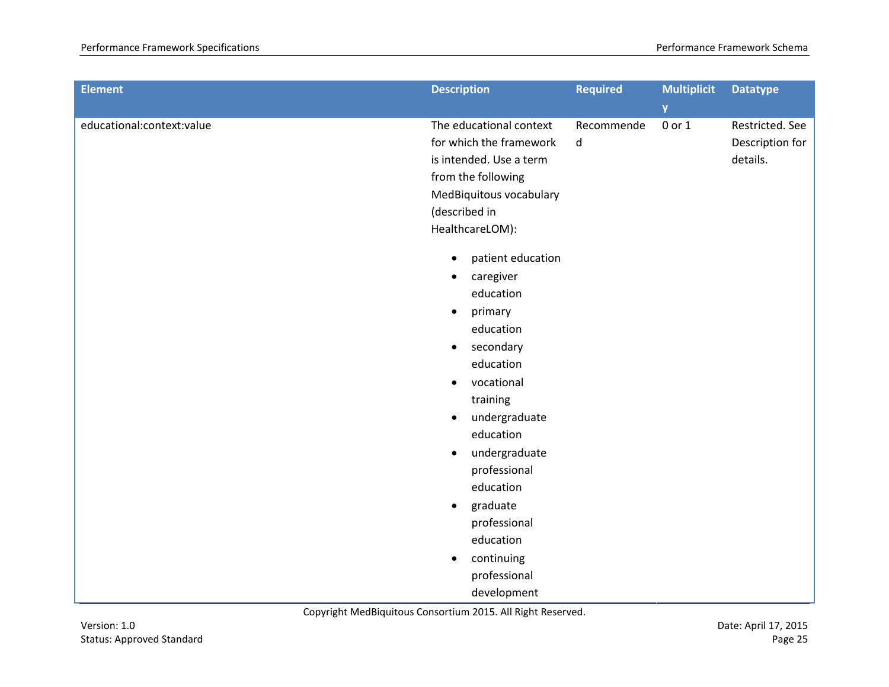| Element | Description | Required | Multiplicity | Datatype |
|---|---|---|---|---|
| educational:context:value | The educational context for which the framework is intended. Use a term from the following MedBiquitous vocabulary (described in HealthcareLOM):<br><br>• patient education<br>• caregiver education<br>• primary education<br>• secondary education<br>• vocational training<br>• undergraduate education<br>• undergraduate professional education<br>• graduate professional education<br>• continuing professional development | Recommended | 0 or 1 | Restricted. See Description for details. |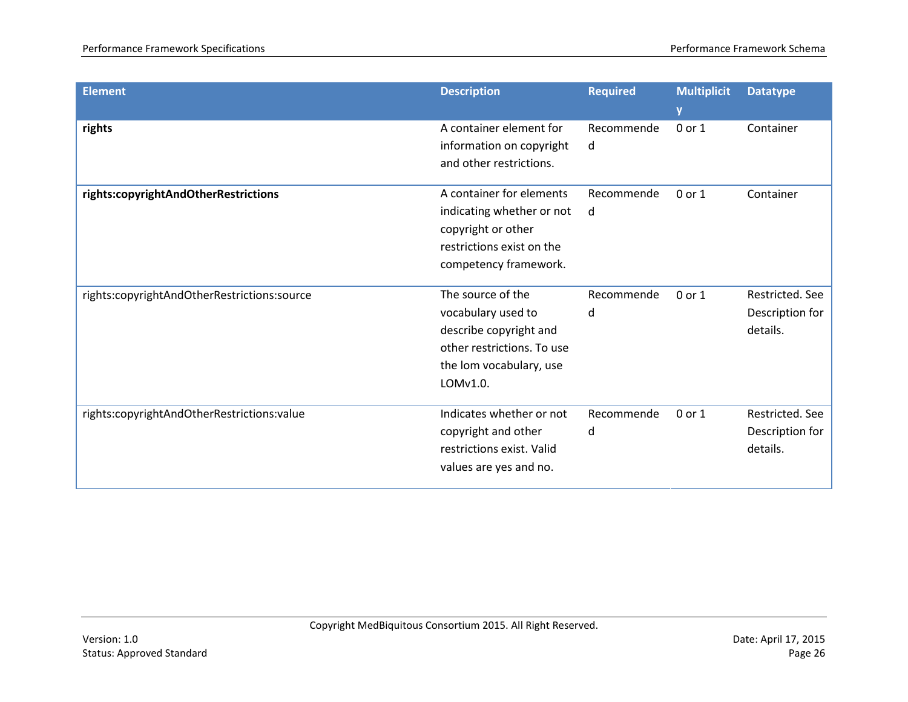| Element | Description | Required | Multiplicity | Datatype |
|---|---|---|---|---|
| **rights** | A container element for information on copyright and other restrictions. | Recommended | 0 or 1 | Container |
| **rights:copyrightAndOtherRestrictions** | A container for elements indicating whether or not copyright or other restrictions exist on the competency framework. | Recommended | 0 or 1 | Container |
| rights:copyrightAndOtherRestrictions:source | The source of the vocabulary used to describe copyright and other restrictions. To use the lom vocabulary, use LOMv1.0. | Recommended | 0 or 1 | Restricted. See Description for details. |
| rights:copyrightAndOtherRestrictions:value | Indicates whether or not copyright and other restrictions exist. Valid values are yes and no. | Recommended | 0 or 1 | Restricted. See Description for details. |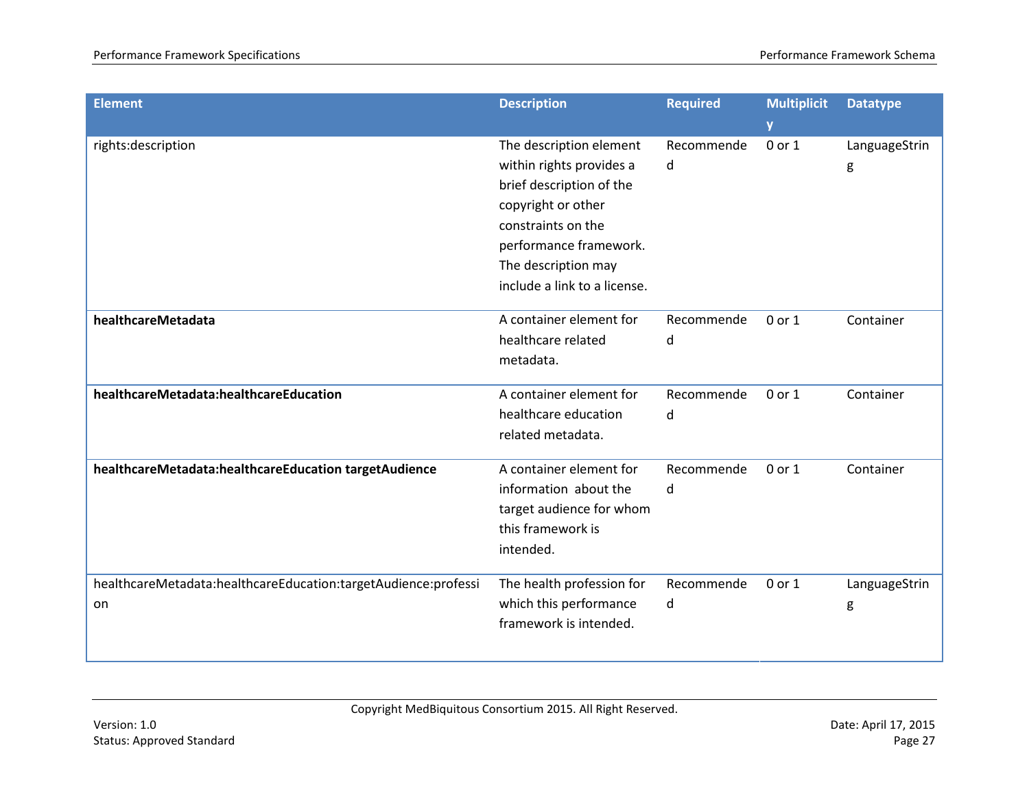| Element | Description | Required | Multiplicity | Datatype |
|---|---|---|---|---|
| rights:description | The description element within rights provides a brief description of the copyright or other constraints on the performance framework. The description may include a link to a license. | Recommended | 0 or 1 | LanguageString |
| **healthcareMetadata** | A container element for healthcare related metadata. | Recommended | 0 or 1 | Container |
| **healthcareMetadata:healthcareEducation** | A container element for healthcare education related metadata. | Recommended | 0 or 1 | Container |
| **healthcareMetadata:healthcareEducation targetAudience** | A container element for information about the target audience for whom this framework is intended. | Recommended | 0 or 1 | Container |
| healthcareMetadata:healthcareEducation:targetAudience:profession | The health profession for which this performance framework is intended. | Recommended | 0 or 1 | LanguageString |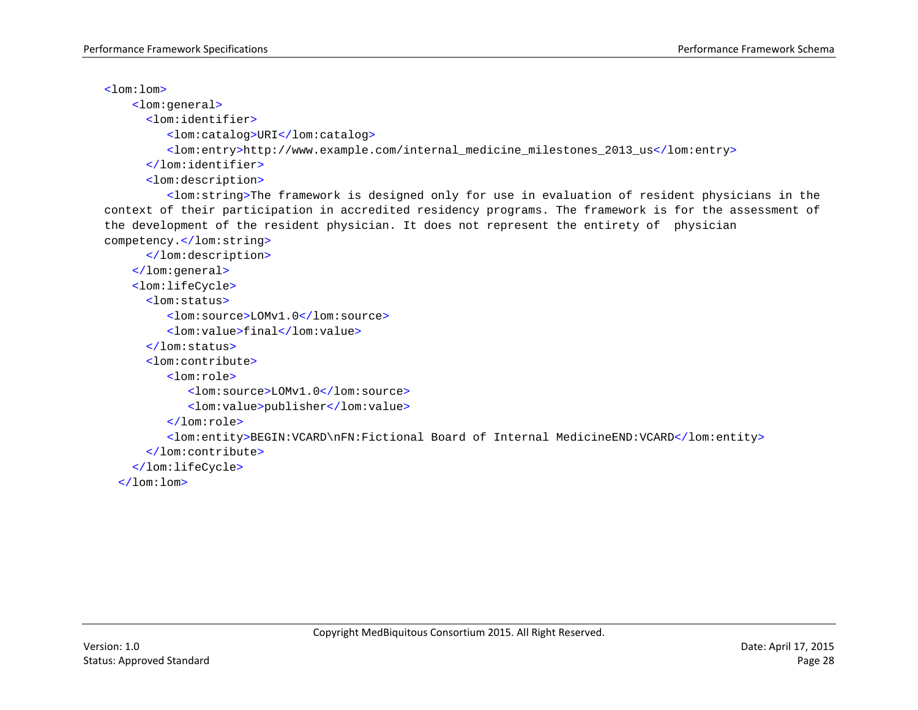```
<lom:lom>
    <lom:general>
      <lom:identifier>
         <lom:catalog>URI</lom:catalog>
         <lom:entry>http://www.example.com/internal_medicine_milestones_2013_us</lom:entry>
      </lom:identifier>
      <lom:description>
         <lom:string>The framework is designed only for use in evaluation of resident physicians in the context of their participation in accredited residency programs. The framework is for the assessment of the development of the resident physician. It does not represent the entirety of  physician competency.</lom:string>
      </lom:description>
    </lom:general>
    <lom:lifeCycle>
      <lom:status>
         <lom:source>LOMv1.0</lom:source>
         <lom:value>final</lom:value>
      </lom:status>
      <lom:contribute>
         <lom:role>
            <lom:source>LOMv1.0</lom:source>
            <lom:value>publisher</lom:value>
         </lom:role>
         <lom:entity>BEGIN:VCARD\nFN:Fictional Board of Internal MedicineEND:VCARD</lom:entity>
      </lom:contribute>
    </lom:lifeCycle>
  </lom:lom>
```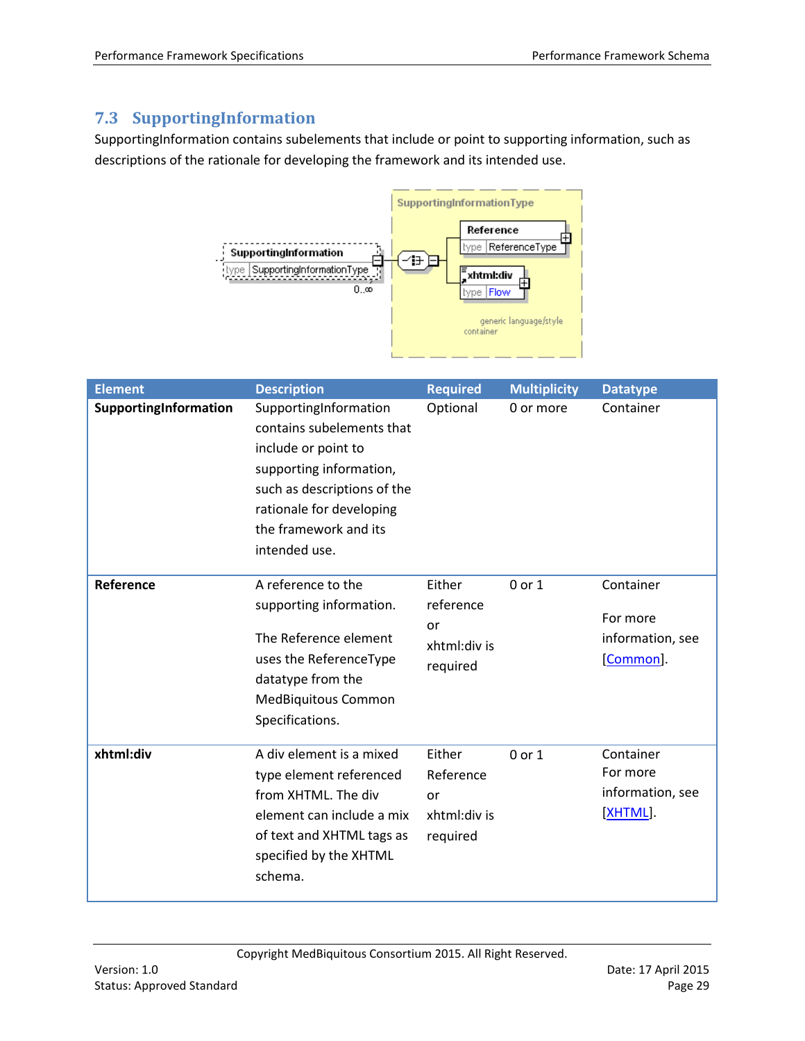## 7.3 SupportingInformation

SupportingInformation contains subelements that include or point to supporting information, such as descriptions of the rationale for developing the framework and its intended use.

| Element | Description | Required | Multiplicity | Datatype |
|---|---|---|---|---|
| **SupportingInformation** | SupportingInformation contains subelements that include or point to supporting information, such as descriptions of the rationale for developing the framework and its intended use. | Optional | 0 or more | Container |
| **Reference** | A reference to the supporting information.<br><br>The Reference element uses the ReferenceType datatype from the MedBiquitous Common Specifications. | Either reference or xhtml:div is required | 0 or 1 | Container<br><br>For more information, see [Common]. |
| **xhtml:div** | A div element is a mixed type element referenced from XHTML. The div element can include a mix of text and XHTML tags as specified by the XHTML schema. | Either Reference or xhtml:div is required | 0 or 1 | Container<br>For more information, see [XHTML]. |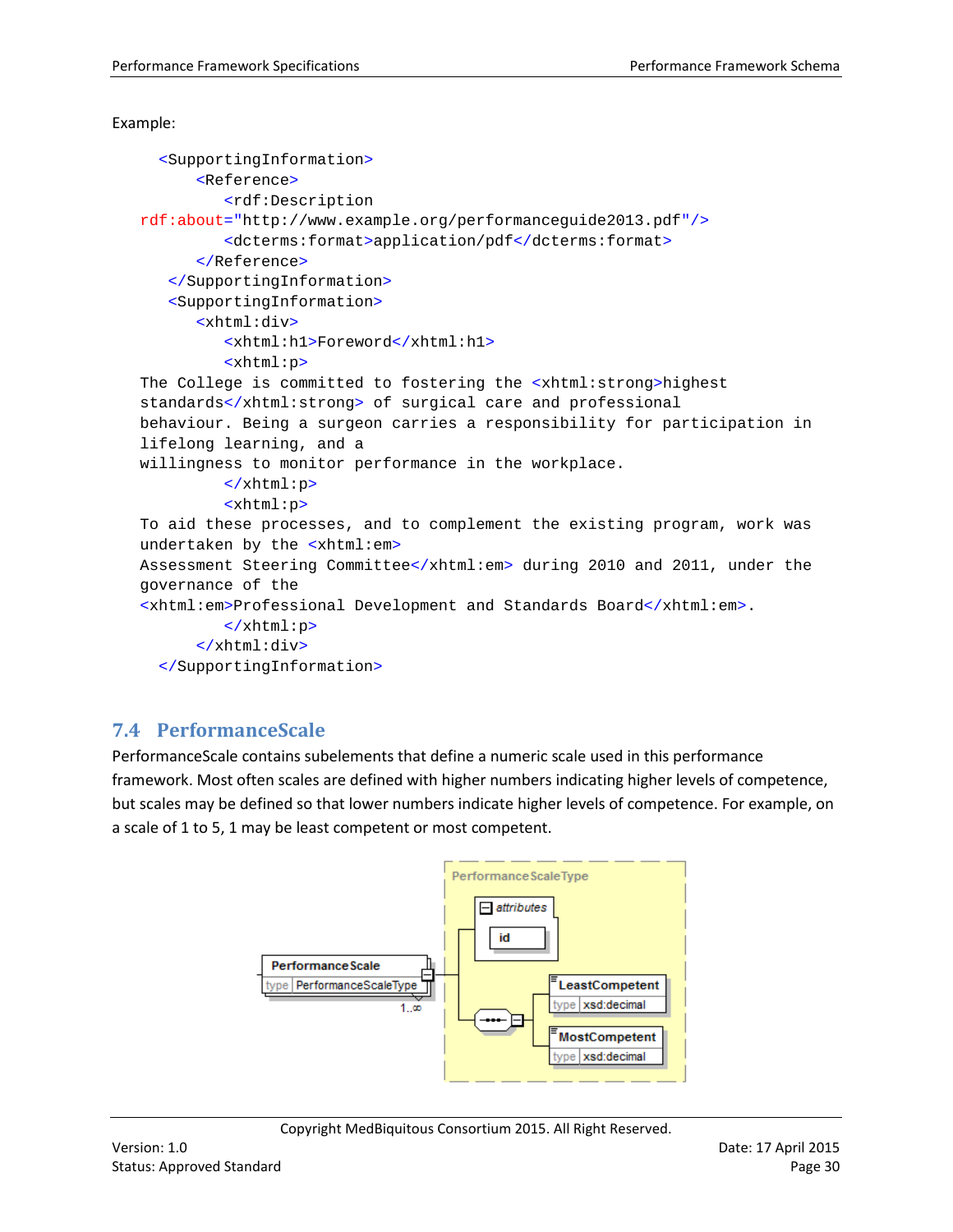Example:

```
    <SupportingInformation>
        <Reference>
           <rdf:Description
rdf:about="http://www.example.org/performanceguide2013.pdf"/>
           <dcterms:format>application/pdf</dcterms:format>
        </Reference>
     </SupportingInformation>
     <SupportingInformation>
        <xhtml:div>
           <xhtml:h1>Foreword</xhtml:h1>
           <xhtml:p>
The College is committed to fostering the <xhtml:strong>highest
standards</xhtml:strong> of surgical care and professional
behaviour. Being a surgeon carries a responsibility for participation in
lifelong learning, and a
willingness to monitor performance in the workplace.
           </xhtml:p>
           <xhtml:p>
To aid these processes, and to complement the existing program, work was
undertaken by the <xhtml:em>
Assessment Steering Committee</xhtml:em> during 2010 and 2011, under the
governance of the
<xhtml:em>Professional Development and Standards Board</xhtml:em>.
           </xhtml:p>
        </xhtml:div>
    </SupportingInformation>
```

## 7.4 PerformanceScale

PerformanceScale contains subelements that define a numeric scale used in this performance framework. Most often scales are defined with higher numbers indicating higher levels of competence, but scales may be defined so that lower numbers indicate higher levels of competence. For example, on a scale of 1 to 5, 1 may be least competent or most competent.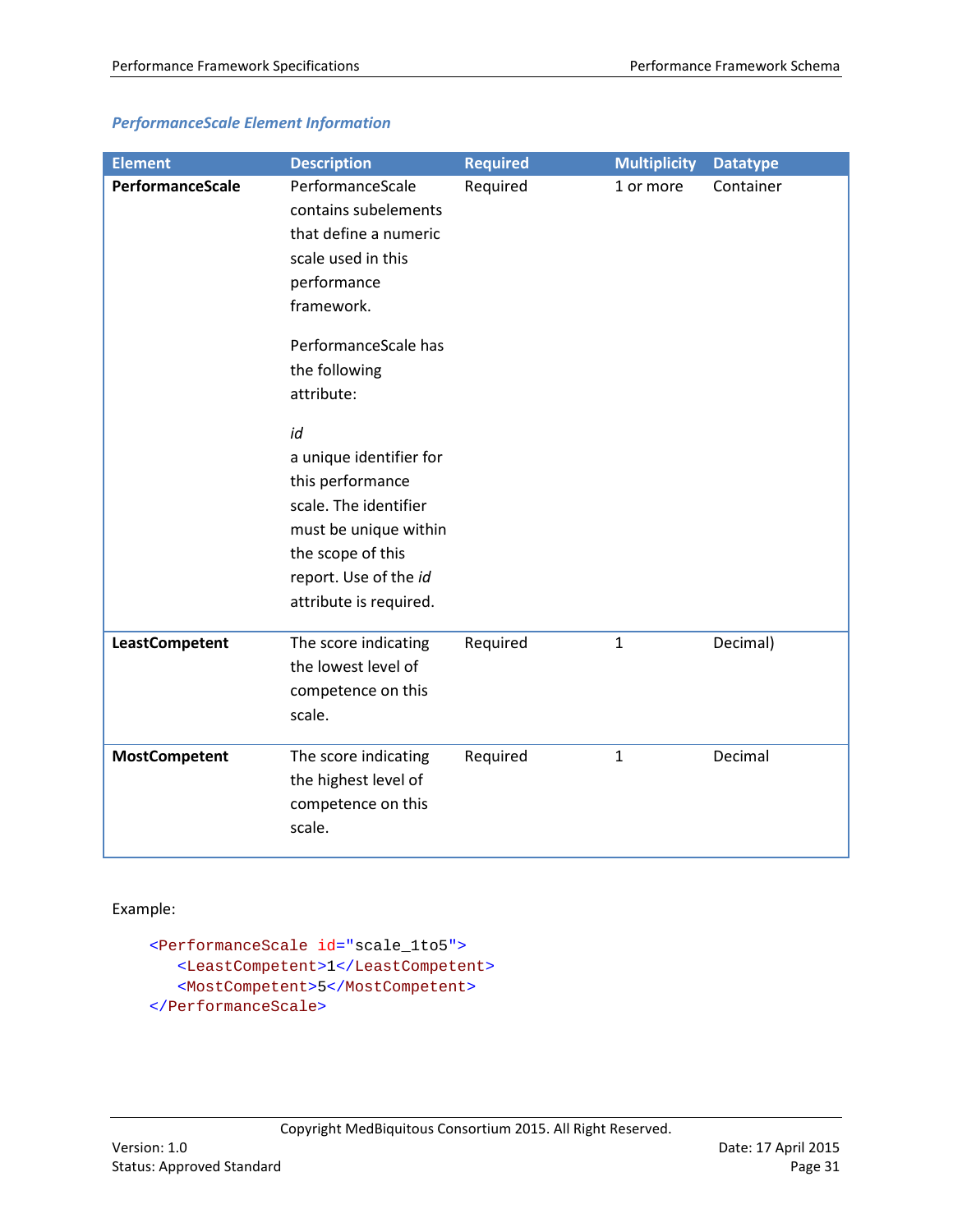### *PerformanceScale Element Information*

| Element | Description | Required | Multiplicity | Datatype |
|---|---|---|---|---|
| **PerformanceScale** | PerformanceScale contains subelements that define a numeric scale used in this performance framework.<br><br>PerformanceScale has the following attribute:<br><br>*id*<br>a unique identifier for this performance scale. The identifier must be unique within the scope of this report. Use of the *id* attribute is required. | Required | 1 or more | Container |
| **LeastCompetent** | The score indicating the lowest level of competence on this scale. | Required | 1 | Decimal) |
| **MostCompetent** | The score indicating the highest level of competence on this scale. | Required | 1 | Decimal |

Example:

```
<PerformanceScale id="scale_1to5">
   <LeastCompetent>1</LeastCompetent>
   <MostCompetent>5</MostCompetent>
</PerformanceScale>
```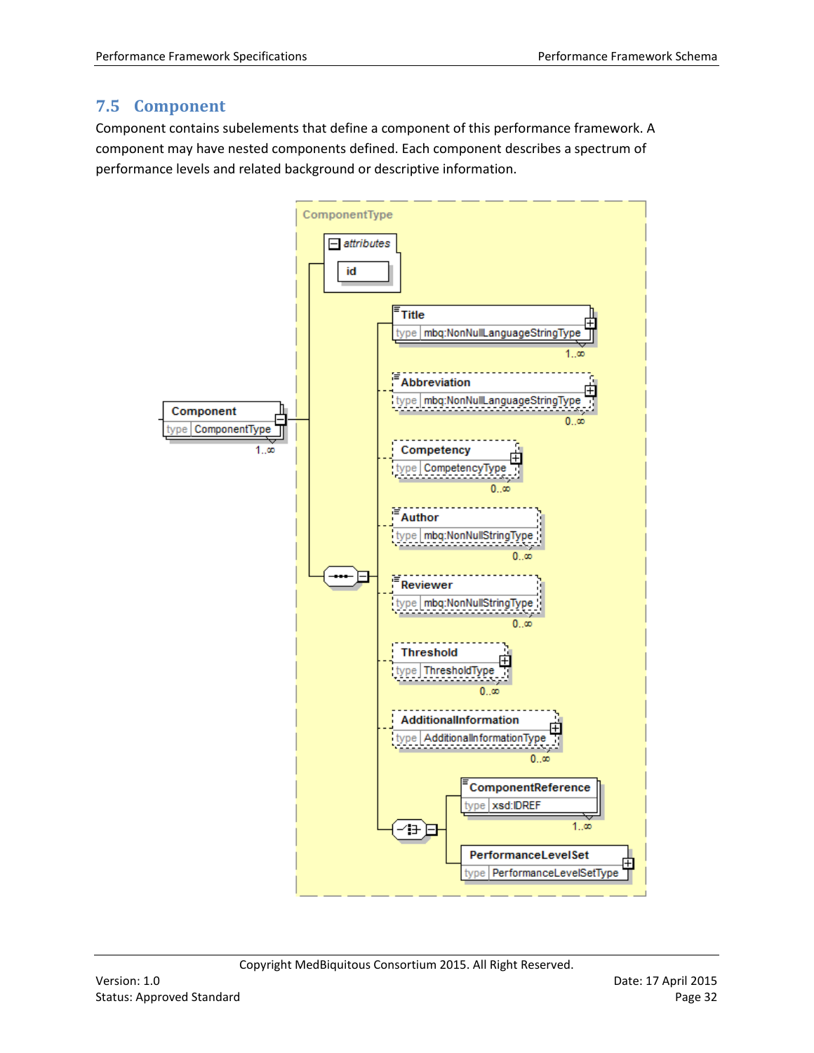## 7.5 Component

Component contains subelements that define a component of this performance framework. A component may have nested components defined. Each component describes a spectrum of performance levels and related background or descriptive information.

ComponentType

attributes

id

Component
type ComponentType
1..∞

Title
type mbq:NonNullLanguageStringType
1..∞

Abbreviation
type mbq:NonNullLanguageStringType
0..∞

Competency
type CompetencyType
0..∞

Author
type mbq:NonNullStringType
0..∞

Reviewer
type mbq:NonNullStringType
0..∞

Threshold
type ThresholdType
0..∞

AdditionalInformation
type AdditionalInformationType
0..∞

ComponentReference
type xsd:IDREF
1..∞

PerformanceLevelSet
type PerformanceLevelSetType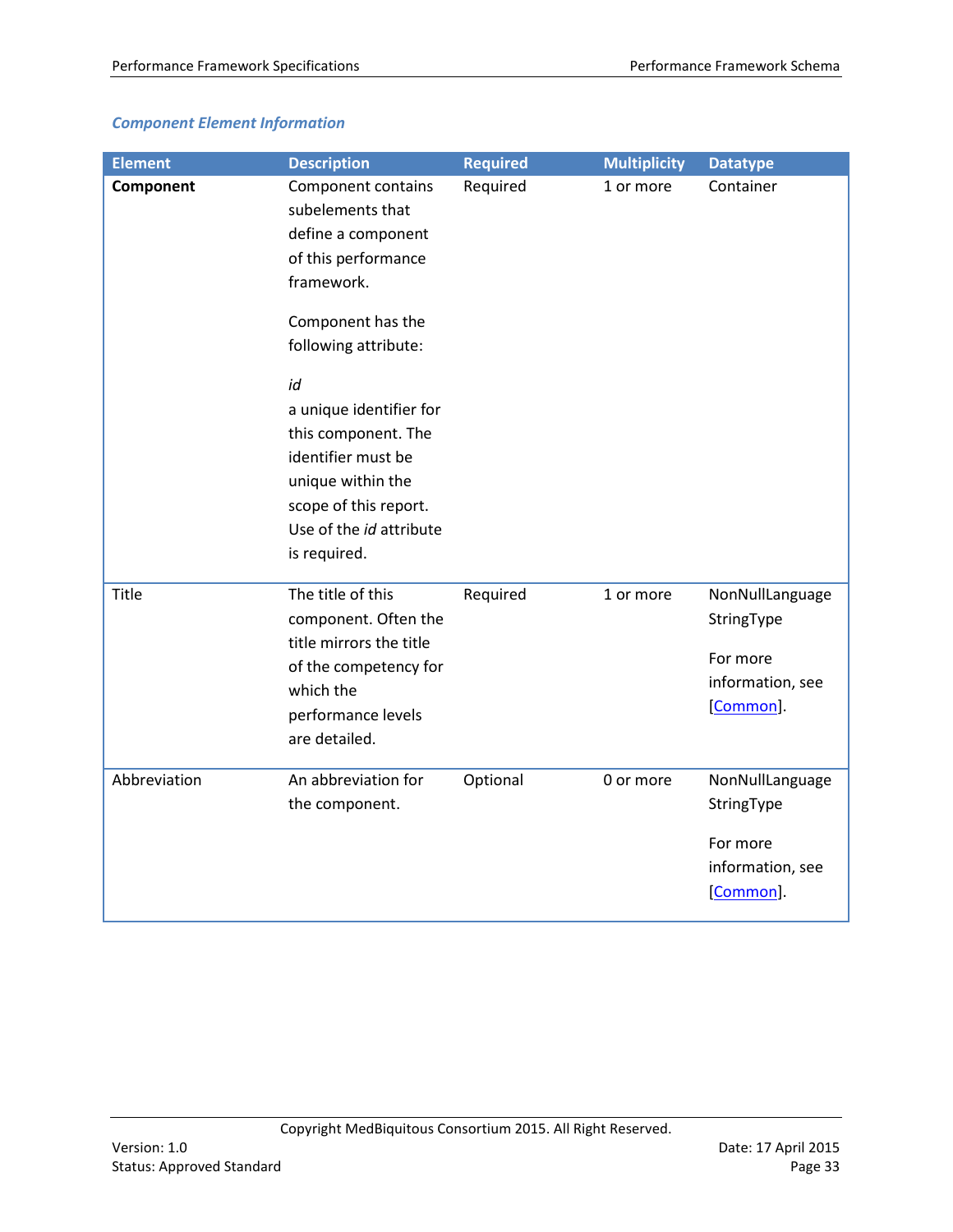### *Component Element Information*

| Element | Description | Required | Multiplicity | Datatype |
|---|---|---|---|---|
| **Component** | Component contains subelements that define a component of this performance framework.<br><br>Component has the following attribute:<br><br>*id*<br>a unique identifier for this component. The identifier must be unique within the scope of this report. Use of the *id* attribute is required. | Required | 1 or more | Container |
| Title | The title of this component. Often the title mirrors the title of the competency for which the performance levels are detailed. | Required | 1 or more | NonNullLanguageStringType<br><br>For more information, see [Common]. |
| Abbreviation | An abbreviation for the component. | Optional | 0 or more | NonNullLanguageStringType<br><br>For more information, see [Common]. |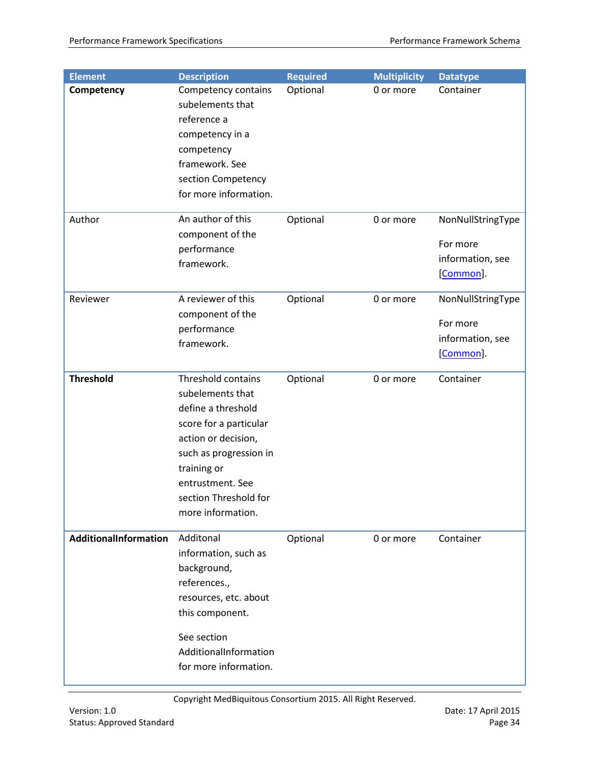| Element | Description | Required | Multiplicity | Datatype |
| --- | --- | --- | --- | --- |
| **Competency** | Competency contains subelements that reference a competency in a competency framework. See section Competency for more information. | Optional | 0 or more | Container |
| Author | An author of this component of the performance framework. | Optional | 0 or more | NonNullStringType<br><br>For more information, see [Common]. |
| Reviewer | A reviewer of this component of the performance framework. | Optional | 0 or more | NonNullStringType<br><br>For more information, see [Common]. |
| **Threshold** | Threshold contains subelements that define a threshold score for a particular action or decision, such as progression in training or entrustment. See section Threshold for more information. | Optional | 0 or more | Container |
| **AdditionalInformation** | Additonal information, such as background, references., resources, etc. about this component.<br><br>See section AdditionalInformation for more information. | Optional | 0 or more | Container |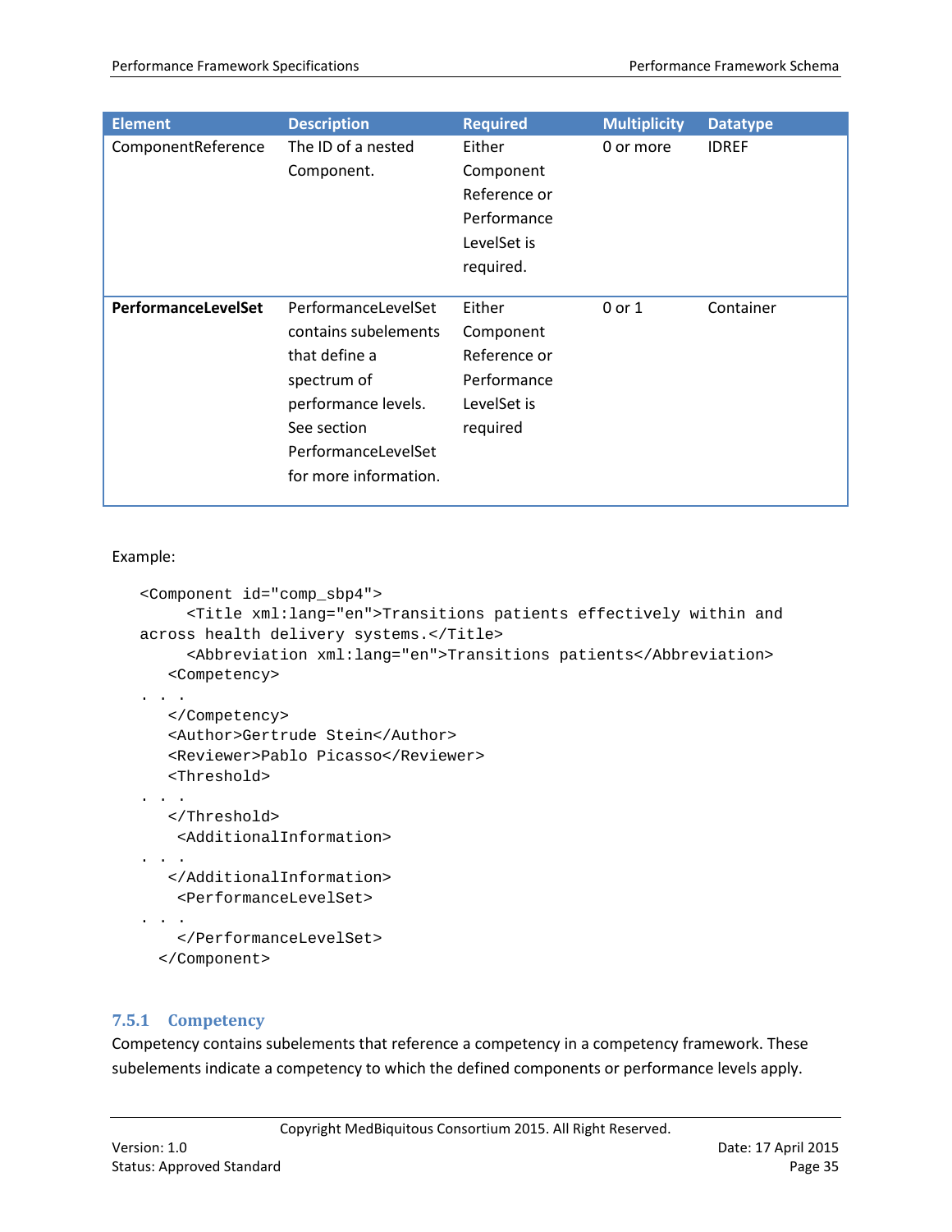| Element | Description | Required | Multiplicity | Datatype |
|---|---|---|---|---|
| ComponentReference | The ID of a nested Component. | Either Component Reference or Performance LevelSet is required. | 0 or more | IDREF |
| **PerformanceLevelSet** | PerformanceLevelSet contains subelements that define a spectrum of performance levels. See section PerformanceLevelSet for more information. | Either Component Reference or Performance LevelSet is required | 0 or 1 | Container |

Example:

```
<Component id="comp_sbp4">
     <Title xml:lang="en">Transitions patients effectively within and
across health delivery systems.</Title>
     <Abbreviation xml:lang="en">Transitions patients</Abbreviation>
   <Competency>
. . .
   </Competency>
   <Author>Gertrude Stein</Author>
   <Reviewer>Pablo Picasso</Reviewer>
   <Threshold>
. . .
   </Threshold>
    <AdditionalInformation>
. . .
   </AdditionalInformation>
    <PerformanceLevelSet>
. . .
    </PerformanceLevelSet>
  </Component>
```

### 7.5.1 Competency

Competency contains subelements that reference a competency in a competency framework. These subelements indicate a competency to which the defined components or performance levels apply.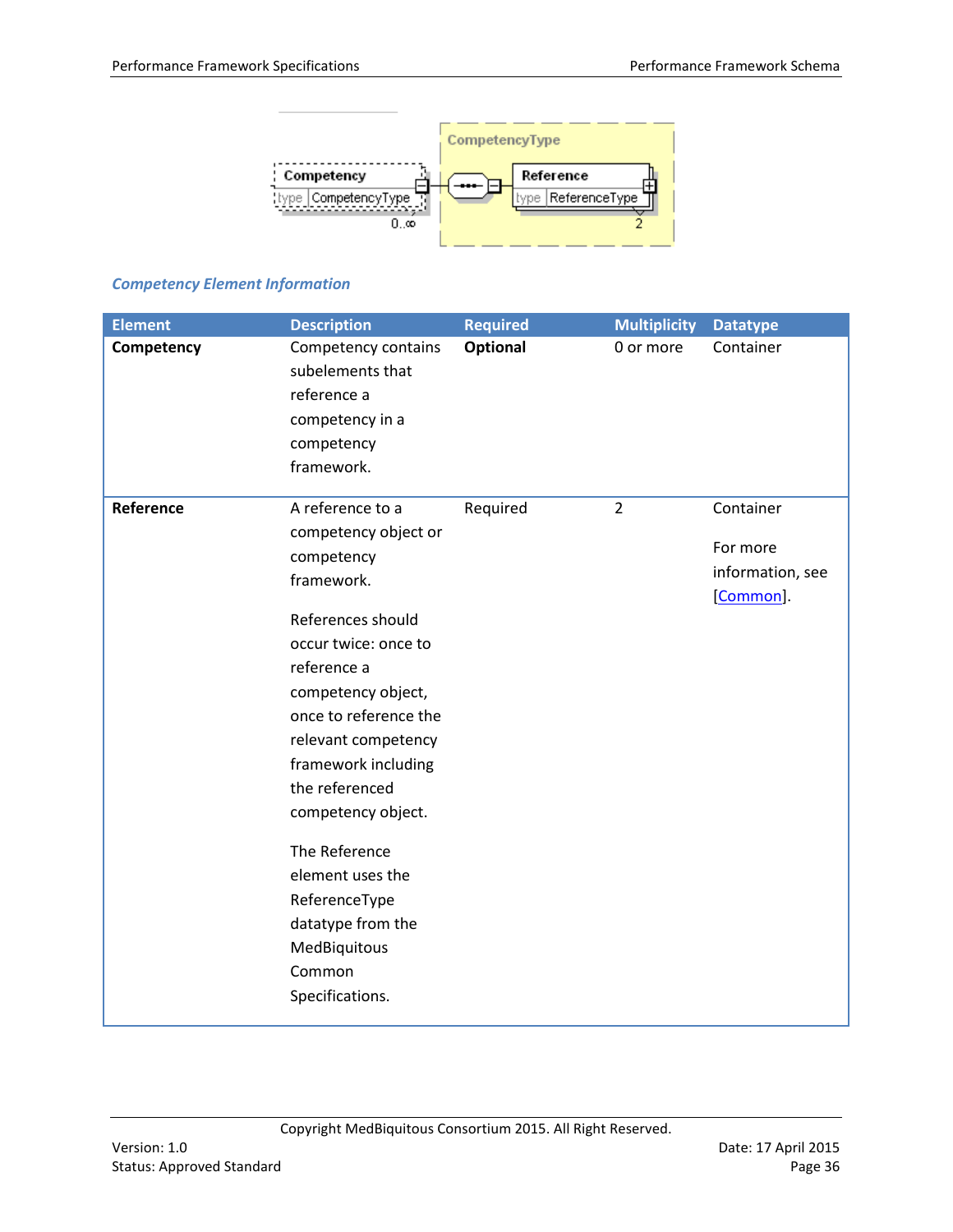### Competency Element Information

| Element | Description | Required | Multiplicity | Datatype |
|---|---|---|---|---|
| **Competency** | Competency contains subelements that reference a competency in a competency framework. | **Optional** | 0 or more | Container |
| **Reference** | A reference to a competency object or competency framework.<br><br>References should occur twice: once to reference a competency object, once to reference the relevant competency framework including the referenced competency object.<br><br>The Reference element uses the ReferenceType datatype from the MedBiquitous Common Specifications. | Required | 2 | Container<br><br>For more information, see [Common]. |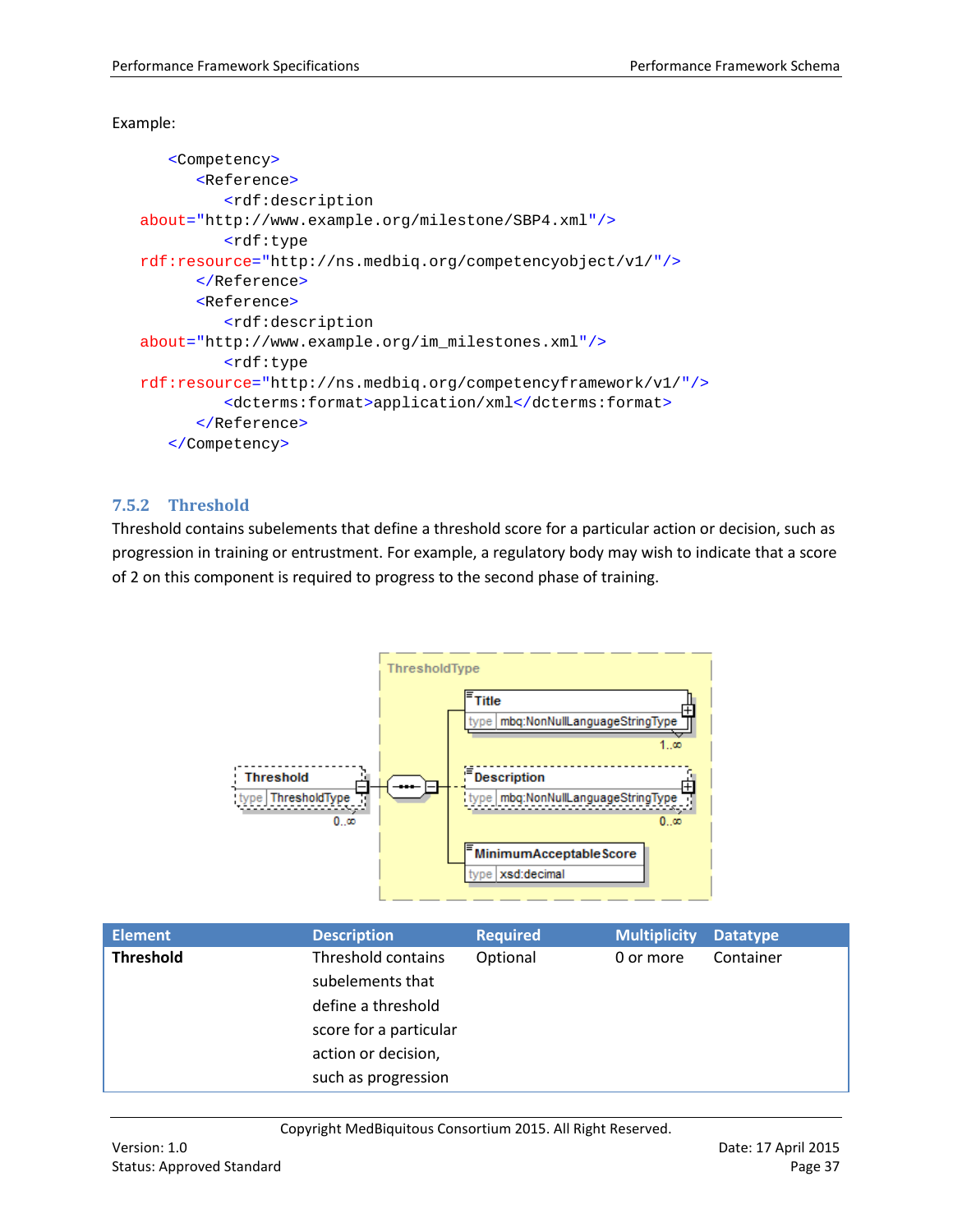Example:

```
<Competency>
   <Reference>
      <rdf:description
about="http://www.example.org/milestone/SBP4.xml"/>
      <rdf:type
rdf:resource="http://ns.medbiq.org/competencyobject/v1/"/>
   </Reference>
   <Reference>
      <rdf:description
about="http://www.example.org/im_milestones.xml"/>
      <rdf:type
rdf:resource="http://ns.medbiq.org/competencyframework/v1/"/>
      <dcterms:format>application/xml</dcterms:format>
   </Reference>
</Competency>
```

### 7.5.2 Threshold

Threshold contains subelements that define a threshold score for a particular action or decision, such as progression in training or entrustment. For example, a regulatory body may wish to indicate that a score of 2 on this component is required to progress to the second phase of training.

| Element | Description | Required | Multiplicity | Datatype |
|---|---|---|---|---|
| **Threshold** | Threshold contains subelements that define a threshold score for a particular action or decision, such as progression | Optional | 0 or more | Container |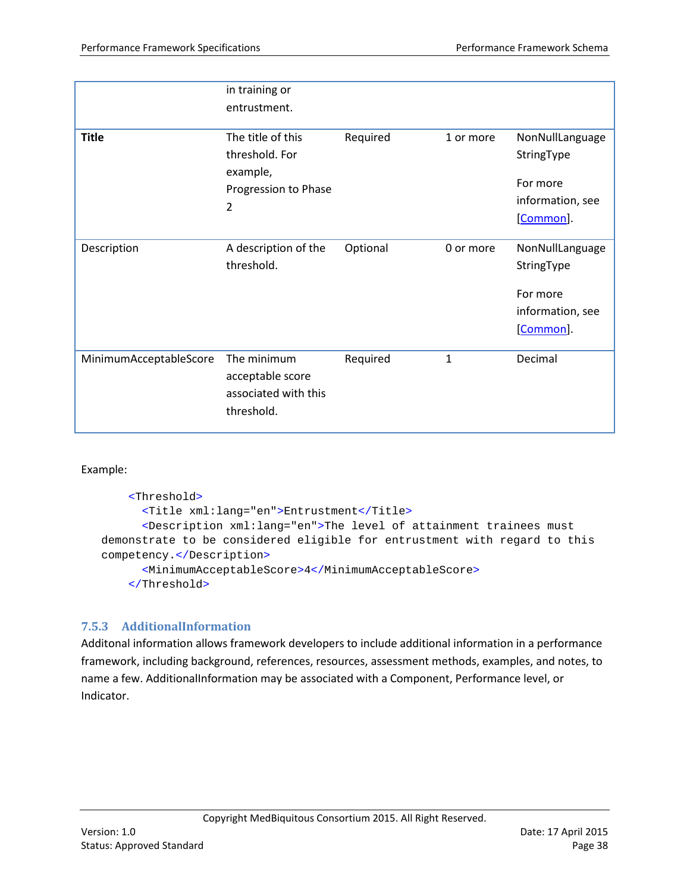| | | | | |
|---|---|---|---|---|
| | in training or entrustment. | | | |
| **Title** | The title of this threshold. For example, Progression to Phase 2 | Required | 1 or more | NonNullLanguageStringType<br><br>For more information, see [Common]. |
| Description | A description of the threshold. | Optional | 0 or more | NonNullLanguageStringType<br><br>For more information, see [Common]. |
| MinimumAcceptableScore | The minimum acceptable score associated with this threshold. | Required | 1 | Decimal |

Example:

```
<Threshold>
  <Title xml:lang="en">Entrustment</Title>
  <Description xml:lang="en">The level of attainment trainees must
demonstrate to be considered eligible for entrustment with regard to this
competency.</Description>
  <MinimumAcceptableScore>4</MinimumAcceptableScore>
</Threshold>
```

### 7.5.3 AdditionalInformation

Additonal information allows framework developers to include additional information in a performance framework, including background, references, resources, assessment methods, examples, and notes, to name a few. AdditionalInformation may be associated with a Component, Performance level, or Indicator.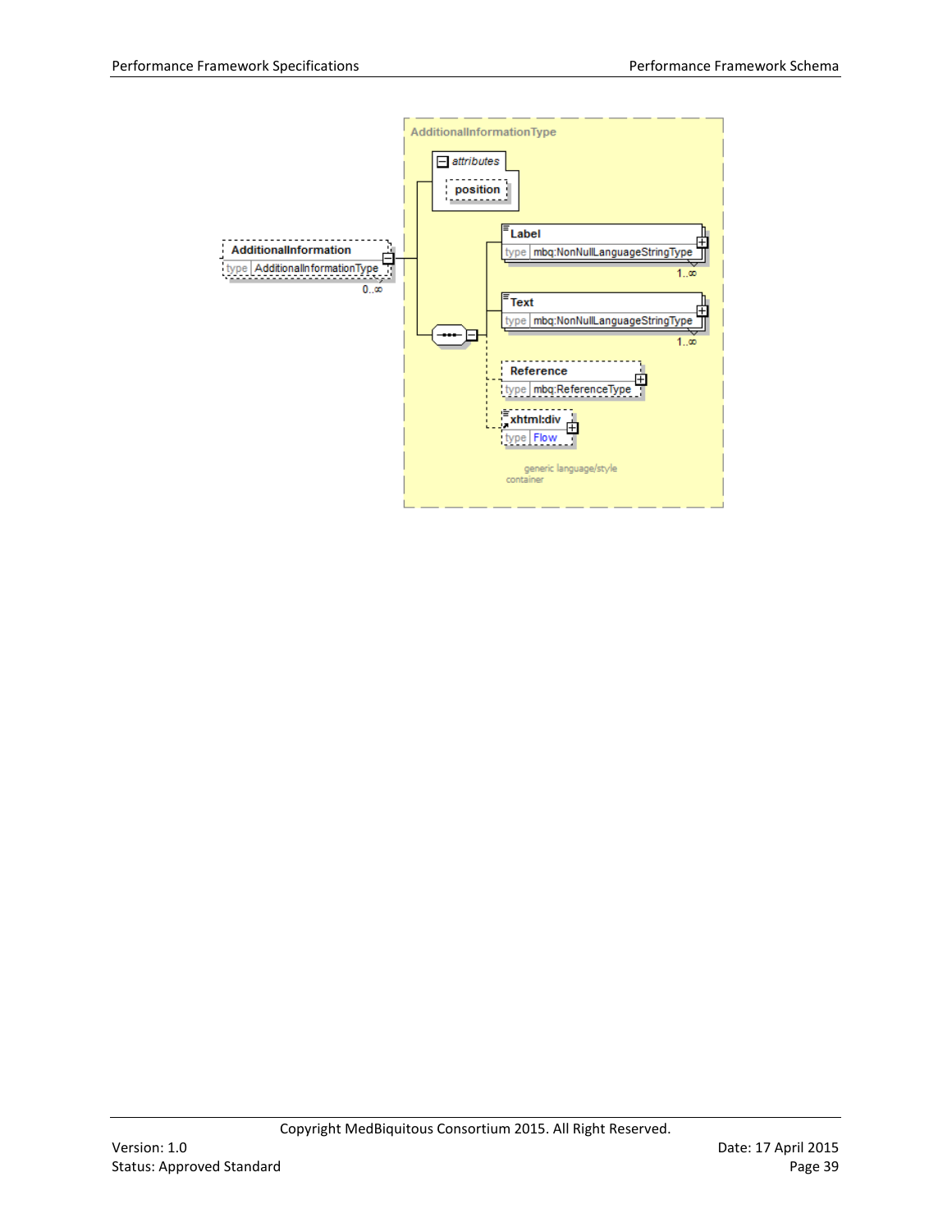AdditionalInformationType

attributes

position

AdditionalInformation

type AdditionalInformationType

0..∞

Label

type mbq:NonNullLanguageStringType

1..∞

Text

type mbq:NonNullLanguageStringType

1..∞

Reference

type mbq:ReferenceType

xhtml:div

type Flow

generic language/style container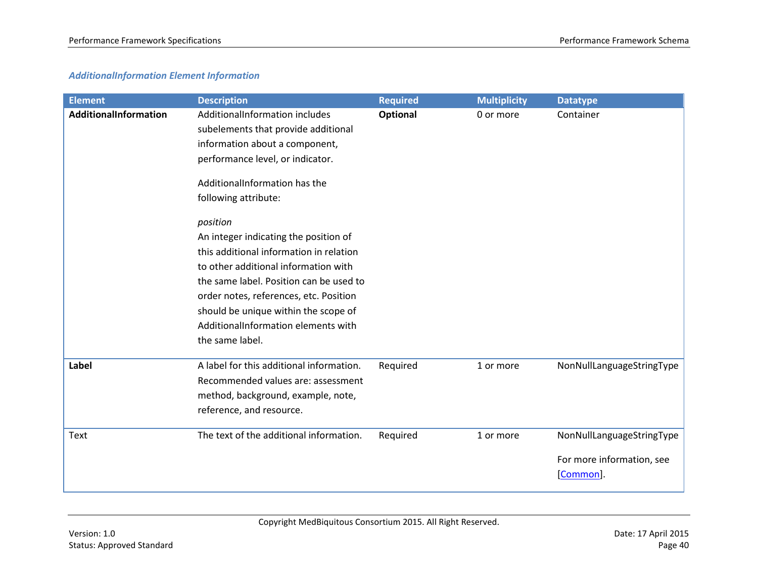### *AdditionalInformation Element Information*

| Element | Description | Required | Multiplicity | Datatype |
|---|---|---|---|---|
| **AdditionalInformation** | AdditionalInformation includes subelements that provide additional information about a component, performance level, or indicator.<br><br>AdditionalInformation has the following attribute:<br><br>*position*<br>An integer indicating the position of this additional information in relation to other additional information with the same label. Position can be used to order notes, references, etc. Position should be unique within the scope of AdditionalInformation elements with the same label. | **Optional** | 0 or more | Container |
| **Label** | A label for this additional information. Recommended values are: assessment method, background, example, note, reference, and resource. | Required | 1 or more | NonNullLanguageStringType |
| Text | The text of the additional information. | Required | 1 or more | NonNullLanguageStringType<br><br>For more information, see [Common]. |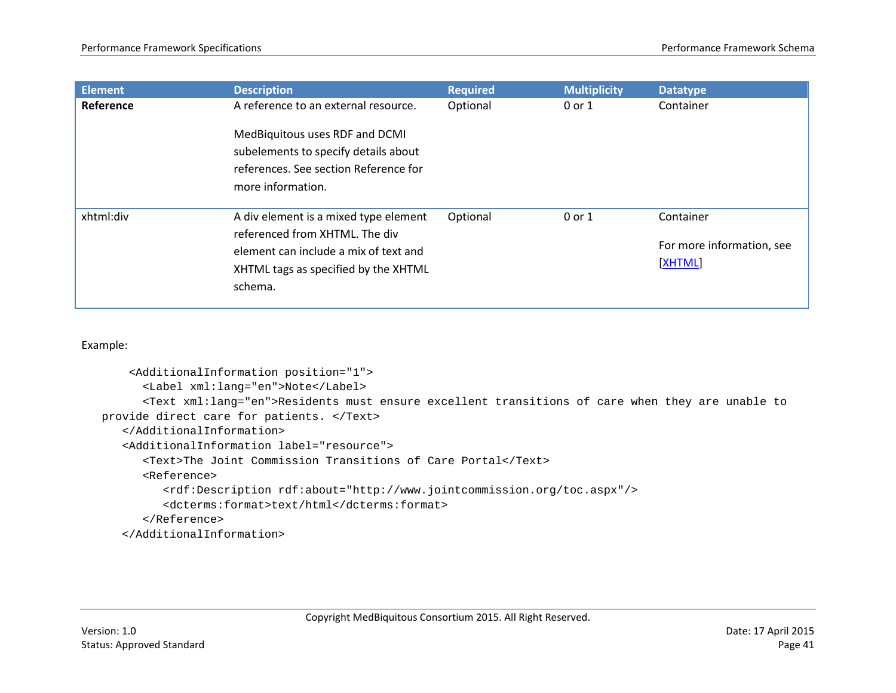| Element | Description | Required | Multiplicity | Datatype |
|---|---|---|---|---|
| **Reference** | A reference to an external resource.<br><br>MedBiquitous uses RDF and DCMI subelements to specify details about references. See section Reference for more information. | Optional | 0 or 1 | Container |
| xhtml:div | A div element is a mixed type element referenced from XHTML. The div element can include a mix of text and XHTML tags as specified by the XHTML schema. | Optional | 0 or 1 | Container<br><br>For more information, see [XHTML] |

Example:

```
<AdditionalInformation position="1">
  <Label xml:lang="en">Note</Label>
  <Text xml:lang="en">Residents must ensure excellent transitions of care when they are unable to
provide direct care for patients. </Text>
</AdditionalInformation>
<AdditionalInformation label="resource">
  <Text>The Joint Commission Transitions of Care Portal</Text>
  <Reference>
     <rdf:Description rdf:about="http://www.jointcommission.org/toc.aspx"/>
     <dcterms:format>text/html</dcterms:format>
  </Reference>
</AdditionalInformation>
```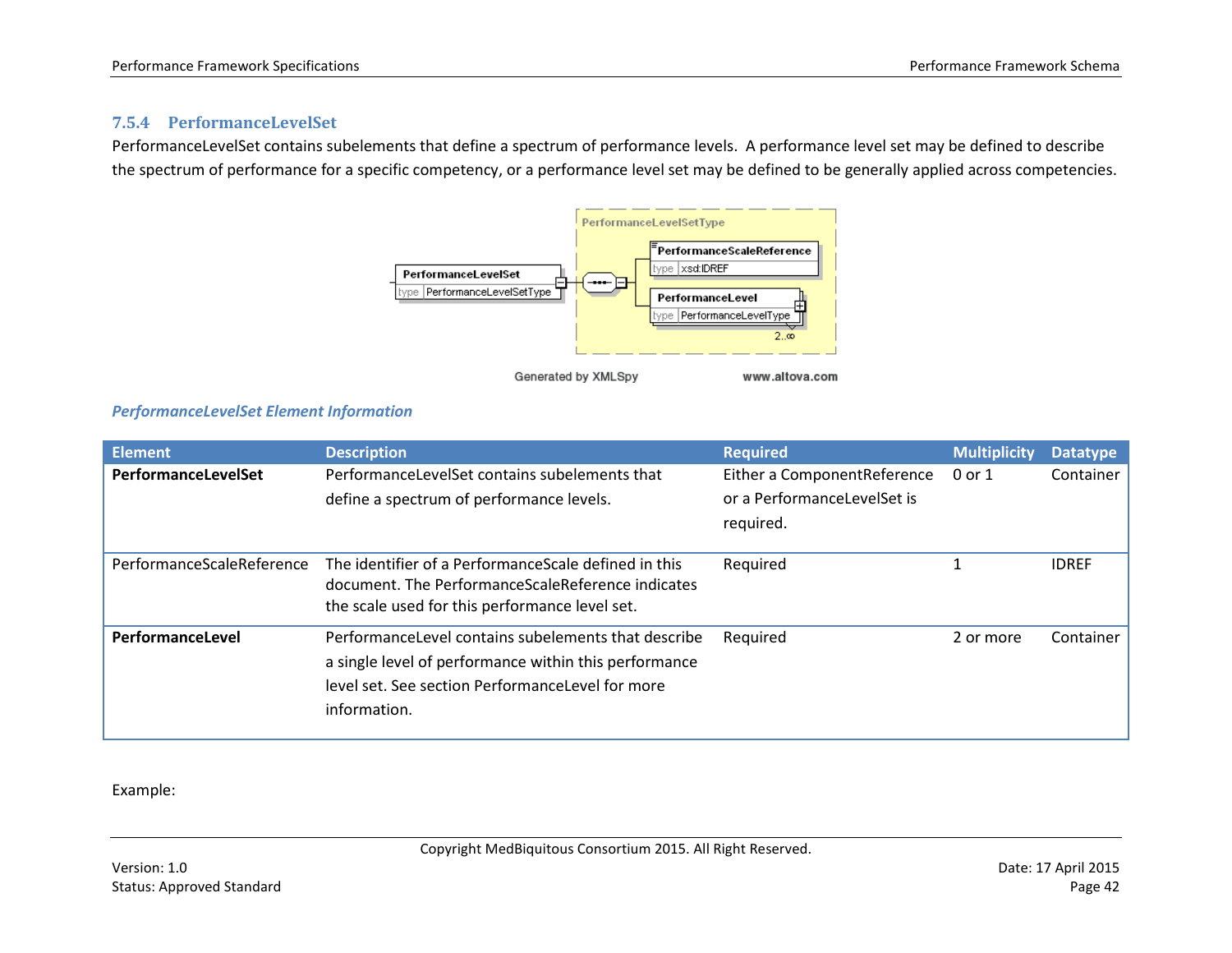### 7.5.4 PerformanceLevelSet

PerformanceLevelSet contains subelements that define a spectrum of performance levels. A performance level set may be defined to describe the spectrum of performance for a specific competency, or a performance level set may be defined to be generally applied across competencies.

*PerformanceLevelSet Element Information*

| Element | Description | Required | Multiplicity | Datatype |
| --- | --- | --- | --- | --- |
| **PerformanceLevelSet** | PerformanceLevelSet contains subelements that define a spectrum of performance levels. | Either a ComponentReference or a PerformanceLevelSet is required. | 0 or 1 | Container |
| PerformanceScaleReference | The identifier of a PerformanceScale defined in this document. The PerformanceScaleReference indicates the scale used for this performance level set. | Required | 1 | IDREF |
| **PerformanceLevel** | PerformanceLevel contains subelements that describe a single level of performance within this performance level set. See section PerformanceLevel for more information. | Required | 2 or more | Container |

Example: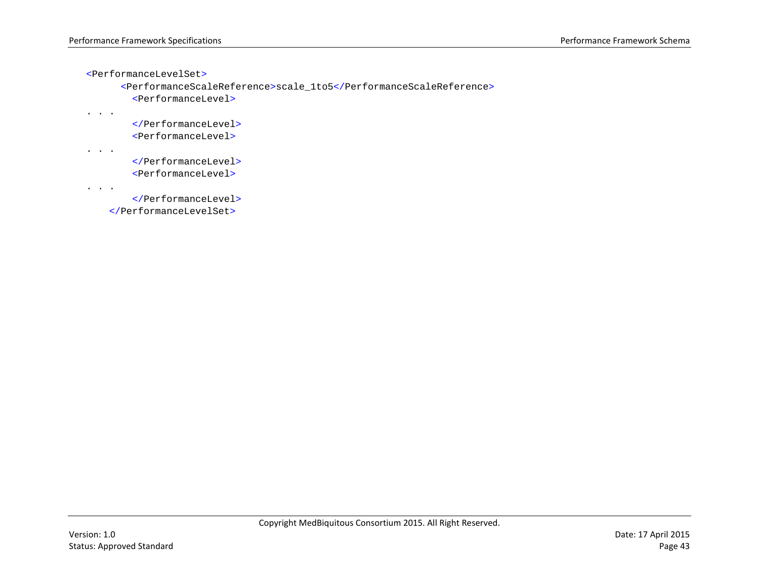```
<PerformanceLevelSet>
      <PerformanceScaleReference>scale_1to5</PerformanceScaleReference>
        <PerformanceLevel>
. . .
        </PerformanceLevel>
        <PerformanceLevel>
. . .
        </PerformanceLevel>
        <PerformanceLevel>
. . .
        </PerformanceLevel>
    </PerformanceLevelSet>
```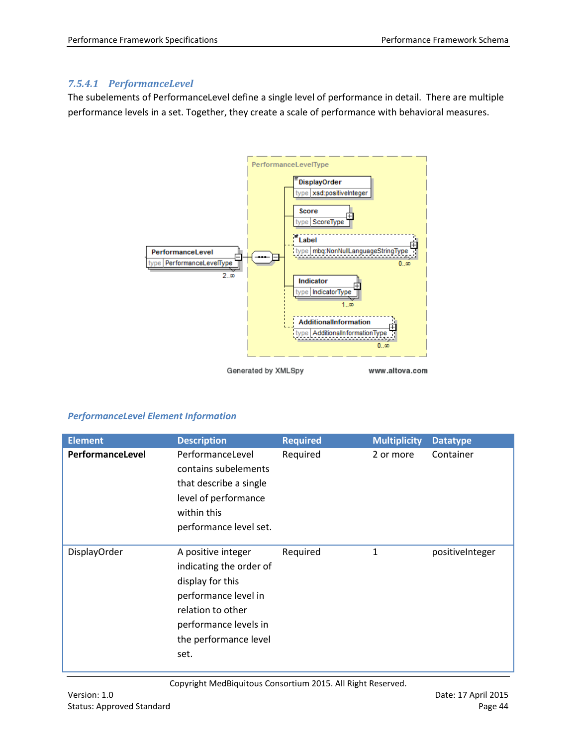### 7.5.4.1 PerformanceLevel

The subelements of PerformanceLevel define a single level of performance in detail. There are multiple performance levels in a set. Together, they create a scale of performance with behavioral measures.

PerformanceLevelType

PerformanceLevel type PerformanceLevelType 2..∞

DisplayOrder type xsd:positiveInteger

Score type ScoreType

Label type mbq:NonNullLanguageStringType 0..∞

Indicator type IndicatorType 1..∞

AdditionalInformation type AdditionalInformationType 0..∞

Generated by XMLSpy www.altova.com

#### *PerformanceLevel Element Information*

| Element | Description | Required | Multiplicity | Datatype |
|---|---|---|---|---|
| **PerformanceLevel** | PerformanceLevel contains subelements that describe a single level of performance within this performance level set. | Required | 2 or more | Container |
| DisplayOrder | A positive integer indicating the order of display for this performance level in relation to other performance levels in the performance level set. | Required | 1 | positiveInteger |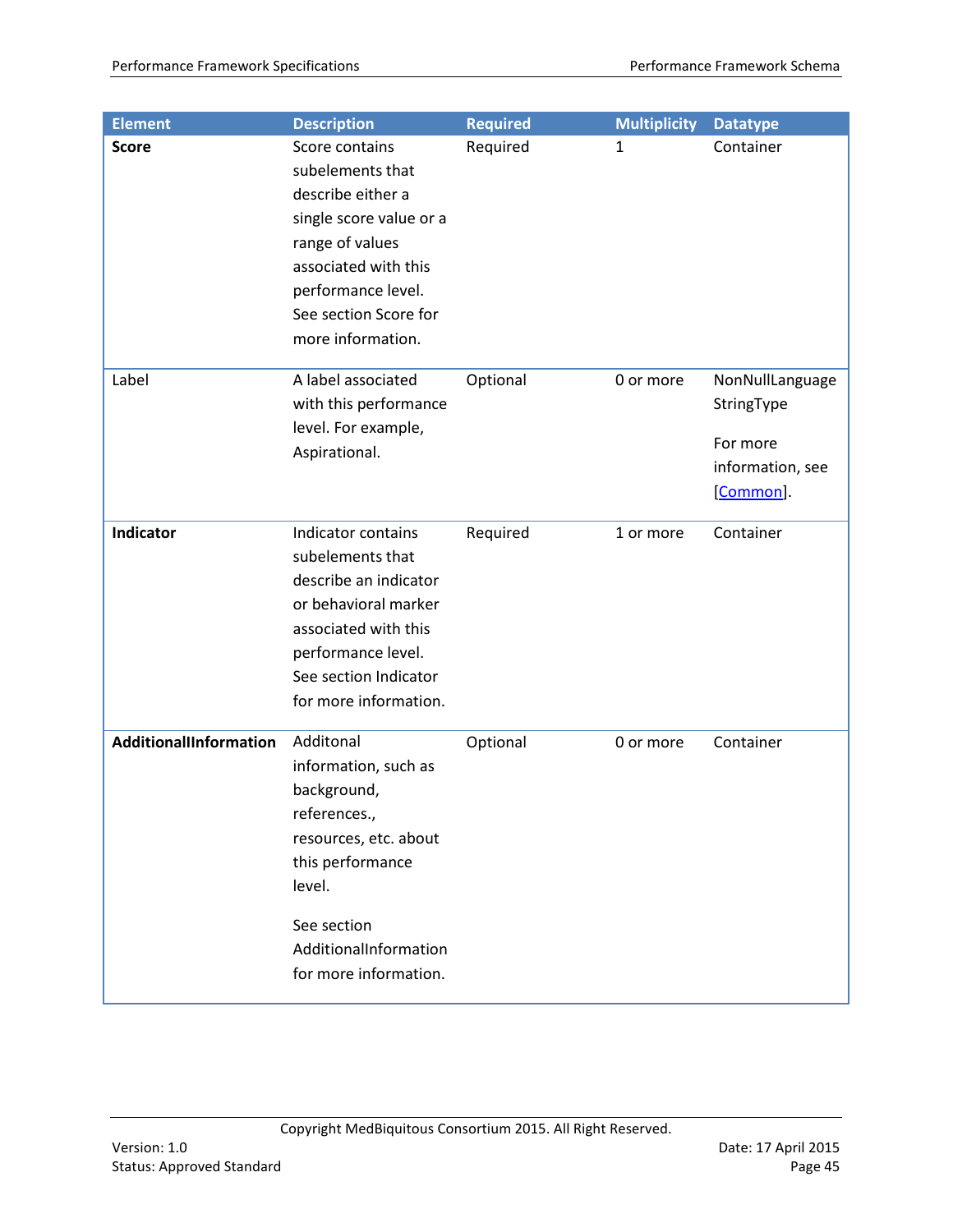| Element | Description | Required | Multiplicity | Datatype |
|---|---|---|---|---|
| **Score** | Score contains subelements that describe either a single score value or a range of values associated with this performance level. See section Score for more information. | Required | 1 | Container |
| Label | A label associated with this performance level. For example, Aspirational. | Optional | 0 or more | NonNullLanguageStringType<br><br>For more information, see [Common]. |
| **Indicator** | Indicator contains subelements that describe an indicator or behavioral marker associated with this performance level. See section Indicator for more information. | Required | 1 or more | Container |
| **AdditionalInformation** | Additonal information, such as background, references., resources, etc. about this performance level.<br><br>See section AdditionalInformation for more information. | Optional | 0 or more | Container |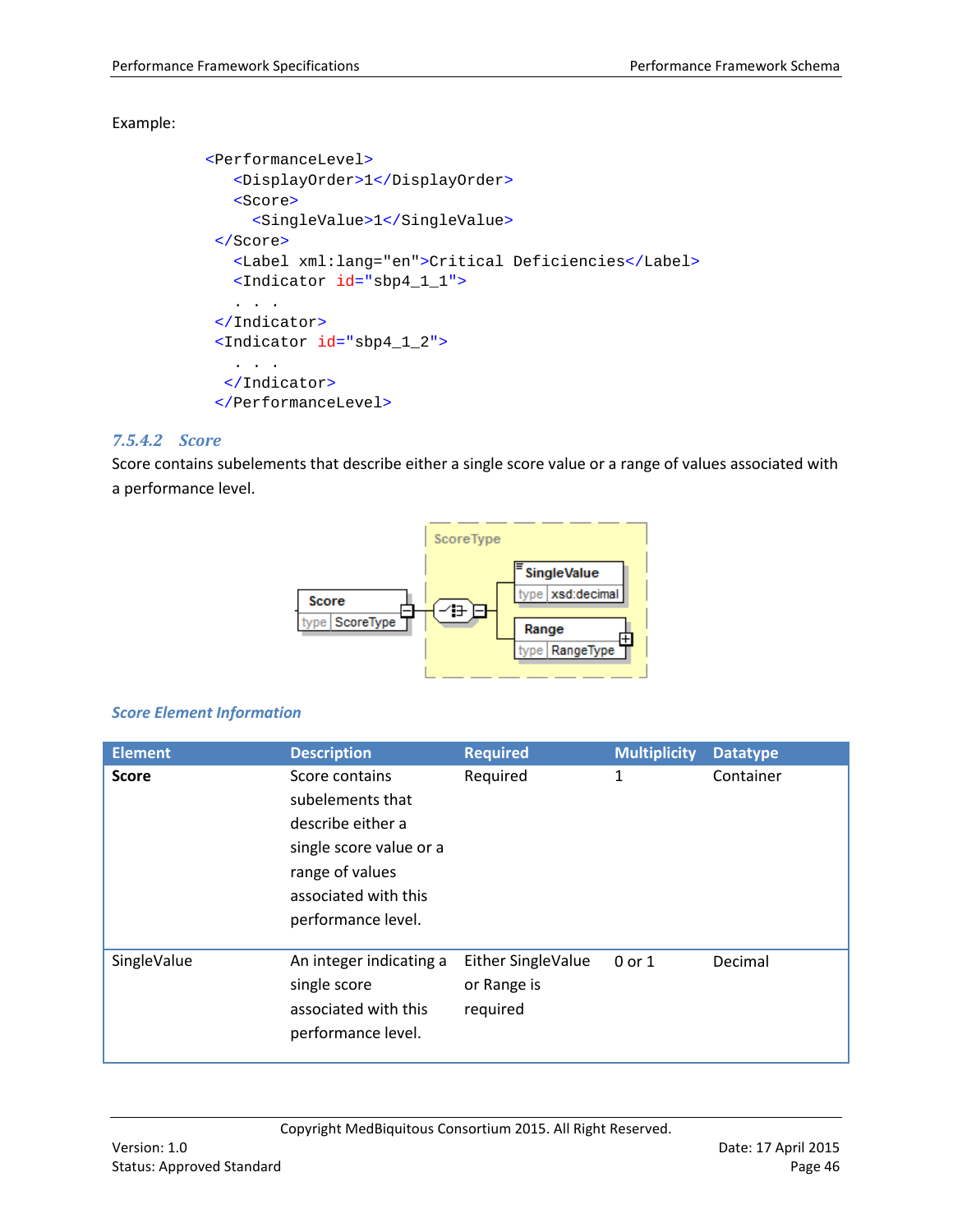Example:

```
<PerformanceLevel>
   <DisplayOrder>1</DisplayOrder>
   <Score>
     <SingleValue>1</SingleValue>
 </Score>
   <Label xml:lang="en">Critical Deficiencies</Label>
   <Indicator id="sbp4_1_1">
   . . .
 </Indicator>
 <Indicator id="sbp4_1_2">
   . . .
  </Indicator>
 </PerformanceLevel>
```

### 7.5.4.2 Score

Score contains subelements that describe either a single score value or a range of values associated with a performance level.

*Score Element Information*

| Element | Description | Required | Multiplicity | Datatype |
|---|---|---|---|---|
| **Score** | Score contains subelements that describe either a single score value or a range of values associated with this performance level. | Required | 1 | Container |
| SingleValue | An integer indicating a single score associated with this performance level. | Either SingleValue or Range is required | 0 or 1 | Decimal |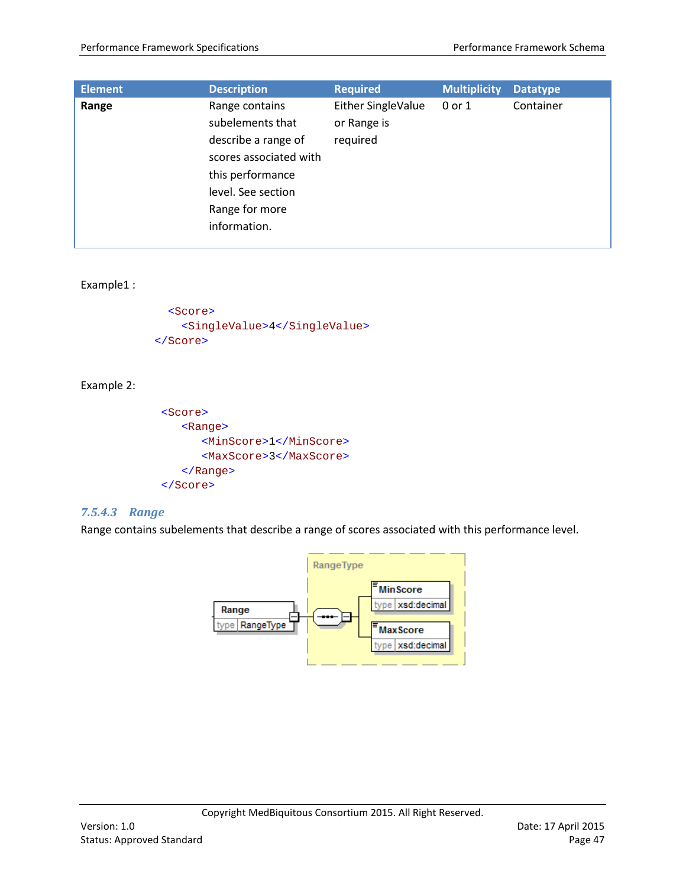| Element | Description | Required | Multiplicity | Datatype |
| --- | --- | --- | --- | --- |
| **Range** | Range contains subelements that describe a range of scores associated with this performance level. See section Range for more information. | Either SingleValue or Range is required | 0 or 1 | Container |

Example1 :

```
<Score>
  <SingleValue>4</SingleValue>
</Score>
```

Example 2:

```
<Score>
  <Range>
    <MinScore>1</MinScore>
    <MaxScore>3</MaxScore>
  </Range>
</Score>
```

#### *7.5.4.3 Range*

Range contains subelements that describe a range of scores associated with this performance level.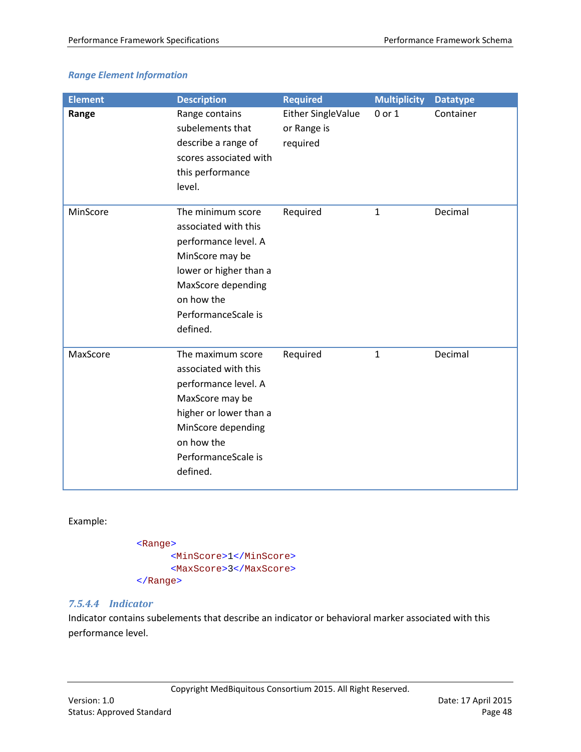*Range Element Information*

| Element | Description | Required | Multiplicity | Datatype |
|---|---|---|---|---|
| **Range** | Range contains subelements that describe a range of scores associated with this performance level. | Either SingleValue or Range is required | 0 or 1 | Container |
| MinScore | The minimum score associated with this performance level. A MinScore may be lower or higher than a MaxScore depending on how the PerformanceScale is defined. | Required | 1 | Decimal |
| MaxScore | The maximum score associated with this performance level. A MaxScore may be higher or lower than a MinScore depending on how the PerformanceScale is defined. | Required | 1 | Decimal |

Example:

```
<Range>
      <MinScore>1</MinScore>
      <MaxScore>3</MaxScore>
</Range>
```

#### *7.5.4.4 Indicator*

Indicator contains subelements that describe an indicator or behavioral marker associated with this performance level.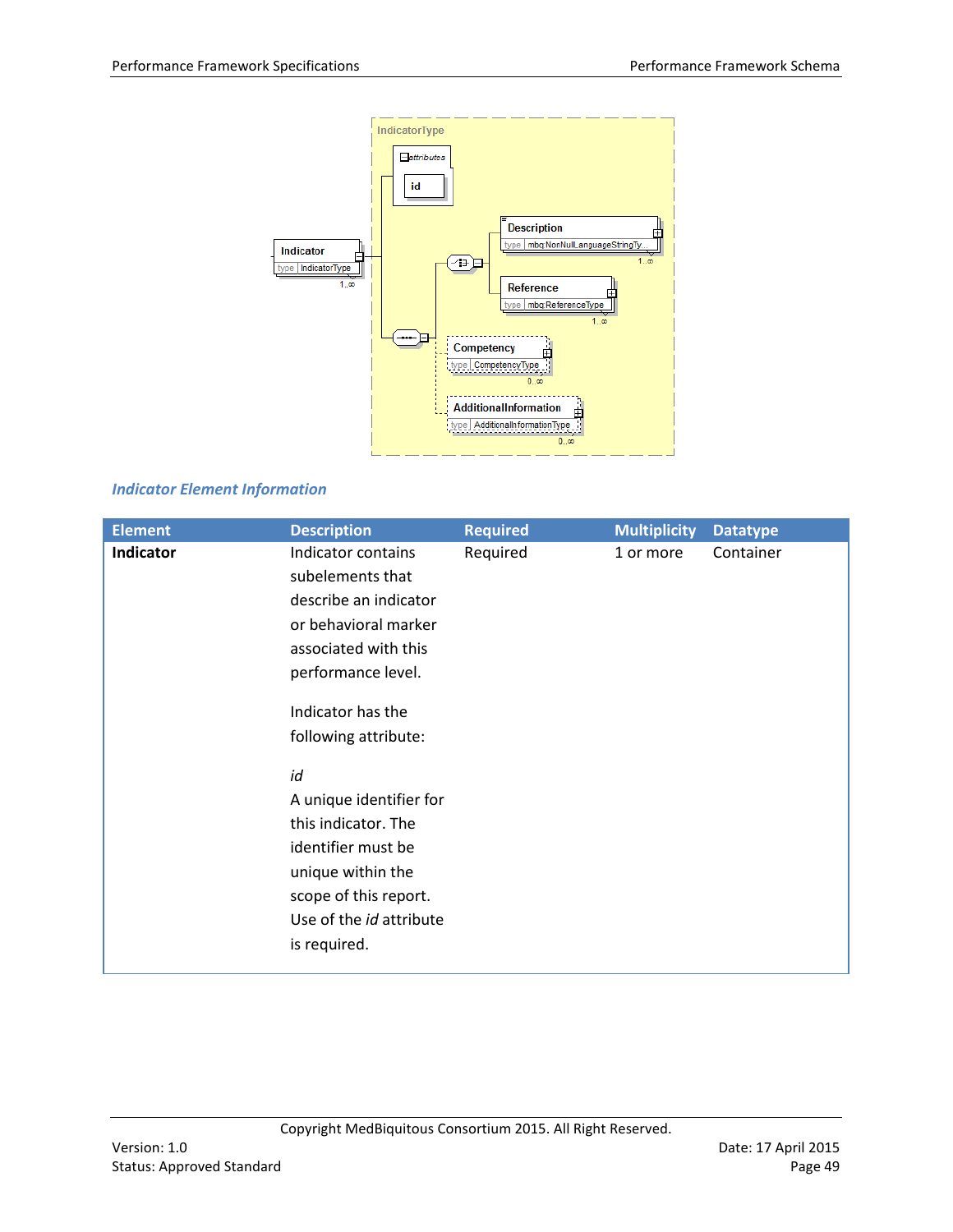IndicatorType

attributes

id

Description
type mbq:NonNullLanguageStringTy...
1..∞

Indicator
type IndicatorType
1..∞

Reference
type mbq:ReferenceType
1..∞

Competency
type CompetencyType
0..∞

AdditionalInformation
type AdditionalInformationType
0..∞

### Indicator Element Information

| Element | Description | Required | Multiplicity | Datatype |
|---|---|---|---|---|
| **Indicator** | Indicator contains subelements that describe an indicator or behavioral marker associated with this performance level.<br><br>Indicator has the following attribute:<br><br>*id*<br>A unique identifier for this indicator. The identifier must be unique within the scope of this report. Use of the *id* attribute is required. | Required | 1 or more | Container |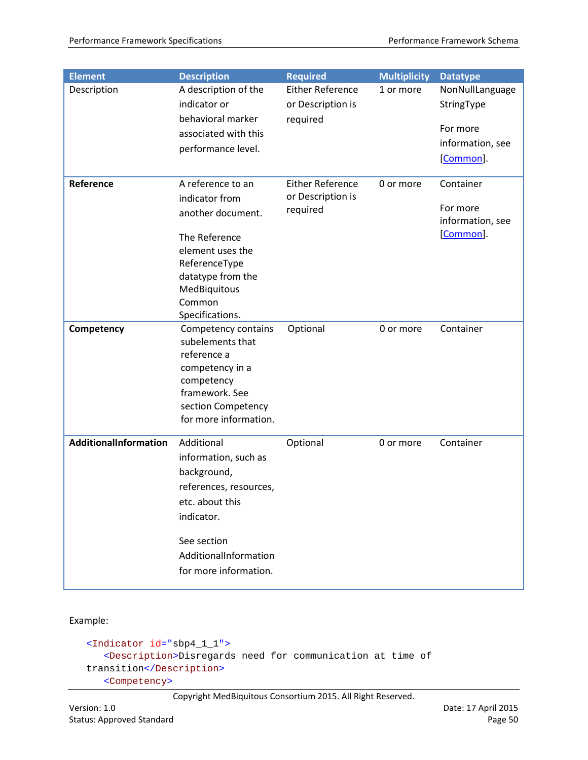| Element | Description | Required | Multiplicity | Datatype |
|---|---|---|---|---|
| Description | A description of the indicator or behavioral marker associated with this performance level. | Either Reference or Description is required | 1 or more | NonNullLanguageStringType<br><br>For more information, see [Common]. |
| **Reference** | A reference to an indicator from another document.<br><br>The Reference element uses the ReferenceType datatype from the MedBiquitous Common Specifications. | Either Reference or Description is required | 0 or more | Container<br><br>For more information, see [Common]. |
| **Competency** | Competency contains subelements that reference a competency in a competency framework. See section Competency for more information. | Optional | 0 or more | Container |
| **AdditionalInformation** | Additional information, such as background, references, resources, etc. about this indicator.<br><br>See section AdditionalInformation for more information. | Optional | 0 or more | Container |

Example:

```
<Indicator id="sbp4_1_1">
   <Description>Disregards need for communication at time of
transition</Description>
   <Competency>
```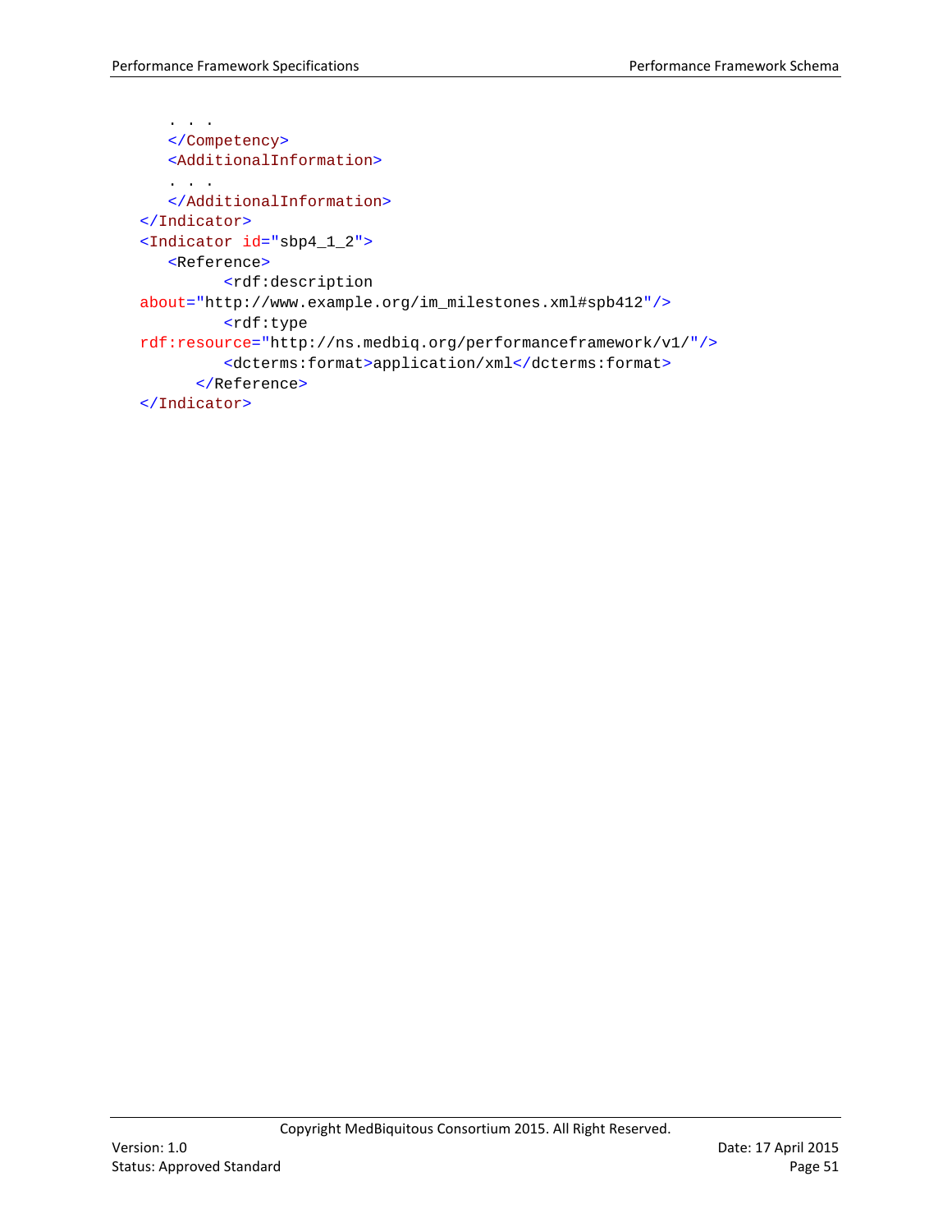```
    . . .
    </Competency>
    <AdditionalInformation>
    . . .
    </AdditionalInformation>
 </Indicator>
 <Indicator id="sbp4_1_2">
    <Reference>
          <rdf:description
 about="http://www.example.org/im_milestones.xml#spb412"/>
          <rdf:type
 rdf:resource="http://ns.medbiq.org/performanceframework/v1/"/>
          <dcterms:format>application/xml</dcterms:format>
       </Reference>
 </Indicator>
```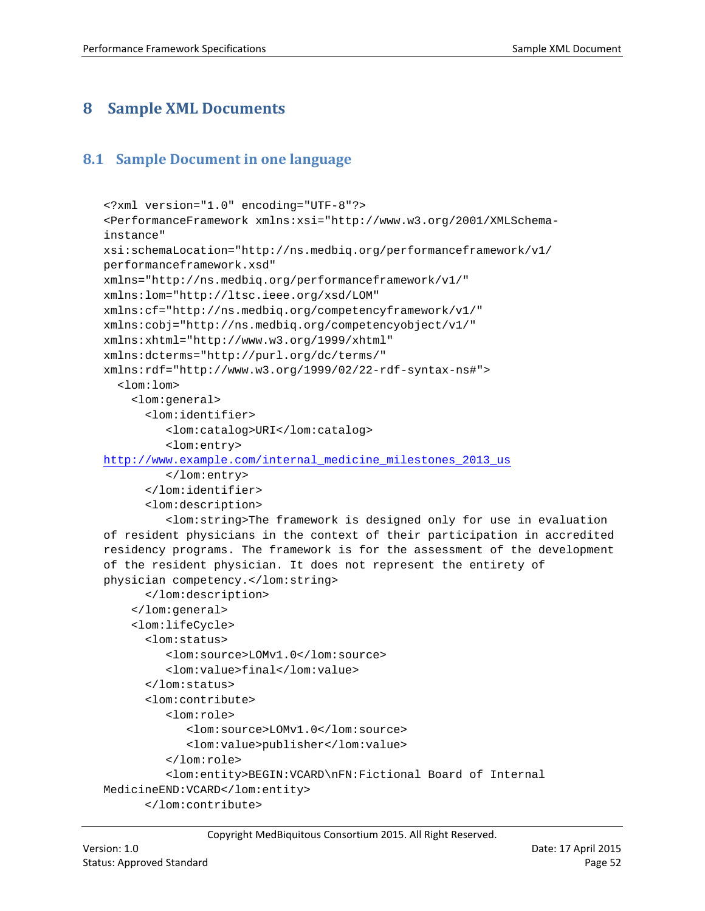# 8 Sample XML Documents

## 8.1 Sample Document in one language

```
<?xml version="1.0" encoding="UTF-8"?>
<PerformanceFramework xmlns:xsi="http://www.w3.org/2001/XMLSchema-
instance"
xsi:schemaLocation="http://ns.medbiq.org/performanceframework/v1/
performanceframework.xsd"
xmlns="http://ns.medbiq.org/performanceframework/v1/"
xmlns:lom="http://ltsc.ieee.org/xsd/LOM"
xmlns:cf="http://ns.medbiq.org/competencyframework/v1/"
xmlns:cobj="http://ns.medbiq.org/competencyobject/v1/"
xmlns:xhtml="http://www.w3.org/1999/xhtml"
xmlns:dcterms="http://purl.org/dc/terms/"
xmlns:rdf="http://www.w3.org/1999/02/22-rdf-syntax-ns#">
  <lom:lom>
    <lom:general>
      <lom:identifier>
         <lom:catalog>URI</lom:catalog>
         <lom:entry>
http://www.example.com/internal_medicine_milestones_2013_us
         </lom:entry>
      </lom:identifier>
      <lom:description>
         <lom:string>The framework is designed only for use in evaluation
of resident physicians in the context of their participation in accredited
residency programs. The framework is for the assessment of the development
of the resident physician. It does not represent the entirety of
physician competency.</lom:string>
      </lom:description>
    </lom:general>
    <lom:lifeCycle>
      <lom:status>
         <lom:source>LOMv1.0</lom:source>
         <lom:value>final</lom:value>
      </lom:status>
      <lom:contribute>
         <lom:role>
            <lom:source>LOMv1.0</lom:source>
            <lom:value>publisher</lom:value>
         </lom:role>
         <lom:entity>BEGIN:VCARD\nFN:Fictional Board of Internal
MedicineEND:VCARD</lom:entity>
      </lom:contribute>
```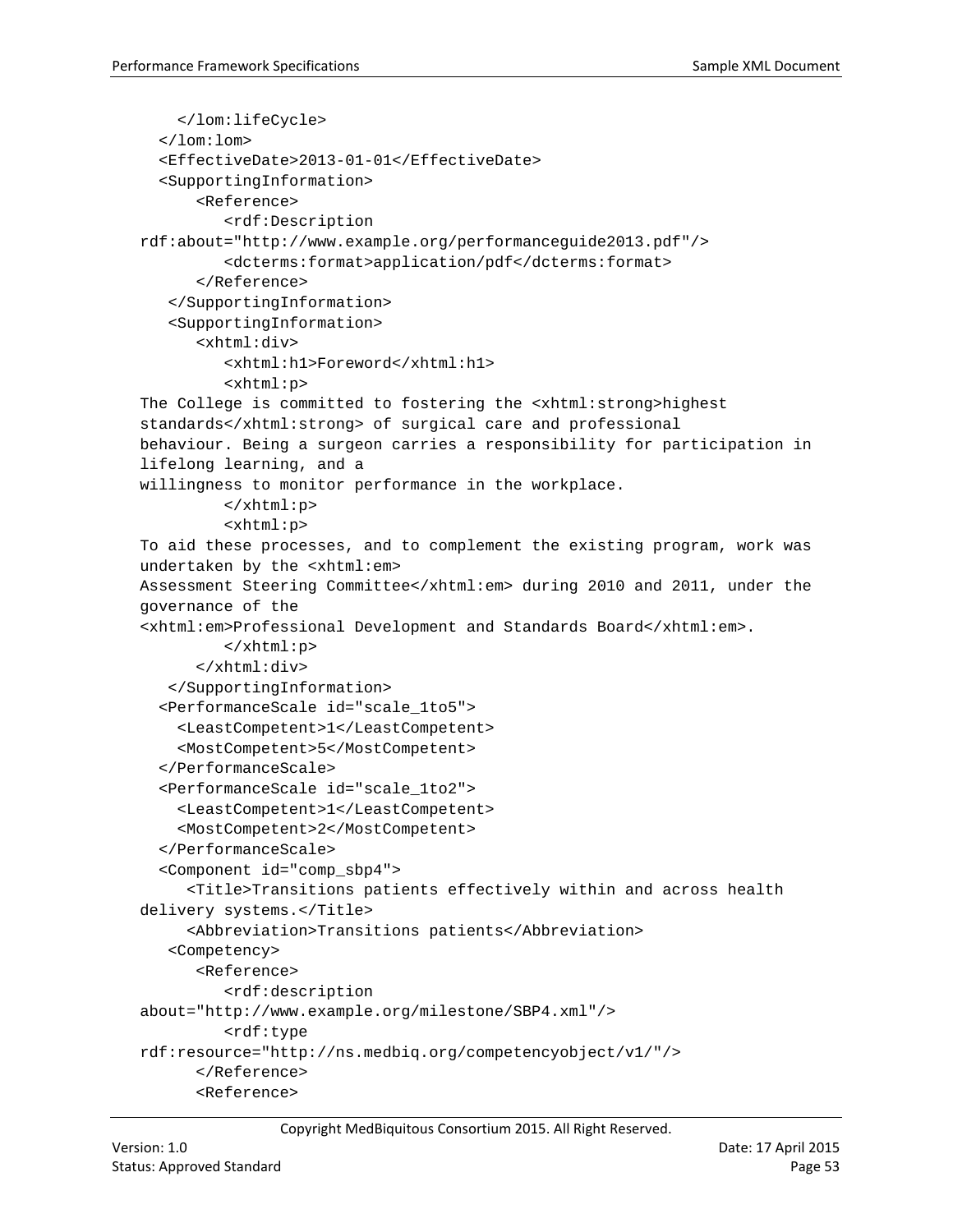```
    </lom:lifeCycle>
  </lom:lom>
  <EffectiveDate>2013-01-01</EffectiveDate>
  <SupportingInformation>
      <Reference>
         <rdf:Description
rdf:about="http://www.example.org/performanceguide2013.pdf"/>
         <dcterms:format>application/pdf</dcterms:format>
      </Reference>
   </SupportingInformation>
   <SupportingInformation>
      <xhtml:div>
         <xhtml:h1>Foreword</xhtml:h1>
         <xhtml:p>
The College is committed to fostering the <xhtml:strong>highest
standards</xhtml:strong> of surgical care and professional
behaviour. Being a surgeon carries a responsibility for participation in
lifelong learning, and a
willingness to monitor performance in the workplace.
         </xhtml:p>
         <xhtml:p>
To aid these processes, and to complement the existing program, work was
undertaken by the <xhtml:em>
Assessment Steering Committee</xhtml:em> during 2010 and 2011, under the
governance of the
<xhtml:em>Professional Development and Standards Board</xhtml:em>.
         </xhtml:p>
      </xhtml:div>
   </SupportingInformation>
  <PerformanceScale id="scale_1to5">
    <LeastCompetent>1</LeastCompetent>
    <MostCompetent>5</MostCompetent>
  </PerformanceScale>
  <PerformanceScale id="scale_1to2">
    <LeastCompetent>1</LeastCompetent>
    <MostCompetent>2</MostCompetent>
  </PerformanceScale>
  <Component id="comp_sbp4">
     <Title>Transitions patients effectively within and across health
delivery systems.</Title>
     <Abbreviation>Transitions patients</Abbreviation>
   <Competency>
      <Reference>
         <rdf:description
about="http://www.example.org/milestone/SBP4.xml"/>
         <rdf:type
rdf:resource="http://ns.medbiq.org/competencyobject/v1/"/>
      </Reference>
      <Reference>
```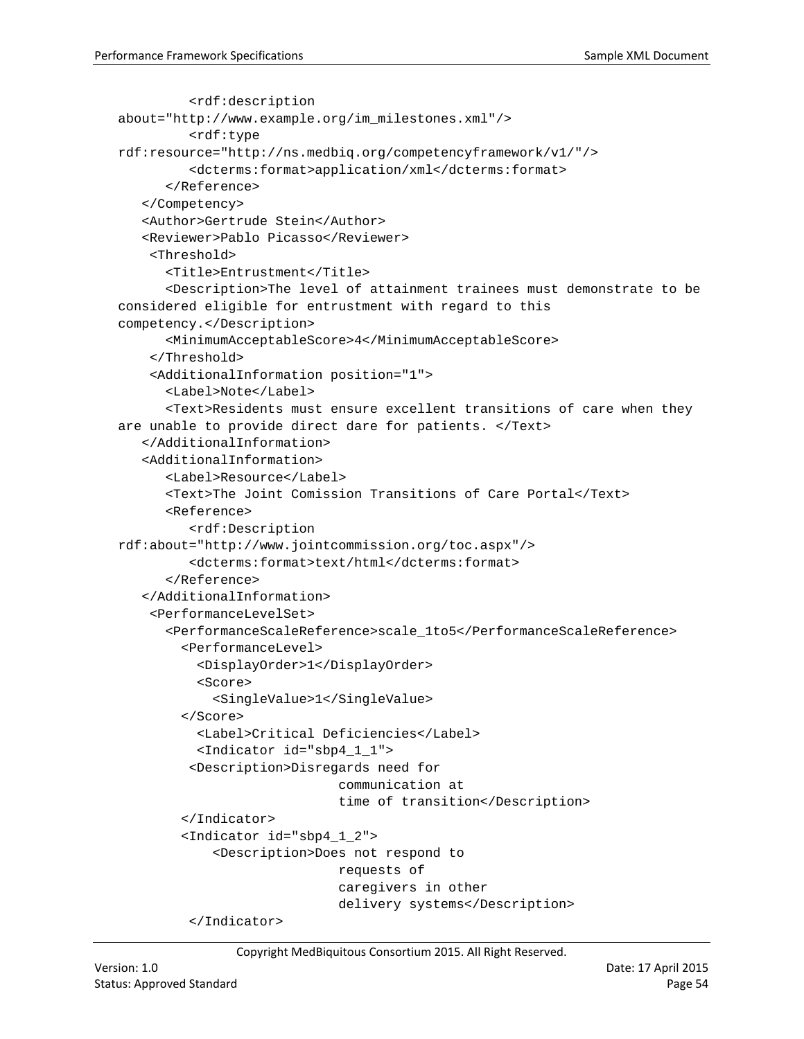```
          <rdf:description
about="http://www.example.org/im_milestones.xml"/>
          <rdf:type
rdf:resource="http://ns.medbiq.org/competencyframework/v1/"/>
          <dcterms:format>application/xml</dcterms:format>
       </Reference>
    </Competency>
    <Author>Gertrude Stein</Author>
    <Reviewer>Pablo Picasso</Reviewer>
     <Threshold>
       <Title>Entrustment</Title>
       <Description>The level of attainment trainees must demonstrate to be
considered eligible for entrustment with regard to this
competency.</Description>
       <MinimumAcceptableScore>4</MinimumAcceptableScore>
     </Threshold>
     <AdditionalInformation position="1">
       <Label>Note</Label>
       <Text>Residents must ensure excellent transitions of care when they
are unable to provide direct dare for patients. </Text>
    </AdditionalInformation>
    <AdditionalInformation>
       <Label>Resource</Label>
       <Text>The Joint Comission Transitions of Care Portal</Text>
       <Reference>
          <rdf:Description
rdf:about="http://www.jointcommission.org/toc.aspx"/>
          <dcterms:format>text/html</dcterms:format>
       </Reference>
    </AdditionalInformation>
     <PerformanceLevelSet>
       <PerformanceScaleReference>scale_1to5</PerformanceScaleReference>
         <PerformanceLevel>
           <DisplayOrder>1</DisplayOrder>
           <Score>
             <SingleValue>1</SingleValue>
         </Score>
           <Label>Critical Deficiencies</Label>
           <Indicator id="sbp4_1_1">
          <Description>Disregards need for
                          communication at
                          time of transition</Description>
         </Indicator>
         <Indicator id="sbp4_1_2">
             <Description>Does not respond to
                          requests of
                          caregivers in other
                          delivery systems</Description>
          </Indicator>
```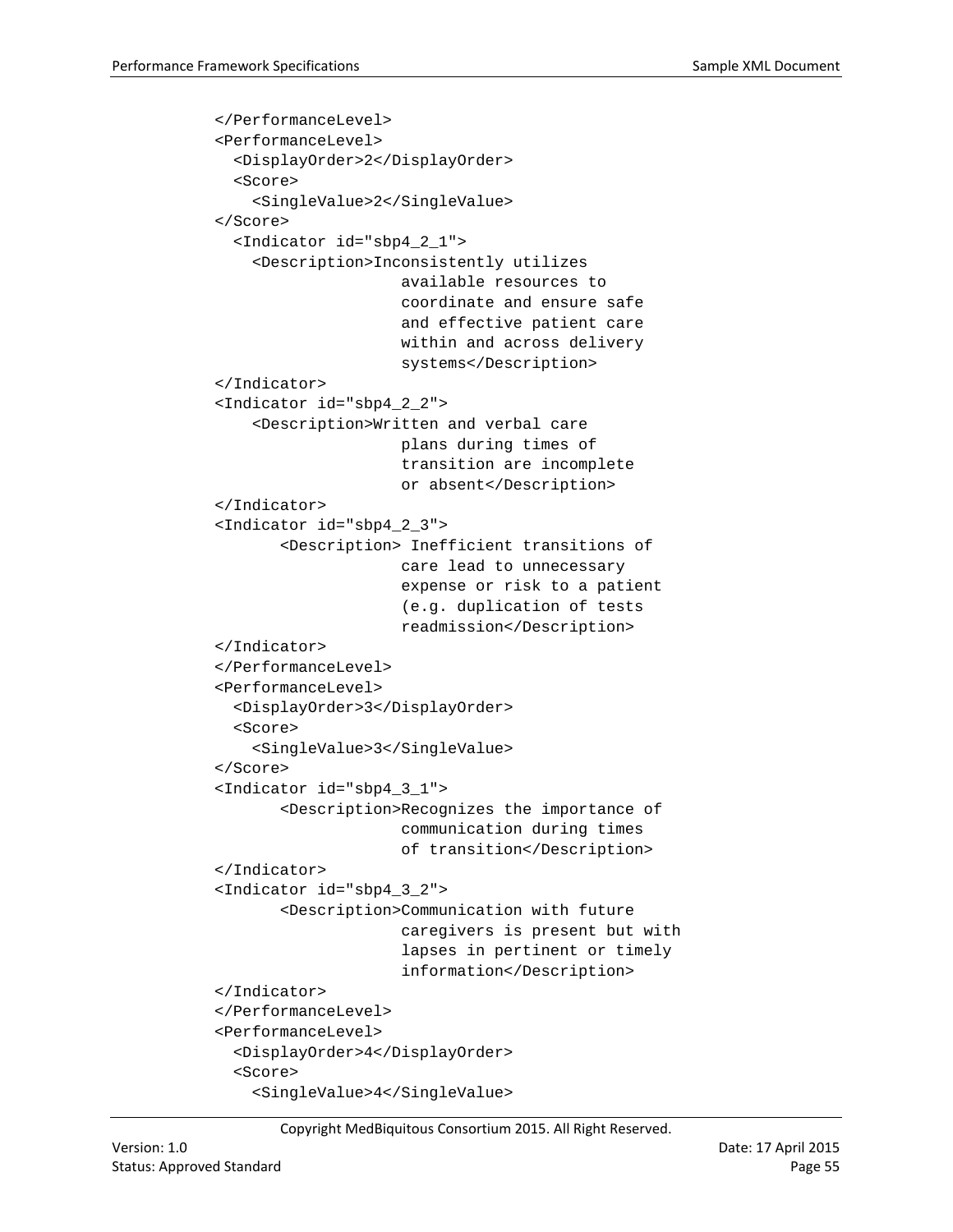```
        </PerformanceLevel>
        <PerformanceLevel>
          <DisplayOrder>2</DisplayOrder>
          <Score>
            <SingleValue>2</SingleValue>
        </Score>
          <Indicator id="sbp4_2_1">
            <Description>Inconsistently utilizes
                        available resources to
                        coordinate and ensure safe
                        and effective patient care
                        within and across delivery
                        systems</Description>
        </Indicator>
        <Indicator id="sbp4_2_2">
            <Description>Written and verbal care
                        plans during times of
                        transition are incomplete
                        or absent</Description>
        </Indicator>
        <Indicator id="sbp4_2_3">
               <Description> Inefficient transitions of
                        care lead to unnecessary
                        expense or risk to a patient
                        (e.g. duplication of tests
                        readmission</Description>
        </Indicator>
        </PerformanceLevel>
        <PerformanceLevel>
          <DisplayOrder>3</DisplayOrder>
          <Score>
            <SingleValue>3</SingleValue>
        </Score>
        <Indicator id="sbp4_3_1">
               <Description>Recognizes the importance of
                        communication during times
                        of transition</Description>
        </Indicator>
        <Indicator id="sbp4_3_2">
               <Description>Communication with future
                        caregivers is present but with
                        lapses in pertinent or timely
                        information</Description>
        </Indicator>
        </PerformanceLevel>
        <PerformanceLevel>
          <DisplayOrder>4</DisplayOrder>
          <Score>
            <SingleValue>4</SingleValue>
```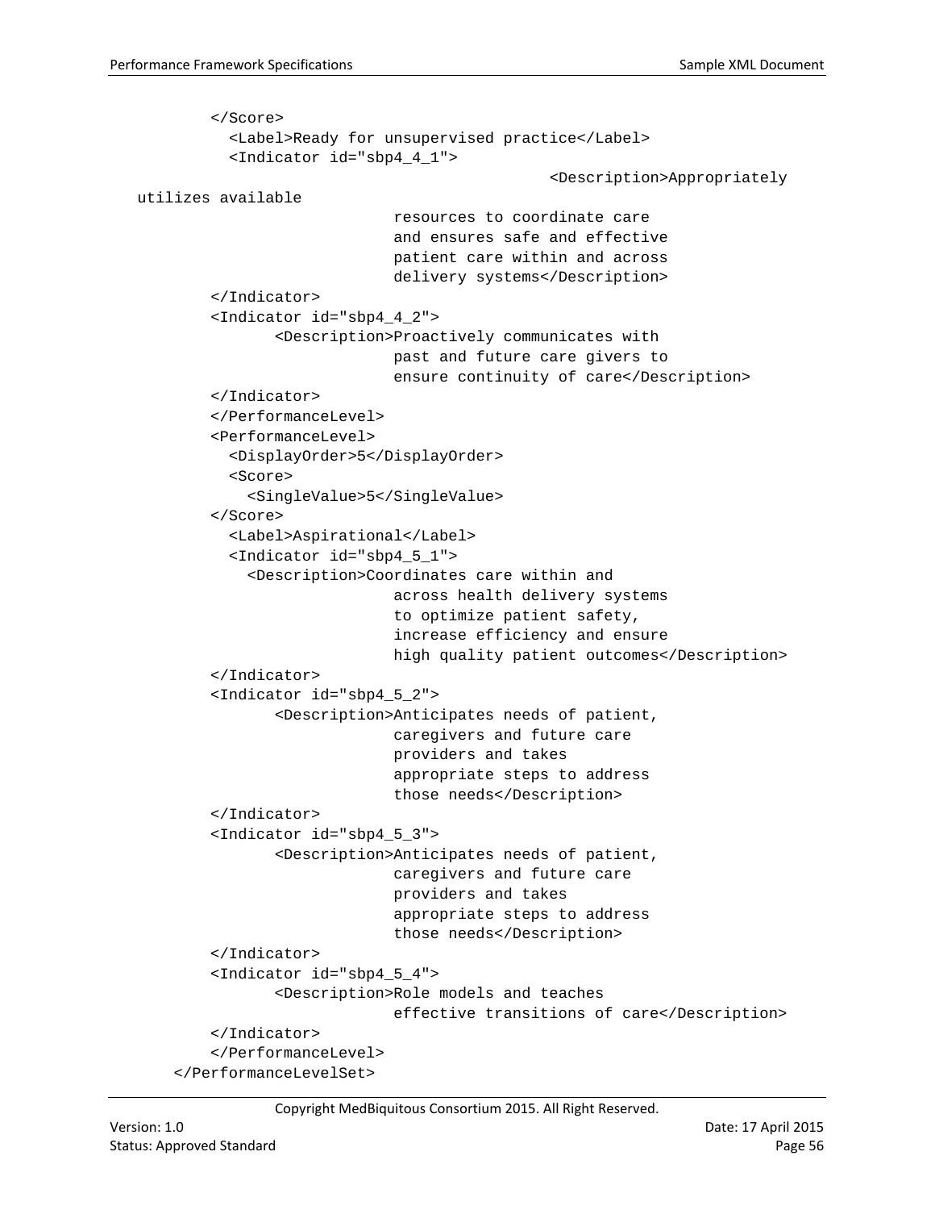```
        </Score>
          <Label>Ready for unsupervised practice</Label>
          <Indicator id="sbp4_4_1">
                                            <Description>Appropriately
  utilizes available
                          resources to coordinate care
                          and ensures safe and effective
                          patient care within and across
                          delivery systems</Description>
        </Indicator>
        <Indicator id="sbp4_4_2">
               <Description>Proactively communicates with
                          past and future care givers to
                          ensure continuity of care</Description>
        </Indicator>
        </PerformanceLevel>
        <PerformanceLevel>
          <DisplayOrder>5</DisplayOrder>
          <Score>
            <SingleValue>5</SingleValue>
        </Score>
          <Label>Aspirational</Label>
          <Indicator id="sbp4_5_1">
            <Description>Coordinates care within and
                          across health delivery systems
                          to optimize patient safety,
                          increase efficiency and ensure
                          high quality patient outcomes</Description>
        </Indicator>
        <Indicator id="sbp4_5_2">
               <Description>Anticipates needs of patient,
                          caregivers and future care
                          providers and takes
                          appropriate steps to address
                          those needs</Description>
        </Indicator>
        <Indicator id="sbp4_5_3">
               <Description>Anticipates needs of patient,
                          caregivers and future care
                          providers and takes
                          appropriate steps to address
                          those needs</Description>
        </Indicator>
        <Indicator id="sbp4_5_4">
               <Description>Role models and teaches
                          effective transitions of care</Description>
        </Indicator>
        </PerformanceLevel>
    </PerformanceLevelSet>
```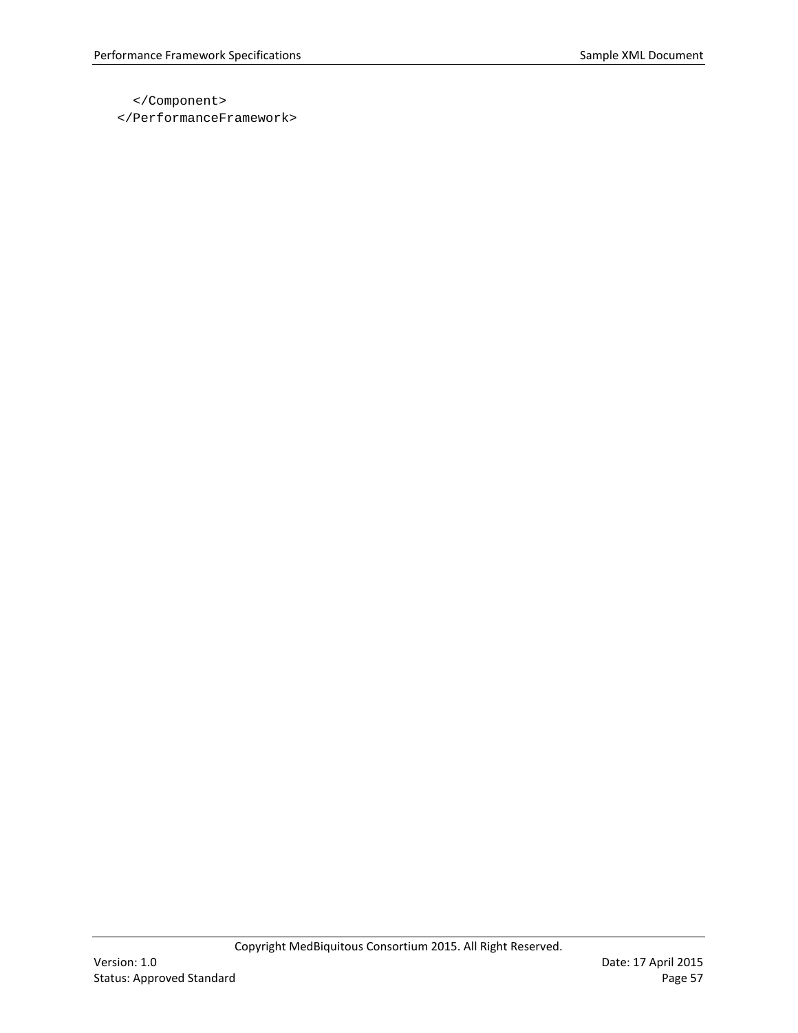```
  </Component>
</PerformanceFramework>
```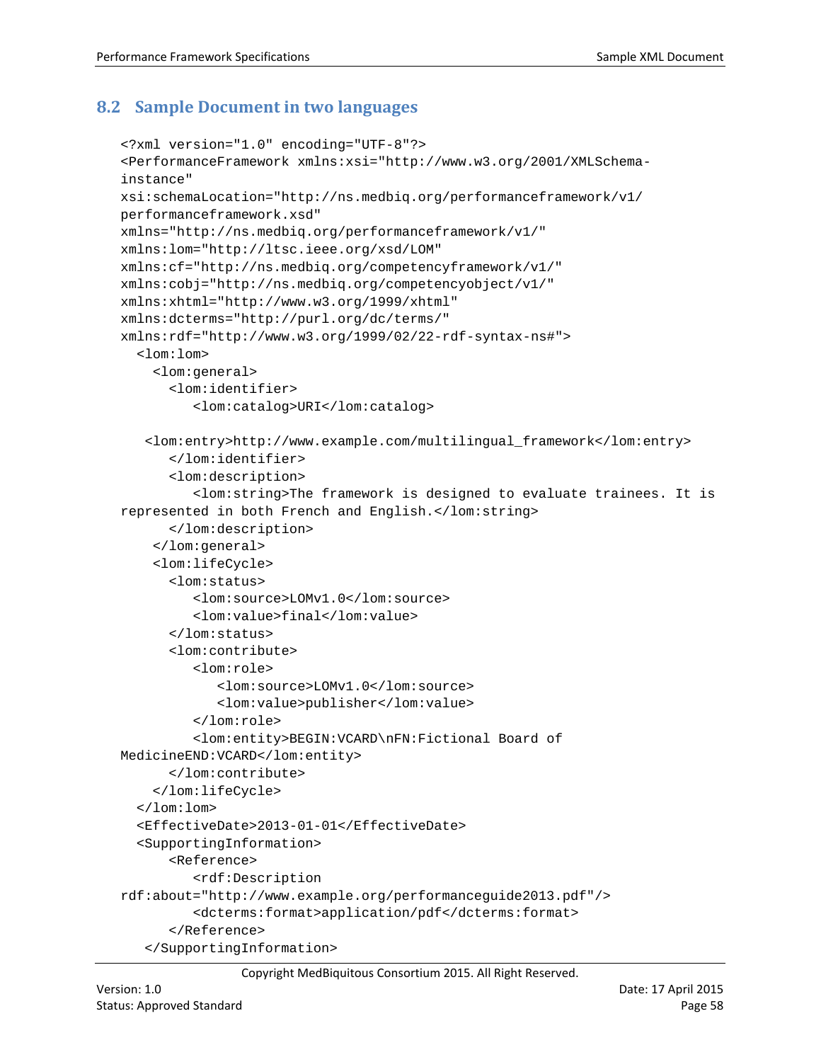## 8.2 Sample Document in two languages

```
<?xml version="1.0" encoding="UTF-8"?>
<PerformanceFramework xmlns:xsi="http://www.w3.org/2001/XMLSchema-
instance"
xsi:schemaLocation="http://ns.medbiq.org/performanceframework/v1/
performanceframework.xsd"
xmlns="http://ns.medbiq.org/performanceframework/v1/"
xmlns:lom="http://ltsc.ieee.org/xsd/LOM"
xmlns:cf="http://ns.medbiq.org/competencyframework/v1/"
xmlns:cobj="http://ns.medbiq.org/competencyobject/v1/"
xmlns:xhtml="http://www.w3.org/1999/xhtml"
xmlns:dcterms="http://purl.org/dc/terms/"
xmlns:rdf="http://www.w3.org/1999/02/22-rdf-syntax-ns#">
  <lom:lom>
    <lom:general>
      <lom:identifier>
         <lom:catalog>URI</lom:catalog>

   <lom:entry>http://www.example.com/multilingual_framework</lom:entry>
      </lom:identifier>
      <lom:description>
         <lom:string>The framework is designed to evaluate trainees. It is
represented in both French and English.</lom:string>
      </lom:description>
    </lom:general>
    <lom:lifeCycle>
      <lom:status>
         <lom:source>LOMv1.0</lom:source>
         <lom:value>final</lom:value>
      </lom:status>
      <lom:contribute>
         <lom:role>
            <lom:source>LOMv1.0</lom:source>
            <lom:value>publisher</lom:value>
         </lom:role>
         <lom:entity>BEGIN:VCARD\nFN:Fictional Board of
MedicineEND:VCARD</lom:entity>
      </lom:contribute>
    </lom:lifeCycle>
  </lom:lom>
  <EffectiveDate>2013-01-01</EffectiveDate>
  <SupportingInformation>
      <Reference>
         <rdf:Description
rdf:about="http://www.example.org/performanceguide2013.pdf"/>
         <dcterms:format>application/pdf</dcterms:format>
      </Reference>
   </SupportingInformation>
```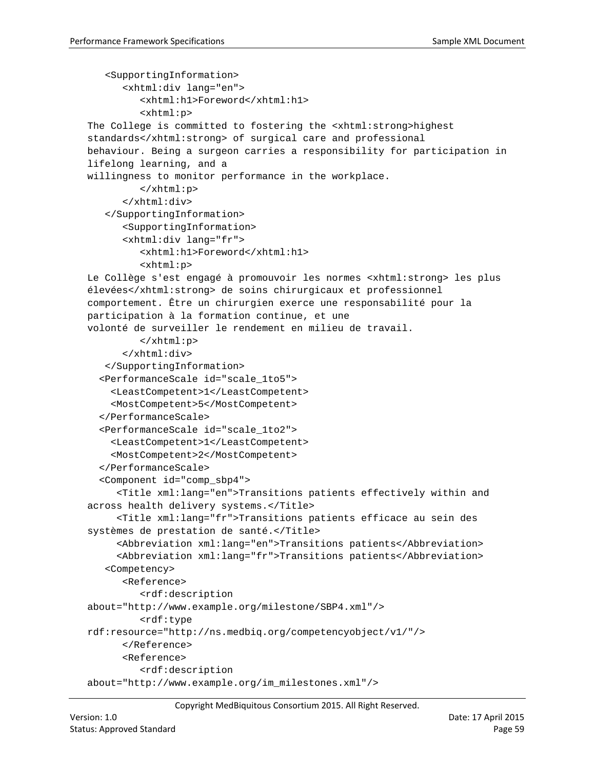```
    <SupportingInformation>
       <xhtml:div lang="en">
          <xhtml:h1>Foreword</xhtml:h1>
          <xhtml:p>
The College is committed to fostering the <xhtml:strong>highest
standards</xhtml:strong> of surgical care and professional
behaviour. Being a surgeon carries a responsibility for participation in
lifelong learning, and a
willingness to monitor performance in the workplace.
          </xhtml:p>
       </xhtml:div>
    </SupportingInformation>
       <SupportingInformation>
       <xhtml:div lang="fr">
          <xhtml:h1>Foreword</xhtml:h1>
          <xhtml:p>
Le Collège s'est engagé à promouvoir les normes <xhtml:strong> les plus
élevées</xhtml:strong> de soins chirurgicaux et professionnel
comportement. Être un chirurgien exerce une responsabilité pour la
participation à la formation continue, et une
volonté de surveiller le rendement en milieu de travail.
          </xhtml:p>
       </xhtml:div>
    </SupportingInformation>
   <PerformanceScale id="scale_1to5">
     <LeastCompetent>1</LeastCompetent>
     <MostCompetent>5</MostCompetent>
   </PerformanceScale>
   <PerformanceScale id="scale_1to2">
     <LeastCompetent>1</LeastCompetent>
     <MostCompetent>2</MostCompetent>
   </PerformanceScale>
   <Component id="comp_sbp4">
      <Title xml:lang="en">Transitions patients effectively within and
across health delivery systems.</Title>
      <Title xml:lang="fr">Transitions patients efficace au sein des
systèmes de prestation de santé.</Title>
      <Abbreviation xml:lang="en">Transitions patients</Abbreviation>
      <Abbreviation xml:lang="fr">Transitions patients</Abbreviation>
    <Competency>
       <Reference>
          <rdf:description
about="http://www.example.org/milestone/SBP4.xml"/>
          <rdf:type
rdf:resource="http://ns.medbiq.org/competencyobject/v1/"/>
       </Reference>
       <Reference>
          <rdf:description
about="http://www.example.org/im_milestones.xml"/>
```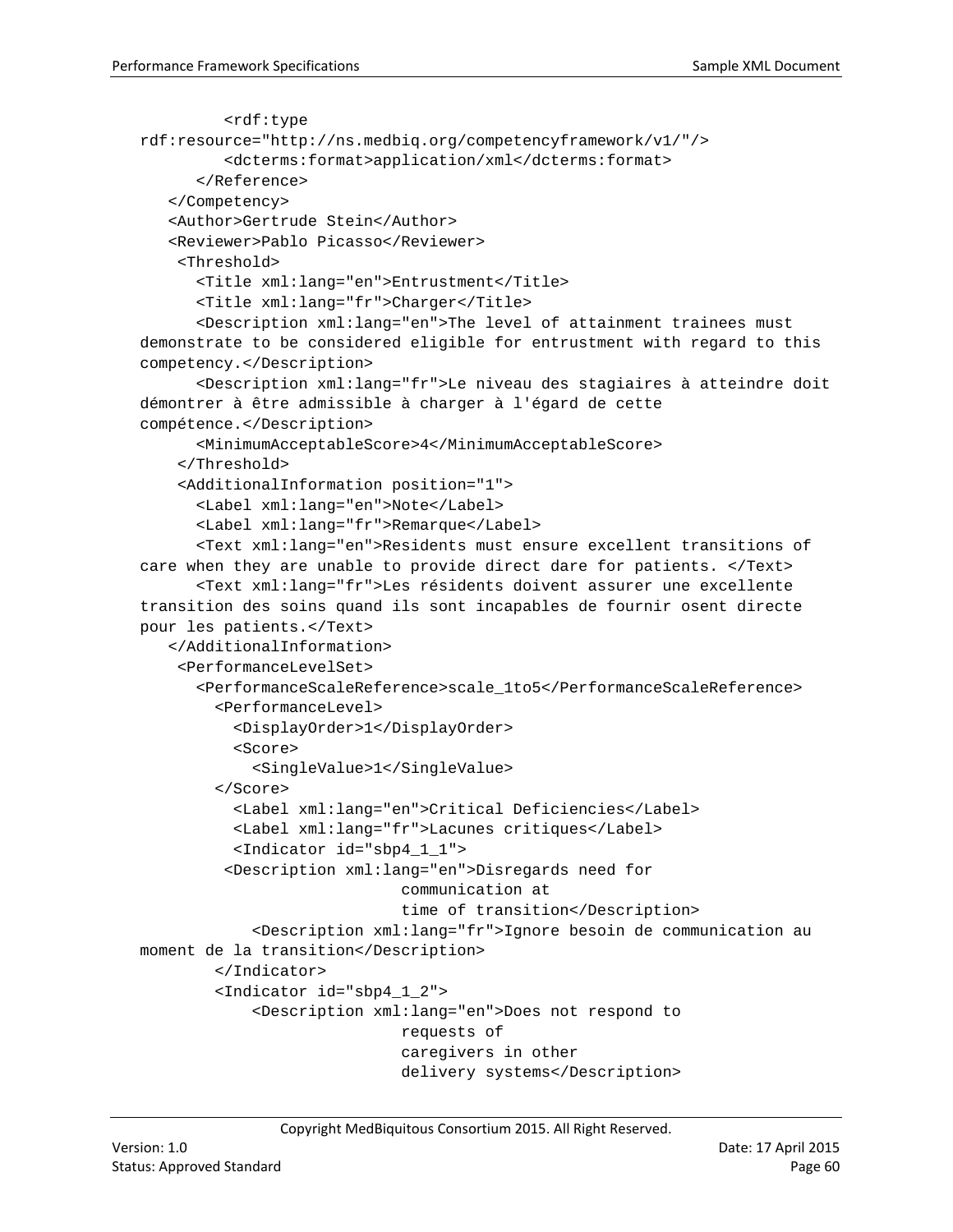```
          <rdf:type
rdf:resource="http://ns.medbiq.org/competencyframework/v1/"/>
          <dcterms:format>application/xml</dcterms:format>
       </Reference>
    </Competency>
    <Author>Gertrude Stein</Author>
    <Reviewer>Pablo Picasso</Reviewer>
     <Threshold>
       <Title xml:lang="en">Entrustment</Title>
       <Title xml:lang="fr">Charger</Title>
       <Description xml:lang="en">The level of attainment trainees must
demonstrate to be considered eligible for entrustment with regard to this
competency.</Description>
       <Description xml:lang="fr">Le niveau des stagiaires à atteindre doit
démontrer à être admissible à charger à l'égard de cette
compétence.</Description>
       <MinimumAcceptableScore>4</MinimumAcceptableScore>
     </Threshold>
     <AdditionalInformation position="1">
       <Label xml:lang="en">Note</Label>
       <Label xml:lang="fr">Remarque</Label>
       <Text xml:lang="en">Residents must ensure excellent transitions of
care when they are unable to provide direct dare for patients. </Text>
       <Text xml:lang="fr">Les résidents doivent assurer une excellente
transition des soins quand ils sont incapables de fournir osent directe
pour les patients.</Text>
    </AdditionalInformation>
     <PerformanceLevelSet>
       <PerformanceScaleReference>scale_1to5</PerformanceScaleReference>
         <PerformanceLevel>
           <DisplayOrder>1</DisplayOrder>
           <Score>
             <SingleValue>1</SingleValue>
         </Score>
           <Label xml:lang="en">Critical Deficiencies</Label>
           <Label xml:lang="fr">Lacunes critiques</Label>
           <Indicator id="sbp4_1_1">
          <Description xml:lang="en">Disregards need for
                            communication at
                            time of transition</Description>
             <Description xml:lang="fr">Ignore besoin de communication au
moment de la transition</Description>
         </Indicator>
         <Indicator id="sbp4_1_2">
             <Description xml:lang="en">Does not respond to
                            requests of
                            caregivers in other
                            delivery systems</Description>
```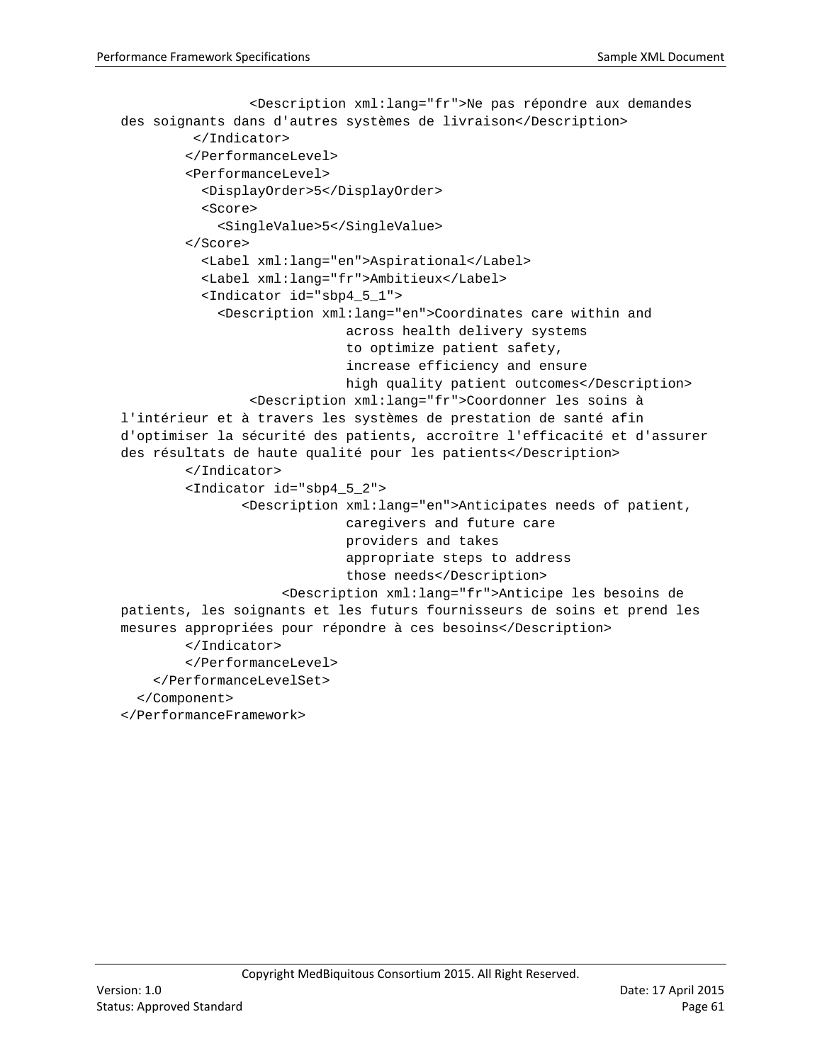```
                <Description xml:lang="fr">Ne pas répondre aux demandes
des soignants dans d'autres systèmes de livraison</Description>
         </Indicator>
        </PerformanceLevel>
        <PerformanceLevel>
          <DisplayOrder>5</DisplayOrder>
          <Score>
            <SingleValue>5</SingleValue>
        </Score>
          <Label xml:lang="en">Aspirational</Label>
          <Label xml:lang="fr">Ambitieux</Label>
          <Indicator id="sbp4_5_1">
            <Description xml:lang="en">Coordinates care within and
                             across health delivery systems
                             to optimize patient safety,
                             increase efficiency and ensure
                             high quality patient outcomes</Description>
               <Description xml:lang="fr">Coordonner les soins à
l'intérieur et à travers les systèmes de prestation de santé afin
d'optimiser la sécurité des patients, accroître l'efficacité et d'assurer
des résultats de haute qualité pour les patients</Description>
        </Indicator>
        <Indicator id="sbp4_5_2">
               <Description xml:lang="en">Anticipates needs of patient,
                             caregivers and future care
                             providers and takes
                             appropriate steps to address
                             those needs</Description>
                   <Description xml:lang="fr">Anticipe les besoins de
patients, les soignants et les futurs fournisseurs de soins et prend les
mesures appropriées pour répondre à ces besoins</Description>
        </Indicator>
        </PerformanceLevel>
    </PerformanceLevelSet>
  </Component>
</PerformanceFramework>
```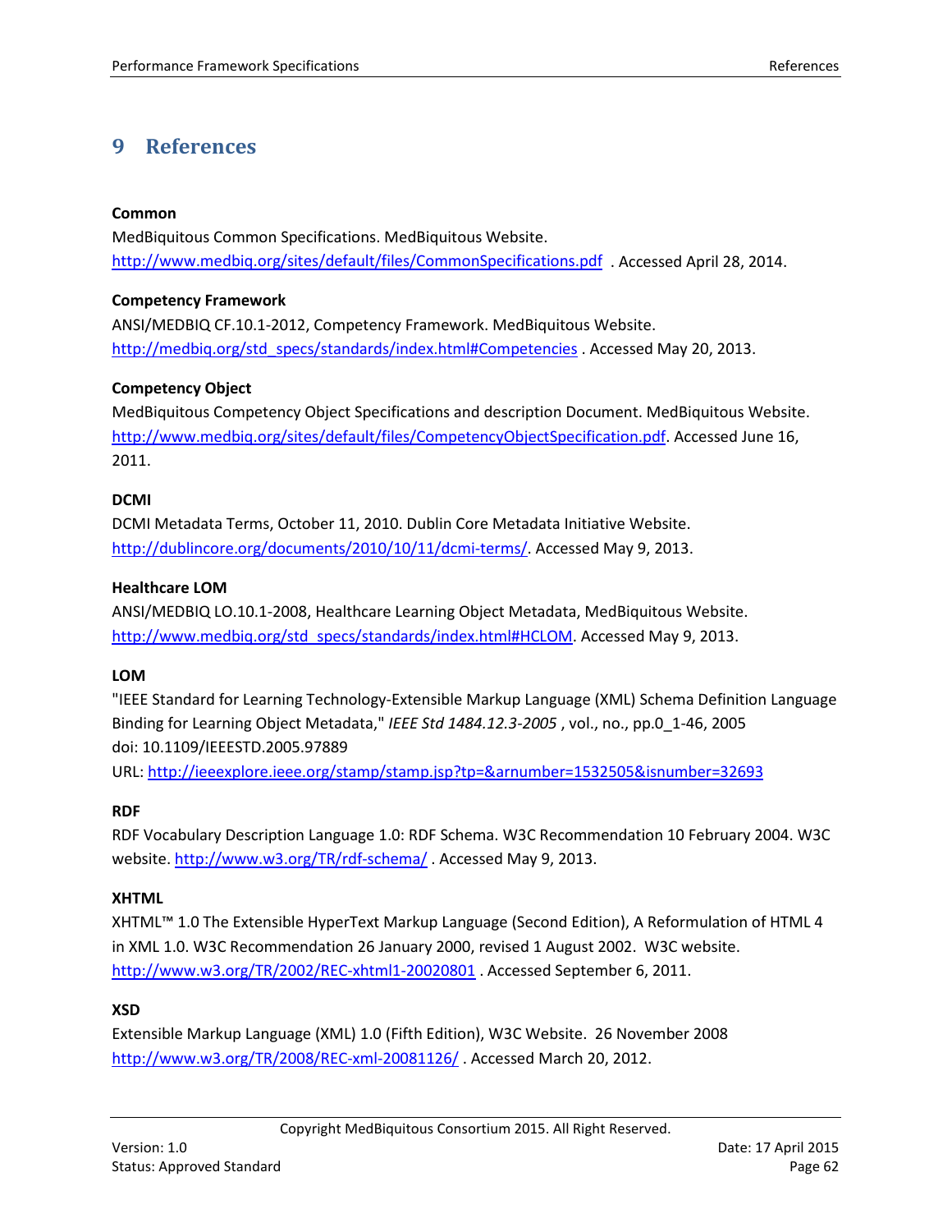# 9 References

**Common**

MedBiquitous Common Specifications. MedBiquitous Website.
http://www.medbiq.org/sites/default/files/CommonSpecifications.pdf . Accessed April 28, 2014.

**Competency Framework**

ANSI/MEDBIQ CF.10.1-2012, Competency Framework. MedBiquitous Website.
http://medbiq.org/std_specs/standards/index.html#Competencies . Accessed May 20, 2013.

**Competency Object**

MedBiquitous Competency Object Specifications and description Document. MedBiquitous Website.
http://www.medbiq.org/sites/default/files/CompetencyObjectSpecification.pdf. Accessed June 16, 2011.

**DCMI**

DCMI Metadata Terms, October 11, 2010. Dublin Core Metadata Initiative Website.
http://dublincore.org/documents/2010/10/11/dcmi-terms/. Accessed May 9, 2013.

**Healthcare LOM**

ANSI/MEDBIQ LO.10.1-2008, Healthcare Learning Object Metadata, MedBiquitous Website.
http://www.medbiq.org/std_specs/standards/index.html#HCLOM. Accessed May 9, 2013.

**LOM**

"IEEE Standard for Learning Technology-Extensible Markup Language (XML) Schema Definition Language Binding for Learning Object Metadata," *IEEE Std 1484.12.3-2005* , vol., no., pp.0_1-46, 2005
doi: 10.1109/IEEESTD.2005.97889
URL: http://ieeexplore.ieee.org/stamp/stamp.jsp?tp=&arnumber=1532505&isnumber=32693

**RDF**

RDF Vocabulary Description Language 1.0: RDF Schema. W3C Recommendation 10 February 2004. W3C website. http://www.w3.org/TR/rdf-schema/ . Accessed May 9, 2013.

**XHTML**

XHTML™ 1.0 The Extensible HyperText Markup Language (Second Edition), A Reformulation of HTML 4 in XML 1.0. W3C Recommendation 26 January 2000, revised 1 August 2002. W3C website.
http://www.w3.org/TR/2002/REC-xhtml1-20020801 . Accessed September 6, 2011.

**XSD**

Extensible Markup Language (XML) 1.0 (Fifth Edition), W3C Website. 26 November 2008
http://www.w3.org/TR/2008/REC-xml-20081126/ . Accessed March 20, 2012.